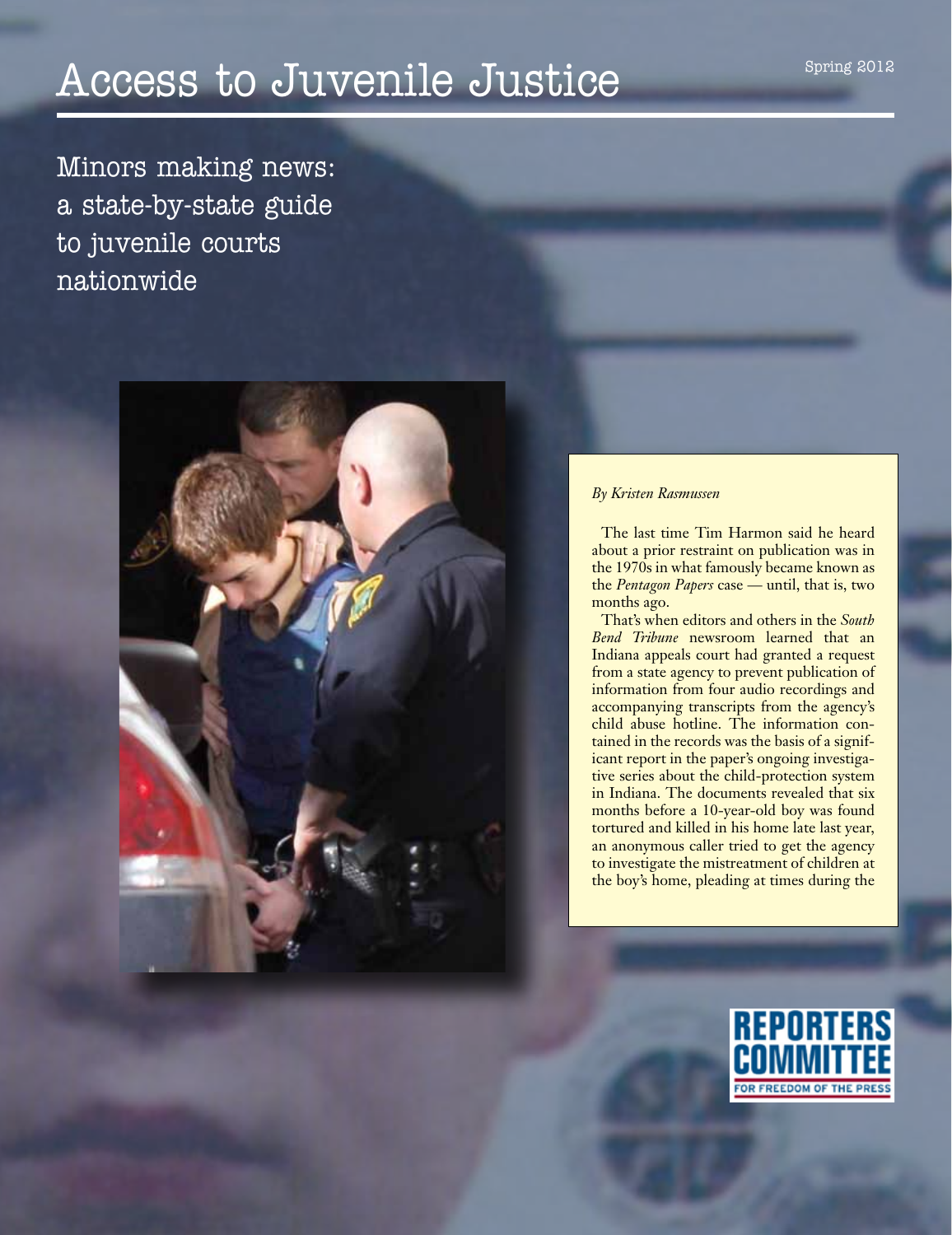# Access to Juvenile Justice

Spring 2012

## Minors making news: a state-by-state guide to juvenile courts nationwide

*By Kristen Rasmussen*

The last time Tim Harmon said he heard about a prior restraint on publication was in the 1970s in what famously became known as the *Pentagon Papers* case — until, that is, two months ago.

That's when editors and others in the *South Bend Tribune* newsroom learned that an Indiana appeals court had granted a request from a state agency to prevent publication of information from four audio recordings and accompanying transcripts from the agency's child abuse hotline. The information contained in the records was the basis of a significant report in the paper's ongoing investigative series about the child-protection system in Indiana. The documents revealed that six months before a 10-year-old boy was found tortured and killed in his home late last year, an anonymous caller tried to get the agency to investigate the mistreatment of children at the boy's home, pleading at times during the

REPORTERS COMMITTEE FOR FREEDOM OF THE PRESS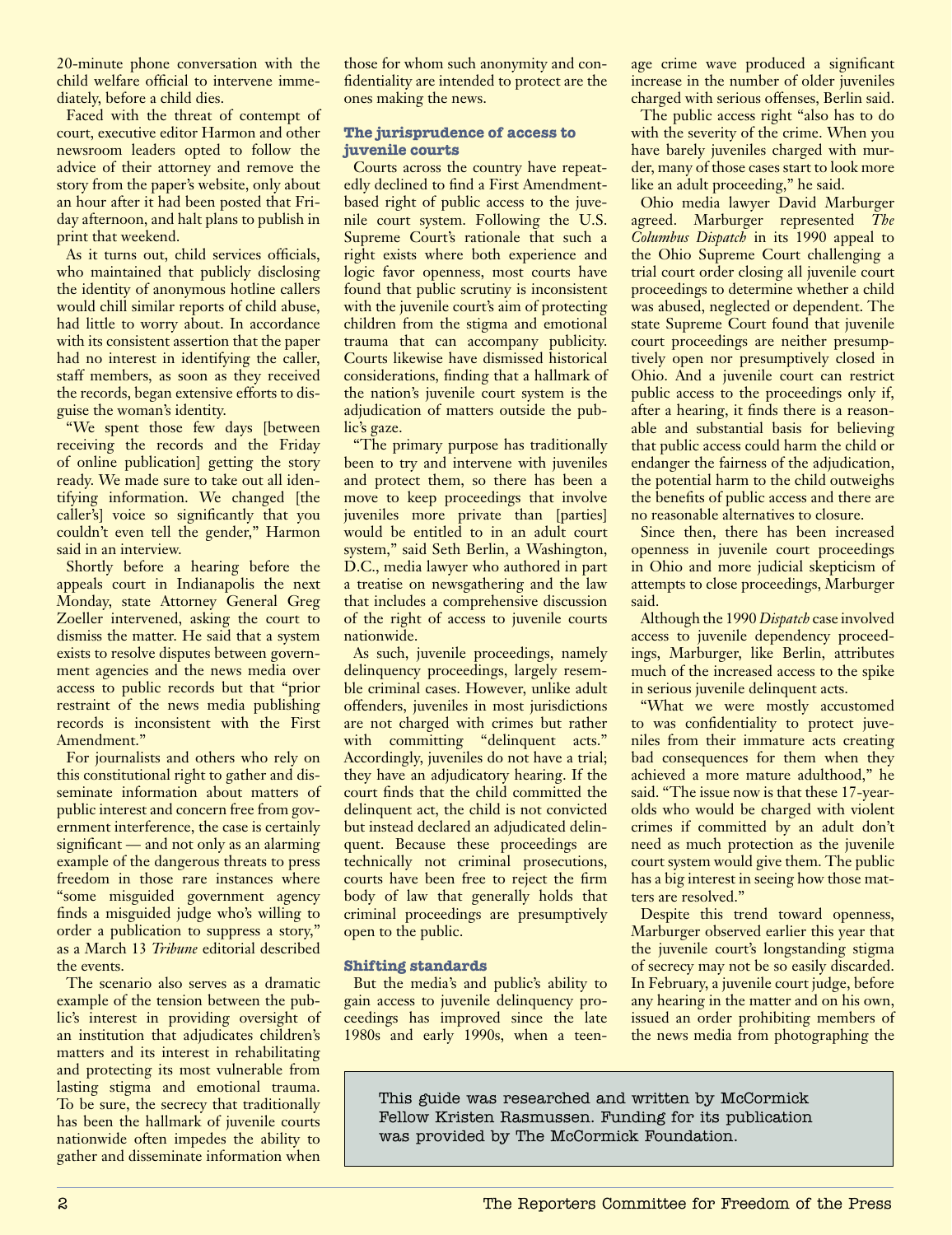20-minute phone conversation with the child welfare official to intervene immediately, before a child dies.

Faced with the threat of contempt of court, executive editor Harmon and other newsroom leaders opted to follow the advice of their attorney and remove the story from the paper's website, only about an hour after it had been posted that Friday afternoon, and halt plans to publish in print that weekend.

As it turns out, child services officials, who maintained that publicly disclosing the identity of anonymous hotline callers would chill similar reports of child abuse, had little to worry about. In accordance with its consistent assertion that the paper had no interest in identifying the caller, staff members, as soon as they received the records, began extensive efforts to disguise the woman's identity.

"We spent those few days [between receiving the records and the Friday of online publication] getting the story ready. We made sure to take out all identifying information. We changed [the caller's] voice so significantly that you couldn't even tell the gender," Harmon said in an interview.

Shortly before a hearing before the appeals court in Indianapolis the next Monday, state Attorney General Greg Zoeller intervened, asking the court to dismiss the matter. He said that a system exists to resolve disputes between government agencies and the news media over access to public records but that "prior restraint of the news media publishing records is inconsistent with the First Amendment."

For journalists and others who rely on this constitutional right to gather and disseminate information about matters of public interest and concern free from government interference, the case is certainly significant — and not only as an alarming example of the dangerous threats to press freedom in those rare instances where "some misguided government agency finds a misguided judge who's willing to order a publication to suppress a story," as a March 13 *Tribune* editorial described the events.

The scenario also serves as a dramatic example of the tension between the public's interest in providing oversight of an institution that adjudicates children's matters and its interest in rehabilitating and protecting its most vulnerable from lasting stigma and emotional trauma. To be sure, the secrecy that traditionally has been the hallmark of juvenile courts nationwide often impedes the ability to gather and disseminate information when those for whom such anonymity and confidentiality are intended to protect are the ones making the news.

### The jurisprudence of access to juvenile courts

Courts across the country have repeatedly declined to find a First Amendment-based right of public access to the juvenile court system. Following the U.S. Supreme Court's rationale that such a right exists where both experience and logic favor openness, most courts have found that public scrutiny is inconsistent with the juvenile court's aim of protecting children from the stigma and emotional trauma that can accompany publicity. Courts likewise have dismissed historical considerations, finding that a hallmark of the nation's juvenile court system is the adjudication of matters outside the public's gaze.

"The primary purpose has traditionally been to try and intervene with juveniles and protect them, so there has been a move to keep proceedings that involve juveniles more private than [parties] would be entitled to in an adult court system," said Seth Berlin, a Washington, D.C., media lawyer who authored in part a treatise on newsgathering and the law that includes a comprehensive discussion of the right of access to juvenile courts nationwide.

As such, juvenile proceedings, namely delinquency proceedings, largely resemble criminal cases. However, unlike adult offenders, juveniles in most jurisdictions are not charged with crimes but rather with committing "delinquent acts." Accordingly, juveniles do not have a trial; they have an adjudicatory hearing. If the court finds that the child committed the delinquent act, the child is not convicted but instead declared an adjudicated delinquent. Because these proceedings are technically not criminal prosecutions, courts have been free to reject the firm body of law that generally holds that criminal proceedings are presumptively open to the public.

### Shifting standards

But the media's and public's ability to gain access to juvenile delinquency proceedings has improved since the late 1980s and early 1990s, when a teenage crime wave produced a significant increase in the number of older juveniles charged with serious offenses, Berlin said.

The public access right "also has to do with the severity of the crime. When you have barely juveniles charged with murder, many of those cases start to look more like an adult proceeding," he said.

Ohio media lawyer David Marburger agreed. Marburger represented *The Columbus Dispatch* in its 1990 appeal to the Ohio Supreme Court challenging a trial court order closing all juvenile court proceedings to determine whether a child was abused, neglected or dependent. The state Supreme Court found that juvenile court proceedings are neither presumptively open nor presumptively closed in Ohio. And a juvenile court can restrict public access to the proceedings only if, after a hearing, it finds there is a reasonable and substantial basis for believing that public access could harm the child or endanger the fairness of the adjudication, the potential harm to the child outweighs the benefits of public access and there are no reasonable alternatives to closure.

Since then, there has been increased openness in juvenile court proceedings in Ohio and more judicial skepticism of attempts to close proceedings, Marburger said.

Although the 1990 *Dispatch* case involved access to juvenile dependency proceedings, Marburger, like Berlin, attributes much of the increased access to the spike in serious juvenile delinquent acts.

"What we were mostly accustomed to was confidentiality to protect juveniles from their immature acts creating bad consequences for them when they achieved a more mature adulthood," he said. "The issue now is that these 17-year-olds who would be charged with violent crimes if committed by an adult don't need as much protection as the juvenile court system would give them. The public has a big interest in seeing how those matters are resolved."

Despite this trend toward openness, Marburger observed earlier this year that the juvenile court's longstanding stigma of secrecy may not be so easily discarded. In February, a juvenile court judge, before any hearing in the matter and on his own, issued an order prohibiting members of the news media from photographing the

This guide was researched and written by McCormick Fellow Kristen Rasmussen. Funding for its publication was provided by The McCormick Foundation.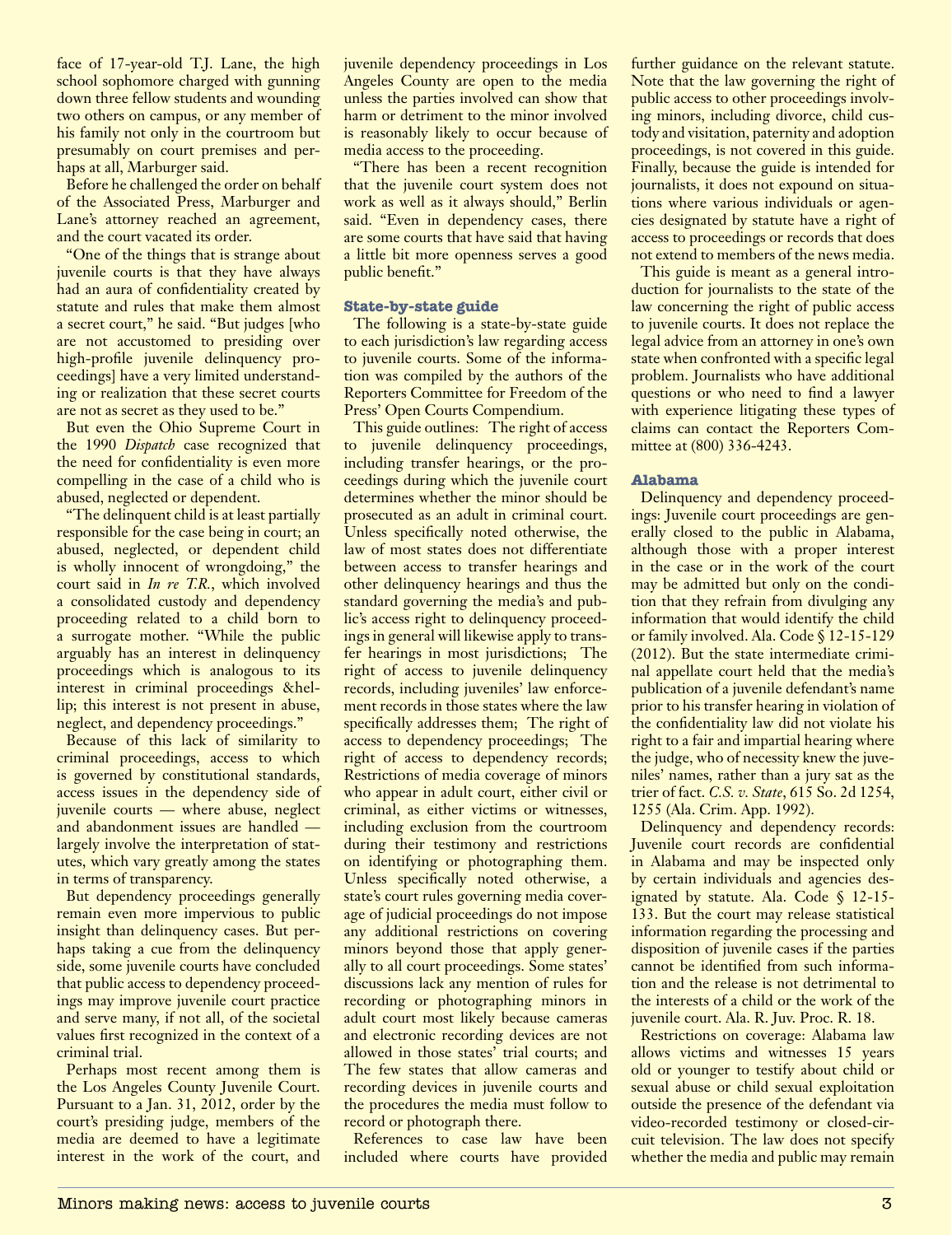face of 17-year-old T.J. Lane, the high school sophomore charged with gunning down three fellow students and wounding two others on campus, or any member of his family not only in the courtroom but presumably on court premises and perhaps at all, Marburger said.

Before he challenged the order on behalf of the Associated Press, Marburger and Lane's attorney reached an agreement, and the court vacated its order.

"One of the things that is strange about juvenile courts is that they have always had an aura of confidentiality created by statute and rules that make them almost a secret court," he said. "But judges [who are not accustomed to presiding over high-profile juvenile delinquency proceedings] have a very limited understanding or realization that these secret courts are not as secret as they used to be."

But even the Ohio Supreme Court in the 1990 *Dispatch* case recognized that the need for confidentiality is even more compelling in the case of a child who is abused, neglected or dependent.

"The delinquent child is at least partially responsible for the case being in court; an abused, neglected, or dependent child is wholly innocent of wrongdoing," the court said in *In re T.R.*, which involved a consolidated custody and dependency proceeding related to a child born to a surrogate mother. "While the public arguably has an interest in delinquency proceedings which is analogous to its interest in criminal proceedings &hellip; this interest is not present in abuse, neglect, and dependency proceedings."

Because of this lack of similarity to criminal proceedings, access to which is governed by constitutional standards, access issues in the dependency side of juvenile courts — where abuse, neglect and abandonment issues are handled — largely involve the interpretation of statutes, which vary greatly among the states in terms of transparency.

But dependency proceedings generally remain even more impervious to public insight than delinquency cases. But perhaps taking a cue from the delinquency side, some juvenile courts have concluded that public access to dependency proceedings may improve juvenile court practice and serve many, if not all, of the societal values first recognized in the context of a criminal trial.

Perhaps most recent among them is the Los Angeles County Juvenile Court. Pursuant to a Jan. 31, 2012, order by the court's presiding judge, members of the media are deemed to have a legitimate interest in the work of the court, and juvenile dependency proceedings in Los Angeles County are open to the media unless the parties involved can show that harm or detriment to the minor involved is reasonably likely to occur because of media access to the proceeding.

"There has been a recent recognition that the juvenile court system does not work as well as it always should," Berlin said. "Even in dependency cases, there are some courts that have said that having a little bit more openness serves a good public benefit."

## State-by-state guide

The following is a state-by-state guide to each jurisdiction's law regarding access to juvenile courts. Some of the information was compiled by the authors of the Reporters Committee for Freedom of the Press' Open Courts Compendium.

This guide outlines: The right of access to juvenile delinquency proceedings, including transfer hearings, or the proceedings during which the juvenile court determines whether the minor should be prosecuted as an adult in criminal court. Unless specifically noted otherwise, the law of most states does not differentiate between access to transfer hearings and other delinquency hearings and thus the standard governing the media's and public's access right to delinquency proceedings in general will likewise apply to transfer hearings in most jurisdictions; The right of access to juvenile delinquency records, including juveniles' law enforcement records in those states where the law specifically addresses them; The right of access to dependency proceedings; The right of access to dependency records; Restrictions of media coverage of minors who appear in adult court, either civil or criminal, as either victims or witnesses, including exclusion from the courtroom during their testimony and restrictions on identifying or photographing them. Unless specifically noted otherwise, a state's court rules governing media coverage of judicial proceedings do not impose any additional restrictions on covering minors beyond those that apply generally to all court proceedings. Some states' discussions lack any mention of rules for recording or photographing minors in adult court most likely because cameras and electronic recording devices are not allowed in those states' trial courts; and The few states that allow cameras and recording devices in juvenile courts and the procedures the media must follow to record or photograph there.

References to case law have been included where courts have provided further guidance on the relevant statute. Note that the law governing the right of public access to other proceedings involving minors, including divorce, child custody and visitation, paternity and adoption proceedings, is not covered in this guide. Finally, because the guide is intended for journalists, it does not expound on situations where various individuals or agencies designated by statute have a right of access to proceedings or records that does not extend to members of the news media.

This guide is meant as a general introduction for journalists to the state of the law concerning the right of public access to juvenile courts. It does not replace the legal advice from an attorney in one's own state when confronted with a specific legal problem. Journalists who have additional questions or who need to find a lawyer with experience litigating these types of claims can contact the Reporters Committee at (800) 336-4243.

## Alabama

Delinquency and dependency proceedings: Juvenile court proceedings are generally closed to the public in Alabama, although those with a proper interest in the case or in the work of the court may be admitted but only on the condition that they refrain from divulging any information that would identify the child or family involved. Ala. Code § 12-15-129 (2012). But the state intermediate criminal appellate court held that the media's publication of a juvenile defendant's name prior to his transfer hearing in violation of the confidentiality law did not violate his right to a fair and impartial hearing where the judge, who of necessity knew the juveniles' names, rather than a jury sat as the trier of fact. *C.S. v. State*, 615 So. 2d 1254, 1255 (Ala. Crim. App. 1992).

Delinquency and dependency records: Juvenile court records are confidential in Alabama and may be inspected only by certain individuals and agencies designated by statute. Ala. Code § 12-15-133. But the court may release statistical information regarding the processing and disposition of juvenile cases if the parties cannot be identified from such information and the release is not detrimental to the interests of a child or the work of the juvenile court. Ala. R. Juv. Proc. R. 18.

Restrictions on coverage: Alabama law allows victims and witnesses 15 years old or younger to testify about child or sexual abuse or child sexual exploitation outside the presence of the defendant via video-recorded testimony or closed-circuit television. The law does not specify whether the media and public may remain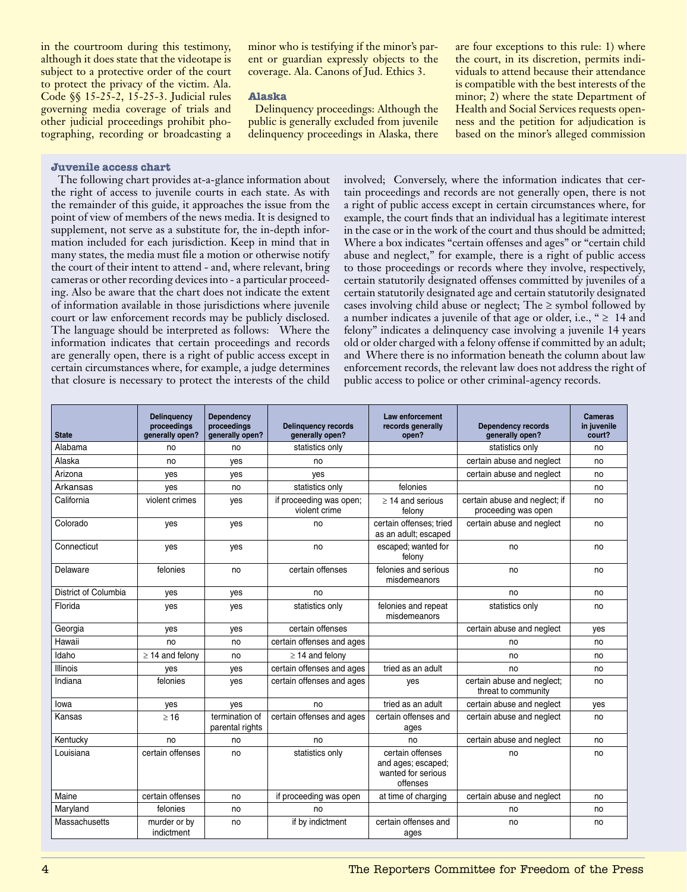in the courtroom during this testimony, although it does state that the videotape is subject to a protective order of the court to protect the privacy of the victim. Ala. Code §§ 15-25-2, 15-25-3. Judicial rules governing media coverage of trials and other judicial proceedings prohibit photographing, recording or broadcasting a minor who is testifying if the minor's parent or guardian expressly objects to the coverage. Ala. Canons of Jud. Ethics 3.

### Alaska

Delinquency proceedings: Although the public is generally excluded from juvenile delinquency proceedings in Alaska, there are four exceptions to this rule: 1) where the court, in its discretion, permits individuals to attend because their attendance is compatible with the best interests of the minor; 2) where the state Department of Health and Social Services requests openness and the petition for adjudication is based on the minor's alleged commission

### Juvenile access chart

The following chart provides at-a-glance information about the right of access to juvenile courts in each state. As with the remainder of this guide, it approaches the issue from the point of view of members of the news media. It is designed to supplement, not serve as a substitute for, the in-depth information included for each jurisdiction. Keep in mind that in many states, the media must file a motion or otherwise notify the court of their intent to attend - and, where relevant, bring cameras or other recording devices into - a particular proceeding. Also be aware that the chart does not indicate the extent of information available in those jurisdictions where juvenile court or law enforcement records may be publicly disclosed. The language should be interpreted as follows: Where the information indicates that certain proceedings and records are generally open, there is a right of public access except in certain circumstances where, for example, a judge determines that closure is necessary to protect the interests of the child involved; Conversely, where the information indicates that certain proceedings and records are not generally open, there is not a right of public access except in certain circumstances where, for example, the court finds that an individual has a legitimate interest in the case or in the work of the court and thus should be admitted; Where a box indicates "certain offenses and ages" or "certain child abuse and neglect," for example, there is a right of public access to those proceedings or records where they involve, respectively, certain statutorily designated offenses committed by juveniles of a certain statutorily designated age and certain statutorily designated cases involving child abuse or neglect; The ≥ symbol followed by a number indicates a juvenile of that age or older, i.e., "≥ 14 and felony" indicates a delinquency case involving a juvenile 14 years old or older charged with a felony offense if committed by an adult; and Where there is no information beneath the column about law enforcement records, the relevant law does not address the right of public access to police or other criminal-agency records.

| State | Delinquency proceedings generally open? | Dependency proceedings generally open? | Delinquency records generally open? | Law enforcement records generally open? | Dependency records generally open? | Cameras in juvenile court? |
|---|---|---|---|---|---|---|
| Alabama | no | no | statistics only | | statistics only | no |
| Alaska | no | yes | no | | certain abuse and neglect | no |
| Arizona | yes | yes | yes | | certain abuse and neglect | no |
| Arkansas | yes | no | statistics only | felonies | | no |
| California | violent crimes | yes | if proceeding was open; violent crime | ≥ 14 and serious felony | certain abuse and neglect; if proceeding was open | no |
| Colorado | yes | yes | no | certain offenses; tried as an adult; escaped | certain abuse and neglect | no |
| Connecticut | yes | yes | no | escaped; wanted for felony | no | no |
| Delaware | felonies | no | certain offenses | felonies and serious misdemeanors | no | no |
| District of Columbia | yes | yes | no | | no | no |
| Florida | yes | yes | statistics only | felonies and repeat misdemeanors | statistics only | no |
| Georgia | yes | yes | certain offenses | | certain abuse and neglect | yes |
| Hawaii | no | no | certain offenses and ages | | no | no |
| Idaho | ≥ 14 and felony | no | ≥ 14 and felony | | no | no |
| Illinois | yes | yes | certain offenses and ages | tried as an adult | no | no |
| Indiana | felonies | yes | certain offenses and ages | yes | certain abuse and neglect; threat to community | no |
| Iowa | yes | yes | no | tried as an adult | certain abuse and neglect | yes |
| Kansas | ≥ 16 | termination of parental rights | certain offenses and ages | certain offenses and ages | certain abuse and neglect | no |
| Kentucky | no | no | no | no | certain abuse and neglect | no |
| Louisiana | certain offenses | no | statistics only | certain offenses and ages; escaped; wanted for serious offenses | no | no |
| Maine | certain offenses | no | if proceeding was open | at time of charging | certain abuse and neglect | no |
| Maryland | felonies | no | no | | no | no |
| Massachusetts | murder or by indictment | no | if by indictment | certain offenses and ages | no | no |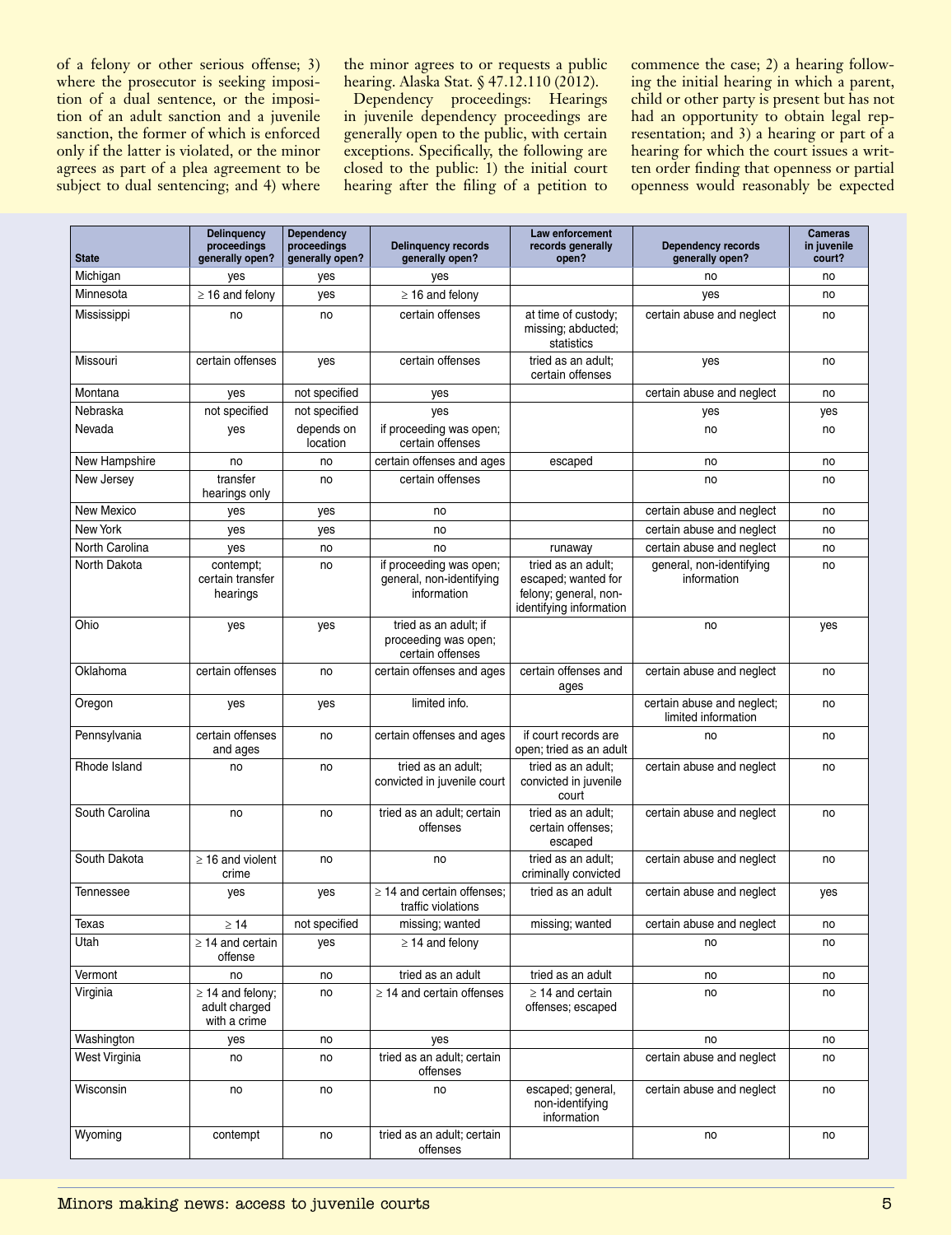of a felony or other serious offense; 3) where the prosecutor is seeking imposition of a dual sentence, or the imposition of an adult sanction and a juvenile sanction, the former of which is enforced only if the latter is violated, or the minor agrees as part of a plea agreement to be subject to dual sentencing; and 4) where the minor agrees to or requests a public hearing. Alaska Stat. § 47.12.110 (2012).

Dependency proceedings: Hearings in juvenile dependency proceedings are generally open to the public, with certain exceptions. Specifically, the following are closed to the public: 1) the initial court hearing after the filing of a petition to commence the case; 2) a hearing following the initial hearing in which a parent, child or other party is present but has not had an opportunity to obtain legal representation; and 3) a hearing or part of a hearing for which the court issues a written order finding that openness or partial openness would reasonably be expected

| State | Delinquency proceedings generally open? | Dependency proceedings generally open? | Delinquency records generally open? | Law enforcement records generally open? | Dependency records generally open? | Cameras in juvenile court? |
|---|---|---|---|---|---|---|
| Michigan | yes | yes | yes | | no | no |
| Minnesota | ≥ 16 and felony | yes | ≥ 16 and felony | | yes | no |
| Mississippi | no | no | certain offenses | at time of custody; missing; abducted; statistics | certain abuse and neglect | no |
| Missouri | certain offenses | yes | certain offenses | tried as an adult; certain offenses | yes | no |
| Montana | yes | not specified | yes | | certain abuse and neglect | no |
| Nebraska | not specified | not specified | yes | | yes | yes |
| Nevada | yes | depends on location | if proceeding was open; certain offenses | | no | no |
| New Hampshire | no | no | certain offenses and ages | escaped | no | no |
| New Jersey | transfer hearings only | no | certain offenses | | no | no |
| New Mexico | yes | yes | no | | certain abuse and neglect | no |
| New York | yes | yes | no | | certain abuse and neglect | no |
| North Carolina | yes | no | no | runaway | certain abuse and neglect | no |
| North Dakota | contempt; certain transfer hearings | no | if proceeding was open; general, non-identifying information | tried as an adult; escaped; wanted for felony; general, non-identifying information | general, non-identifying information | no |
| Ohio | yes | yes | tried as an adult; if proceeding was open; certain offenses | | no | yes |
| Oklahoma | certain offenses | no | certain offenses and ages | certain offenses and ages | certain abuse and neglect | no |
| Oregon | yes | yes | limited info. | | certain abuse and neglect; limited information | no |
| Pennsylvania | certain offenses and ages | no | certain offenses and ages | if court records are open; tried as an adult | no | no |
| Rhode Island | no | no | tried as an adult; convicted in juvenile court | tried as an adult; convicted in juvenile court | certain abuse and neglect | no |
| South Carolina | no | no | tried as an adult; certain offenses | tried as an adult; certain offenses; escaped | certain abuse and neglect | no |
| South Dakota | ≥ 16 and violent crime | no | no | tried as an adult; criminally convicted | certain abuse and neglect | no |
| Tennessee | yes | yes | ≥ 14 and certain offenses; traffic violations | tried as an adult | certain abuse and neglect | yes |
| Texas | ≥ 14 | not specified | missing; wanted | missing; wanted | certain abuse and neglect | no |
| Utah | ≥ 14 and certain offense | yes | ≥ 14 and felony | | no | no |
| Vermont | no | no | tried as an adult | tried as an adult | no | no |
| Virginia | ≥ 14 and felony; adult charged with a crime | no | ≥ 14 and certain offenses | ≥ 14 and certain offenses; escaped | no | no |
| Washington | yes | no | yes | | no | no |
| West Virginia | no | no | tried as an adult; certain offenses | | certain abuse and neglect | no |
| Wisconsin | no | no | no | escaped; general, non-identifying information | certain abuse and neglect | no |
| Wyoming | contempt | no | tried as an adult; certain offenses | | no | no |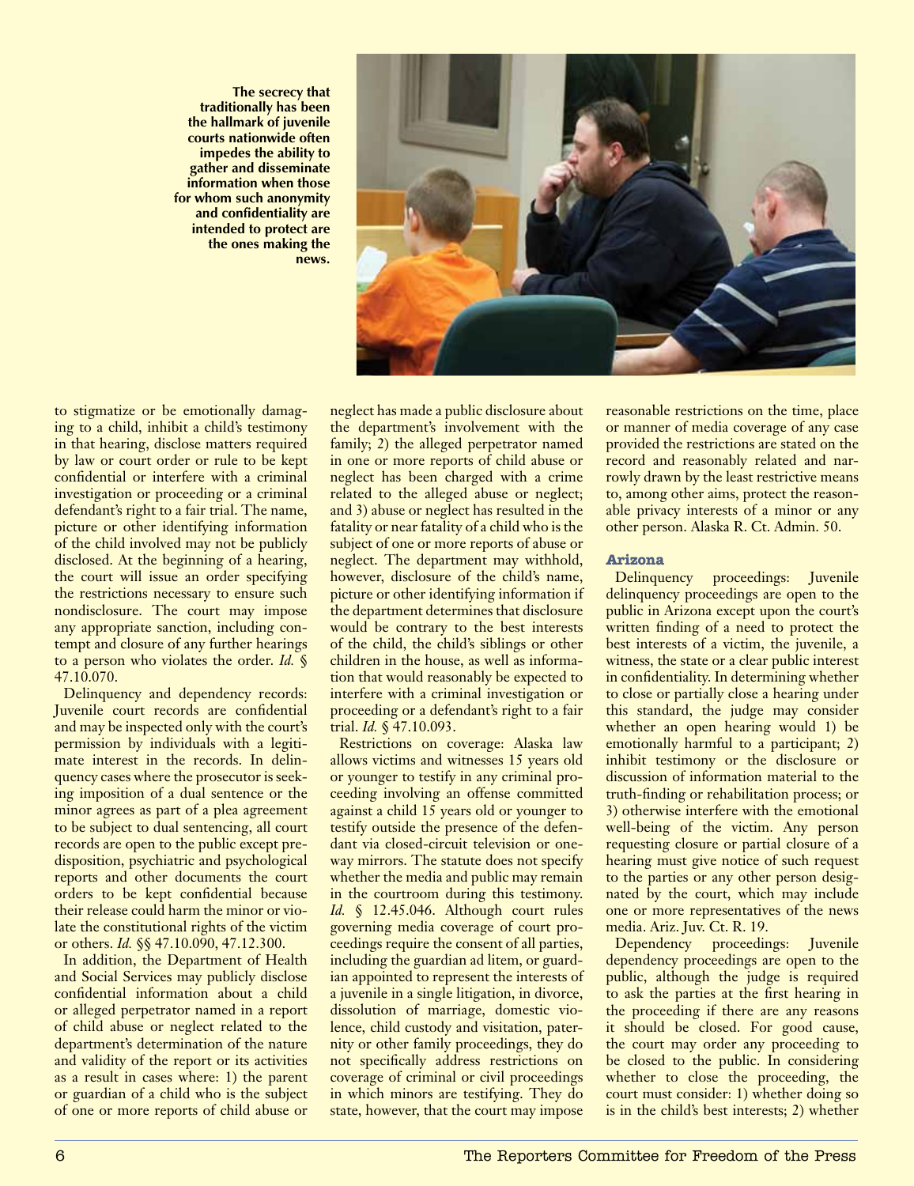**The secrecy that traditionally has been the hallmark of juvenile courts nationwide often impedes the ability to gather and disseminate information when those for whom such anonymity and confidentiality are intended to protect are the ones making the news.**

to stigmatize or be emotionally damaging to a child, inhibit a child's testimony in that hearing, disclose matters required by law or court order or rule to be kept confidential or interfere with a criminal investigation or proceeding or a criminal defendant's right to a fair trial. The name, picture or other identifying information of the child involved may not be publicly disclosed. At the beginning of a hearing, the court will issue an order specifying the restrictions necessary to ensure such nondisclosure. The court may impose any appropriate sanction, including contempt and closure of any further hearings to a person who violates the order. *Id.* § 47.10.070.

Delinquency and dependency records: Juvenile court records are confidential and may be inspected only with the court's permission by individuals with a legitimate interest in the records. In delinquency cases where the prosecutor is seeking imposition of a dual sentence or the minor agrees as part of a plea agreement to be subject to dual sentencing, all court records are open to the public except predisposition, psychiatric and psychological reports and other documents the court orders to be kept confidential because their release could harm the minor or violate the constitutional rights of the victim or others. *Id.* §§ 47.10.090, 47.12.300.

In addition, the Department of Health and Social Services may publicly disclose confidential information about a child or alleged perpetrator named in a report of child abuse or neglect related to the department's determination of the nature and validity of the report or its activities as a result in cases where: 1) the parent or guardian of a child who is the subject of one or more reports of child abuse or neglect has made a public disclosure about the department's involvement with the family; 2) the alleged perpetrator named in one or more reports of child abuse or neglect has been charged with a crime related to the alleged abuse or neglect; and 3) abuse or neglect has resulted in the fatality or near fatality of a child who is the subject of one or more reports of abuse or neglect. The department may withhold, however, disclosure of the child's name, picture or other identifying information if the department determines that disclosure would be contrary to the best interests of the child, the child's siblings or other children in the house, as well as information that would reasonably be expected to interfere with a criminal investigation or proceeding or a defendant's right to a fair trial. *Id.* § 47.10.093.

Restrictions on coverage: Alaska law allows victims and witnesses 15 years old or younger to testify in any criminal proceeding involving an offense committed against a child 15 years old or younger to testify outside the presence of the defendant via closed-circuit television or one-way mirrors. The statute does not specify whether the media and public may remain in the courtroom during this testimony. *Id.* § 12.45.046. Although court rules governing media coverage of court proceedings require the consent of all parties, including the guardian ad litem, or guardian appointed to represent the interests of a juvenile in a single litigation, in divorce, dissolution of marriage, domestic violence, child custody and visitation, paternity or other family proceedings, they do not specifically address restrictions on coverage of criminal or civil proceedings in which minors are testifying. They do state, however, that the court may impose reasonable restrictions on the time, place or manner of media coverage of any case provided the restrictions are stated on the record and reasonably related and narrowly drawn by the least restrictive means to, among other aims, protect the reasonable privacy interests of a minor or any other person. Alaska R. Ct. Admin. 50.

### Arizona

Delinquency proceedings: Juvenile delinquency proceedings are open to the public in Arizona except upon the court's written finding of a need to protect the best interests of a victim, the juvenile, a witness, the state or a clear public interest in confidentiality. In determining whether to close or partially close a hearing under this standard, the judge may consider whether an open hearing would 1) be emotionally harmful to a participant; 2) inhibit testimony or the disclosure or discussion of information material to the truth-finding or rehabilitation process; or 3) otherwise interfere with the emotional well-being of the victim. Any person requesting closure or partial closure of a hearing must give notice of such request to the parties or any other person designated by the court, which may include one or more representatives of the news media. Ariz. Juv. Ct. R. 19.

Dependency proceedings: Juvenile dependency proceedings are open to the public, although the judge is required to ask the parties at the first hearing in the proceeding if there are any reasons it should be closed. For good cause, the court may order any proceeding to be closed to the public. In considering whether to close the proceeding, the court must consider: 1) whether doing so is in the child's best interests; 2) whether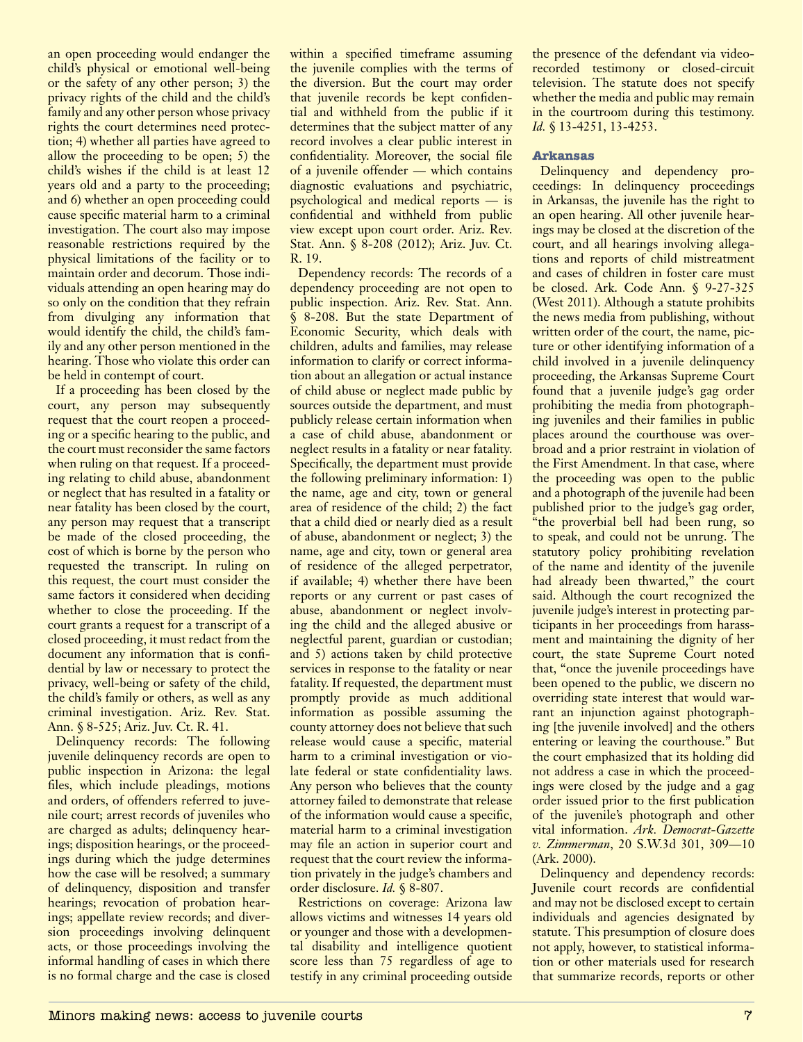an open proceeding would endanger the child's physical or emotional well-being or the safety of any other person; 3) the privacy rights of the child and the child's family and any other person whose privacy rights the court determines need protection; 4) whether all parties have agreed to allow the proceeding to be open; 5) the child's wishes if the child is at least 12 years old and a party to the proceeding; and 6) whether an open proceeding could cause specific material harm to a criminal investigation. The court also may impose reasonable restrictions required by the physical limitations of the facility or to maintain order and decorum. Those individuals attending an open hearing may do so only on the condition that they refrain from divulging any information that would identify the child, the child's family and any other person mentioned in the hearing. Those who violate this order can be held in contempt of court.

If a proceeding has been closed by the court, any person may subsequently request that the court reopen a proceeding or a specific hearing to the public, and the court must reconsider the same factors when ruling on that request. If a proceeding relating to child abuse, abandonment or neglect that has resulted in a fatality or near fatality has been closed by the court, any person may request that a transcript be made of the closed proceeding, the cost of which is borne by the person who requested the transcript. In ruling on this request, the court must consider the same factors it considered when deciding whether to close the proceeding. If the court grants a request for a transcript of a closed proceeding, it must redact from the document any information that is confidential by law or necessary to protect the privacy, well-being or safety of the child, the child's family or others, as well as any criminal investigation. Ariz. Rev. Stat. Ann. § 8-525; Ariz. Juv. Ct. R. 41.

Delinquency records: The following juvenile delinquency records are open to public inspection in Arizona: the legal files, which include pleadings, motions and orders, of offenders referred to juvenile court; arrest records of juveniles who are charged as adults; delinquency hearings; disposition hearings, or the proceedings during which the judge determines how the case will be resolved; a summary of delinquency, disposition and transfer hearings; revocation of probation hearings; appellate review records; and diversion proceedings involving delinquent acts, or those proceedings involving the informal handling of cases in which there is no formal charge and the case is closed within a specified timeframe assuming the juvenile complies with the terms of the diversion. But the court may order that juvenile records be kept confidential and withheld from the public if it determines that the subject matter of any record involves a clear public interest in confidentiality. Moreover, the social file of a juvenile offender — which contains diagnostic evaluations and psychiatric, psychological and medical reports — is confidential and withheld from public view except upon court order. Ariz. Rev. Stat. Ann. § 8-208 (2012); Ariz. Juv. Ct. R. 19.

Dependency records: The records of a dependency proceeding are not open to public inspection. Ariz. Rev. Stat. Ann. § 8-208. But the state Department of Economic Security, which deals with children, adults and families, may release information to clarify or correct information about an allegation or actual instance of child abuse or neglect made public by sources outside the department, and must publicly release certain information when a case of child abuse, abandonment or neglect results in a fatality or near fatality. Specifically, the department must provide the following preliminary information: 1) the name, age and city, town or general area of residence of the child; 2) the fact that a child died or nearly died as a result of abuse, abandonment or neglect; 3) the name, age and city, town or general area of residence of the alleged perpetrator, if available; 4) whether there have been reports or any current or past cases of abuse, abandonment or neglect involving the child and the alleged abusive or neglectful parent, guardian or custodian; and 5) actions taken by child protective services in response to the fatality or near fatality. If requested, the department must promptly provide as much additional information as possible assuming the county attorney does not believe that such release would cause a specific, material harm to a criminal investigation or violate federal or state confidentiality laws. Any person who believes that the county attorney failed to demonstrate that release of the information would cause a specific, material harm to a criminal investigation may file an action in superior court and request that the court review the information privately in the judge's chambers and order disclosure. *Id.* § 8-807.

Restrictions on coverage: Arizona law allows victims and witnesses 14 years old or younger and those with a developmental disability and intelligence quotient score less than 75 regardless of age to testify in any criminal proceeding outside the presence of the defendant via video-recorded testimony or closed-circuit television. The statute does not specify whether the media and public may remain in the courtroom during this testimony. *Id.* § 13-4251, 13-4253.

### Arkansas

Delinquency and dependency proceedings: In delinquency proceedings in Arkansas, the juvenile has the right to an open hearing. All other juvenile hearings may be closed at the discretion of the court, and all hearings involving allegations and reports of child mistreatment and cases of children in foster care must be closed. Ark. Code Ann. § 9-27-325 (West 2011). Although a statute prohibits the news media from publishing, without written order of the court, the name, picture or other identifying information of a child involved in a juvenile delinquency proceeding, the Arkansas Supreme Court found that a juvenile judge's gag order prohibiting the media from photographing juveniles and their families in public places around the courthouse was overbroad and a prior restraint in violation of the First Amendment. In that case, where the proceeding was open to the public and a photograph of the juvenile had been published prior to the judge's gag order, "the proverbial bell had been rung, so to speak, and could not be unrung. The statutory policy prohibiting revelation of the name and identity of the juvenile had already been thwarted," the court said. Although the court recognized the juvenile judge's interest in protecting participants in her proceedings from harassment and maintaining the dignity of her court, the state Supreme Court noted that, "once the juvenile proceedings have been opened to the public, we discern no overriding state interest that would warrant an injunction against photographing [the juvenile involved] and the others entering or leaving the courthouse." But the court emphasized that its holding did not address a case in which the proceedings were closed by the judge and a gag order issued prior to the first publication of the juvenile's photograph and other vital information. *Ark. Democrat-Gazette v. Zimmerman*, 20 S.W.3d 301, 309—10 (Ark. 2000).

Delinquency and dependency records: Juvenile court records are confidential and may not be disclosed except to certain individuals and agencies designated by statute. This presumption of closure does not apply, however, to statistical information or other materials used for research that summarize records, reports or other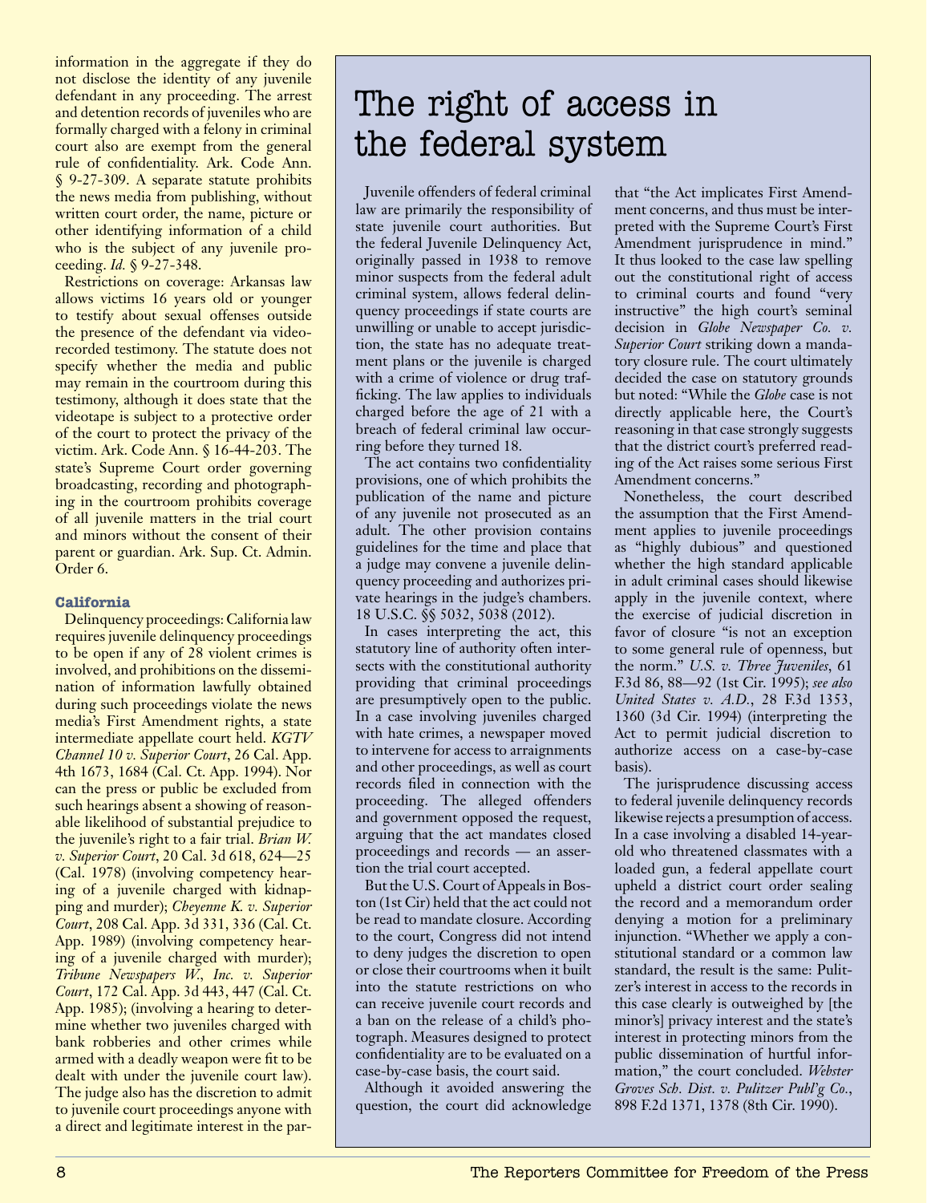information in the aggregate if they do not disclose the identity of any juvenile defendant in any proceeding. The arrest and detention records of juveniles who are formally charged with a felony in criminal court also are exempt from the general rule of confidentiality. Ark. Code Ann. § 9-27-309. A separate statute prohibits the news media from publishing, without written court order, the name, picture or other identifying information of a child who is the subject of any juvenile proceeding. *Id.* § 9-27-348.

Restrictions on coverage: Arkansas law allows victims 16 years old or younger to testify about sexual offenses outside the presence of the defendant via videorecorded testimony. The statute does not specify whether the media and public may remain in the courtroom during this testimony, although it does state that the videotape is subject to a protective order of the court to protect the privacy of the victim. Ark. Code Ann. § 16-44-203. The state's Supreme Court order governing broadcasting, recording and photographing in the courtroom prohibits coverage of all juvenile matters in the trial court and minors without the consent of their parent or guardian. Ark. Sup. Ct. Admin. Order 6.

### California

Delinquency proceedings: California law requires juvenile delinquency proceedings to be open if any of 28 violent crimes is involved, and prohibitions on the dissemination of information lawfully obtained during such proceedings violate the news media's First Amendment rights, a state intermediate appellate court held. *KGTV Channel 10 v. Superior Court*, 26 Cal. App. 4th 1673, 1684 (Cal. Ct. App. 1994). Nor can the press or public be excluded from such hearings absent a showing of reasonable likelihood of substantial prejudice to the juvenile's right to a fair trial. *Brian W. v. Superior Court*, 20 Cal. 3d 618, 624—25 (Cal. 1978) (involving competency hearing of a juvenile charged with kidnapping and murder); *Cheyenne K. v. Superior Court*, 208 Cal. App. 3d 331, 336 (Cal. Ct. App. 1989) (involving competency hearing of a juvenile charged with murder); *Tribune Newspapers W., Inc. v. Superior Court*, 172 Cal. App. 3d 443, 447 (Cal. Ct. App. 1985); (involving a hearing to determine whether two juveniles charged with bank robberies and other crimes while armed with a deadly weapon were fit to be dealt with under the juvenile court law). The judge also has the discretion to admit to juvenile court proceedings anyone with a direct and legitimate interest in the par-

# The right of access in the federal system

Juvenile offenders of federal criminal law are primarily the responsibility of state juvenile court authorities. But the federal Juvenile Delinquency Act, originally passed in 1938 to remove minor suspects from the federal adult criminal system, allows federal delinquency proceedings if state courts are unwilling or unable to accept jurisdiction, the state has no adequate treatment plans or the juvenile is charged with a crime of violence or drug trafficking. The law applies to individuals charged before the age of 21 with a breach of federal criminal law occurring before they turned 18.

The act contains two confidentiality provisions, one of which prohibits the publication of the name and picture of any juvenile not prosecuted as an adult. The other provision contains guidelines for the time and place that a judge may convene a juvenile delinquency proceeding and authorizes private hearings in the judge's chambers. 18 U.S.C. §§ 5032, 5038 (2012).

In cases interpreting the act, this statutory line of authority often intersects with the constitutional authority providing that criminal proceedings are presumptively open to the public. In a case involving juveniles charged with hate crimes, a newspaper moved to intervene for access to arraignments and other proceedings, as well as court records filed in connection with the proceeding. The alleged offenders and government opposed the request, arguing that the act mandates closed proceedings and records — an assertion the trial court accepted.

But the U.S. Court of Appeals in Boston (1st Cir) held that the act could not be read to mandate closure. According to the court, Congress did not intend to deny judges the discretion to open or close their courtrooms when it built into the statute restrictions on who can receive juvenile court records and a ban on the release of a child's photograph. Measures designed to protect confidentiality are to be evaluated on a case-by-case basis, the court said.

Although it avoided answering the question, the court did acknowledge that "the Act implicates First Amendment concerns, and thus must be interpreted with the Supreme Court's First Amendment jurisprudence in mind." It thus looked to the case law spelling out the constitutional right of access to criminal courts and found "very instructive" the high court's seminal decision in *Globe Newspaper Co. v. Superior Court* striking down a mandatory closure rule. The court ultimately decided the case on statutory grounds but noted: "While the *Globe* case is not directly applicable here, the Court's reasoning in that case strongly suggests that the district court's preferred reading of the Act raises some serious First Amendment concerns."

Nonetheless, the court described the assumption that the First Amendment applies to juvenile proceedings as "highly dubious" and questioned whether the high standard applicable in adult criminal cases should likewise apply in the juvenile context, where the exercise of judicial discretion in favor of closure "is not an exception to some general rule of openness, but the norm." *U.S. v. Three Juveniles*, 61 F.3d 86, 88—92 (1st Cir. 1995); ***see also*** *United States v. A.D.*, 28 F.3d 1353, 1360 (3d Cir. 1994) (interpreting the Act to permit judicial discretion to authorize access on a case-by-case basis).

The jurisprudence discussing access to federal juvenile delinquency records likewise rejects a presumption of access. In a case involving a disabled 14-year-old who threatened classmates with a loaded gun, a federal appellate court upheld a district court order sealing the record and a memorandum order denying a motion for a preliminary injunction. "Whether we apply a constitutional standard or a common law standard, the result is the same: Pulitzer's interest in access to the records in this case clearly is outweighed by [the minor's] privacy interest and the state's interest in protecting minors from the public dissemination of hurtful information," the court concluded. *Webster Groves Sch. Dist. v. Pulitzer Publ'g Co.*, 898 F.2d 1371, 1378 (8th Cir. 1990).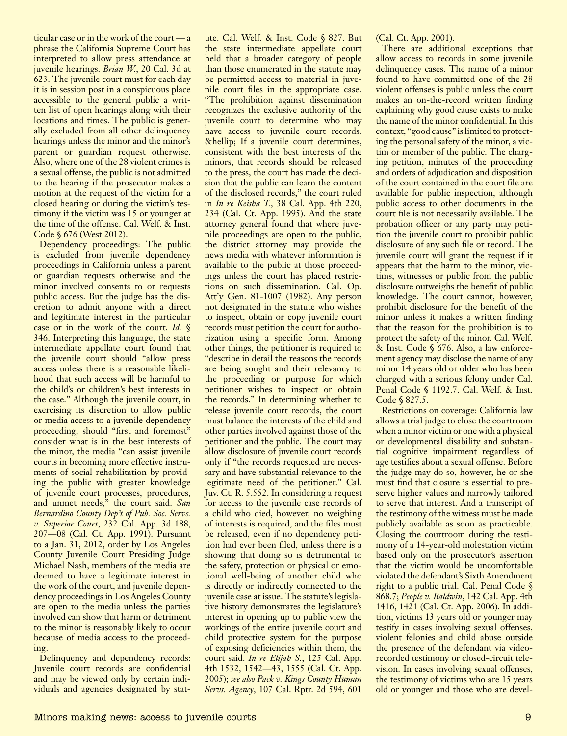ticular case or in the work of the court — a phrase the California Supreme Court has interpreted to allow press attendance at juvenile hearings. *Brian W.*, 20 Cal. 3d at 623. The juvenile court must for each day it is in session post in a conspicuous place accessible to the general public a written list of open hearings along with their locations and times. The public is generally excluded from all other delinquency hearings unless the minor and the minor's parent or guardian request otherwise. Also, where one of the 28 violent crimes is a sexual offense, the public is not admitted to the hearing if the prosecutor makes a motion at the request of the victim for a closed hearing or during the victim's testimony if the victim was 15 or younger at the time of the offense. Cal. Welf. & Inst. Code § 676 (West 2012).

Dependency proceedings: The public is excluded from juvenile dependency proceedings in California unless a parent or guardian requests otherwise and the minor involved consents to or requests public access. But the judge has the discretion to admit anyone with a direct and legitimate interest in the particular case or in the work of the court. *Id.* § 346. Interpreting this language, the state intermediate appellate court found that the juvenile court should "allow press access unless there is a reasonable likelihood that such access will be harmful to the child's or children's best interests in the case." Although the juvenile court, in exercising its discretion to allow public or media access to a juvenile dependency proceeding, should "first and foremost" consider what is in the best interests of the minor, the media "can assist juvenile courts in becoming more effective instruments of social rehabilitation by providing the public with greater knowledge of juvenile court processes, procedures, and unmet needs," the court said. *San Bernardino County Dep't of Pub. Soc. Servs. v. Superior Court*, 232 Cal. App. 3d 188, 207—08 (Cal. Ct. App. 1991). Pursuant to a Jan. 31, 2012, order by Los Angeles County Juvenile Court Presiding Judge Michael Nash, members of the media are deemed to have a legitimate interest in the work of the court, and juvenile dependency proceedings in Los Angeles County are open to the media unless the parties involved can show that harm or detriment to the minor is reasonably likely to occur because of media access to the proceeding.

Delinquency and dependency records: Juvenile court records are confidential and may be viewed only by certain individuals and agencies designated by statute. Cal. Welf. & Inst. Code § 827. But the state intermediate appellate court held that a broader category of people than those enumerated in the statute may be permitted access to material in juvenile court files in the appropriate case. "The prohibition against dissemination recognizes the exclusive authority of the juvenile court to determine who may have access to juvenile court records. &hellip; If a juvenile court determines, consistent with the best interests of the minors, that records should be released to the press, the court has made the decision that the public can learn the content of the disclosed records," the court ruled in *In re Keisha T.*, 38 Cal. App. 4th 220, 234 (Cal. Ct. App. 1995). And the state attorney general found that where juvenile proceedings are open to the public, the district attorney may provide the news media with whatever information is available to the public at those proceedings unless the court has placed restrictions on such dissemination. Cal. Op. Att'y Gen. 81-1007 (1982). Any person not designated in the statute who wishes to inspect, obtain or copy juvenile court records must petition the court for authorization using a specific form. Among other things, the petitioner is required to "describe in detail the reasons the records are being sought and their relevancy to the proceeding or purpose for which petitioner wishes to inspect or obtain the records." In determining whether to release juvenile court records, the court must balance the interests of the child and other parties involved against those of the petitioner and the public. The court may allow disclosure of juvenile court records only if "the records requested are necessary and have substantial relevance to the legitimate need of the petitioner." Cal. Juv. Ct. R. 5.552. In considering a request for access to the juvenile case records of a child who died, however, no weighing of interests is required, and the files must be released, even if no dependency petition had ever been filed, unless there is a showing that doing so is detrimental to the safety, protection or physical or emotional well-being of another child who is directly or indirectly connected to the juvenile case at issue. The statute's legislative history demonstrates the legislature's interest in opening up to public view the workings of the entire juvenile court and child protective system for the purpose of exposing deficiencies within them, the court said. *In re Elijah S.*, 125 Cal. App. 4th 1532, 1542—43, 1555 (Cal. Ct. App. 2005); *see also Pack v. Kings County Human Servs. Agency*, 107 Cal. Rptr. 2d 594, 601 (Cal. Ct. App. 2001).

There are additional exceptions that allow access to records in some juvenile delinquency cases. The name of a minor found to have committed one of the 28 violent offenses is public unless the court makes an on-the-record written finding explaining why good cause exists to make the name of the minor confidential. In this context, "good cause" is limited to protecting the personal safety of the minor, a victim or member of the public. The charging petition, minutes of the proceeding and orders of adjudication and disposition of the court contained in the court file are available for public inspection, although public access to other documents in the court file is not necessarily available. The probation officer or any party may petition the juvenile court to prohibit public disclosure of any such file or record. The juvenile court will grant the request if it appears that the harm to the minor, victims, witnesses or public from the public disclosure outweighs the benefit of public knowledge. The court cannot, however, prohibit disclosure for the benefit of the minor unless it makes a written finding that the reason for the prohibition is to protect the safety of the minor. Cal. Welf. & Inst. Code § 676. Also, a law enforcement agency may disclose the name of any minor 14 years old or older who has been charged with a serious felony under Cal. Penal Code § 1192.7. Cal. Welf. & Inst. Code § 827.5.

Restrictions on coverage: California law allows a trial judge to close the courtroom when a minor victim or one with a physical or developmental disability and substantial cognitive impairment regardless of age testifies about a sexual offense. Before the judge may do so, however, he or she must find that closure is essential to preserve higher values and narrowly tailored to serve that interest. And a transcript of the testimony of the witness must be made publicly available as soon as practicable. Closing the courtroom during the testimony of a 14-year-old molestation victim based only on the prosecutor's assertion that the victim would be uncomfortable violated the defendant's Sixth Amendment right to a public trial. Cal. Penal Code § 868.7; *People v. Baldwin*, 142 Cal. App. 4th 1416, 1421 (Cal. Ct. App. 2006). In addition, victims 13 years old or younger may testify in cases involving sexual offenses, violent felonies and child abuse outside the presence of the defendant via videorecorded testimony or closed-circuit television. In cases involving sexual offenses, the testimony of victims who are 15 years old or younger and those who are devel-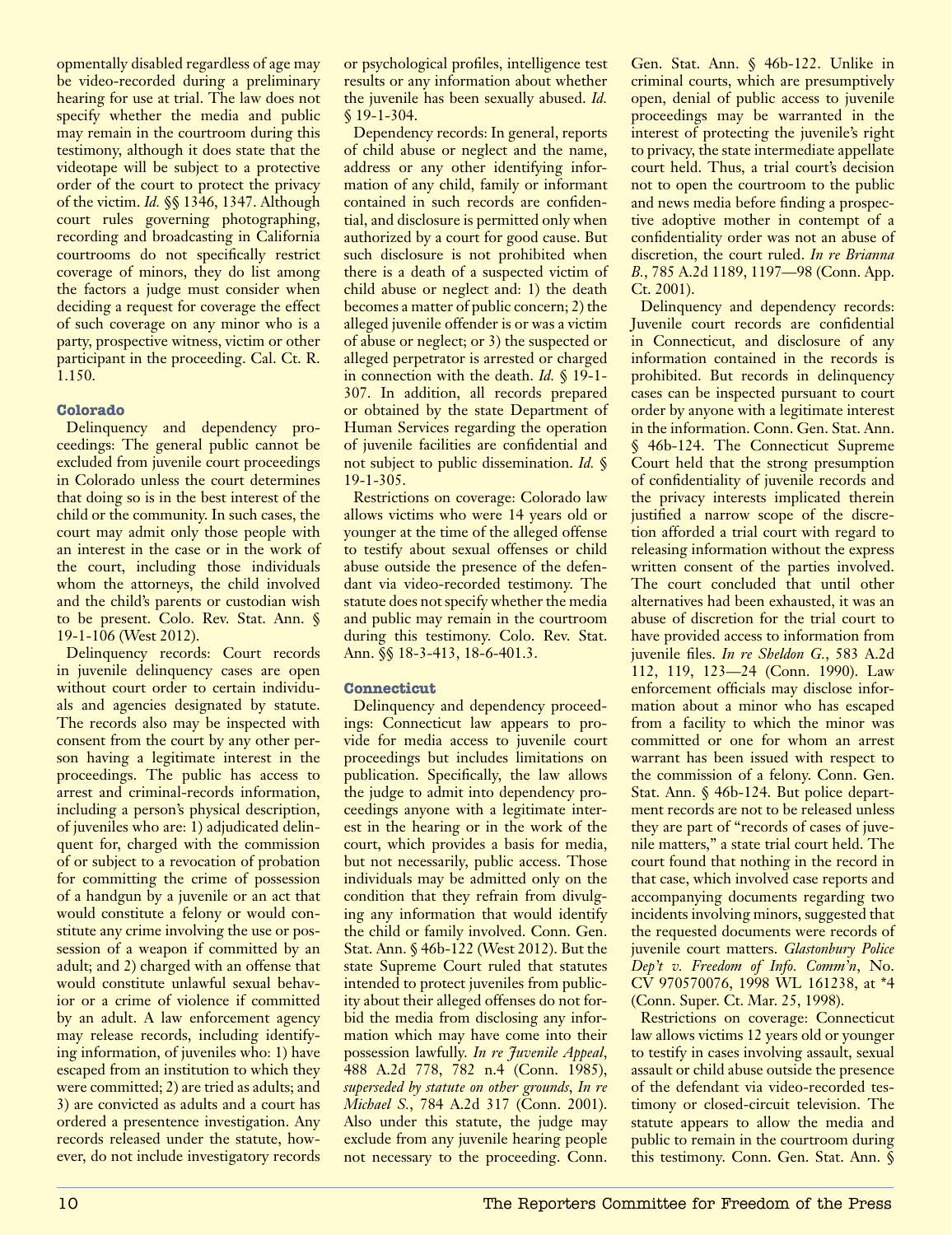opmentally disabled regardless of age may be video-recorded during a preliminary hearing for use at trial. The law does not specify whether the media and public may remain in the courtroom during this testimony, although it does state that the videotape will be subject to a protective order of the court to protect the privacy of the victim. *Id.* §§ 1346, 1347. Although court rules governing photographing, recording and broadcasting in California courtrooms do not specifically restrict coverage of minors, they do list among the factors a judge must consider when deciding a request for coverage the effect of such coverage on any minor who is a party, prospective witness, victim or other participant in the proceeding. Cal. Ct. R. 1.150.

### Colorado

Delinquency and dependency proceedings: The general public cannot be excluded from juvenile court proceedings in Colorado unless the court determines that doing so is in the best interest of the child or the community. In such cases, the court may admit only those people with an interest in the case or in the work of the court, including those individuals whom the attorneys, the child involved and the child's parents or custodian wish to be present. Colo. Rev. Stat. Ann. § 19-1-106 (West 2012).

Delinquency records: Court records in juvenile delinquency cases are open without court order to certain individuals and agencies designated by statute. The records also may be inspected with consent from the court by any other person having a legitimate interest in the proceedings. The public has access to arrest and criminal-records information, including a person's physical description, of juveniles who are: 1) adjudicated delinquent for, charged with the commission of or subject to a revocation of probation for committing the crime of possession of a handgun by a juvenile or an act that would constitute a felony or would constitute any crime involving the use or possession of a weapon if committed by an adult; and 2) charged with an offense that would constitute unlawful sexual behavior or a crime of violence if committed by an adult. A law enforcement agency may release records, including identifying information, of juveniles who: 1) have escaped from an institution to which they were committed; 2) are tried as adults; and 3) are convicted as adults and a court has ordered a presentence investigation. Any records released under the statute, however, do not include investigatory records or psychological profiles, intelligence test results or any information about whether the juvenile has been sexually abused. *Id.* § 19-1-304.

Dependency records: In general, reports of child abuse or neglect and the name, address or any other identifying information of any child, family or informant contained in such records are confidential, and disclosure is permitted only when authorized by a court for good cause. But such disclosure is not prohibited when there is a death of a suspected victim of child abuse or neglect and: 1) the death becomes a matter of public concern; 2) the alleged juvenile offender is or was a victim of abuse or neglect; or 3) the suspected or alleged perpetrator is arrested or charged in connection with the death. *Id.* § 19-1-307. In addition, all records prepared or obtained by the state Department of Human Services regarding the operation of juvenile facilities are confidential and not subject to public dissemination. *Id.* § 19-1-305.

Restrictions on coverage: Colorado law allows victims who were 14 years old or younger at the time of the alleged offense to testify about sexual offenses or child abuse outside the presence of the defendant via video-recorded testimony. The statute does not specify whether the media and public may remain in the courtroom during this testimony. Colo. Rev. Stat. Ann. §§ 18-3-413, 18-6-401.3.

### Connecticut

Delinquency and dependency proceedings: Connecticut law appears to provide for media access to juvenile court proceedings but includes limitations on publication. Specifically, the law allows the judge to admit into dependency proceedings anyone with a legitimate interest in the hearing or in the work of the court, which provides a basis for media, but not necessarily, public access. Those individuals may be admitted only on the condition that they refrain from divulging any information that would identify the child or family involved. Conn. Gen. Stat. Ann. § 46b-122 (West 2012). But the state Supreme Court ruled that statutes intended to protect juveniles from publicity about their alleged offenses do not forbid the media from disclosing any information which may have come into their possession lawfully. *In re Juvenile Appeal*, 488 A.2d 778, 782 n.4 (Conn. 1985), *superseded by statute on other grounds*, *In re Michael S.*, 784 A.2d 317 (Conn. 2001). Also under this statute, the judge may exclude from any juvenile hearing people not necessary to the proceeding. Conn. Gen. Stat. Ann. § 46b-122. Unlike in criminal courts, which are presumptively open, denial of public access to juvenile proceedings may be warranted in the interest of protecting the juvenile's right to privacy, the state intermediate appellate court held. Thus, a trial court's decision not to open the courtroom to the public and news media before finding a prospective adoptive mother in contempt of a confidentiality order was not an abuse of discretion, the court ruled. *In re Brianna B.*, 785 A.2d 1189, 1197—98 (Conn. App. Ct. 2001).

Delinquency and dependency records: Juvenile court records are confidential in Connecticut, and disclosure of any information contained in the records is prohibited. But records in delinquency cases can be inspected pursuant to court order by anyone with a legitimate interest in the information. Conn. Gen. Stat. Ann. § 46b-124. The Connecticut Supreme Court held that the strong presumption of confidentiality of juvenile records and the privacy interests implicated therein justified a narrow scope of the discretion afforded a trial court with regard to releasing information without the express written consent of the parties involved. The court concluded that until other alternatives had been exhausted, it was an abuse of discretion for the trial court to have provided access to information from juvenile files. *In re Sheldon G.*, 583 A.2d 112, 119, 123—24 (Conn. 1990). Law enforcement officials may disclose information about a minor who has escaped from a facility to which the minor was committed or one for whom an arrest warrant has been issued with respect to the commission of a felony. Conn. Gen. Stat. Ann. § 46b-124. But police department records are not to be released unless they are part of "records of cases of juvenile matters," a state trial court held. The court found that nothing in the record in that case, which involved case reports and accompanying documents regarding two incidents involving minors, suggested that the requested documents were records of juvenile court matters. *Glastonbury Police Dep't v. Freedom of Info. Comm'n*, No. CV 970570076, 1998 WL 161238, at *4 (Conn. Super. Ct. Mar. 25, 1998).

Restrictions on coverage: Connecticut law allows victims 12 years old or younger to testify in cases involving assault, sexual assault or child abuse outside the presence of the defendant via video-recorded testimony or closed-circuit television. The statute appears to allow the media and public to remain in the courtroom during this testimony. Conn. Gen. Stat. Ann. §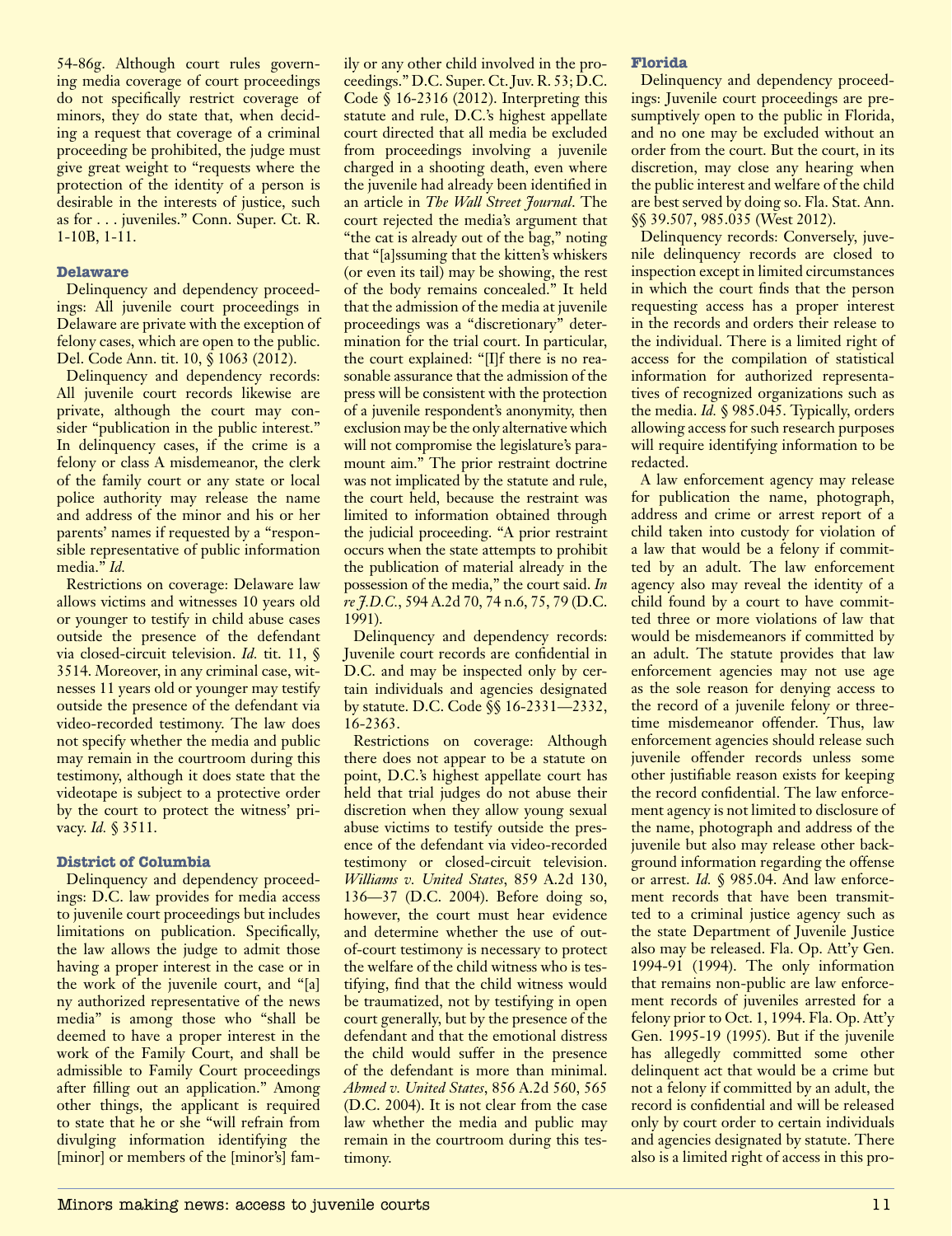54-86g. Although court rules governing media coverage of court proceedings do not specifically restrict coverage of minors, they do state that, when deciding a request that coverage of a criminal proceeding be prohibited, the judge must give great weight to "requests where the protection of the identity of a person is desirable in the interests of justice, such as for . . . juveniles." Conn. Super. Ct. R. 1-10B, 1-11.

### Delaware

Delinquency and dependency proceedings: All juvenile court proceedings in Delaware are private with the exception of felony cases, which are open to the public. Del. Code Ann. tit. 10, § 1063 (2012).

Delinquency and dependency records: All juvenile court records likewise are private, although the court may consider "publication in the public interest." In delinquency cases, if the crime is a felony or class A misdemeanor, the clerk of the family court or any state or local police authority may release the name and address of the minor and his or her parents' names if requested by a "responsible representative of public information media." *Id.*

Restrictions on coverage: Delaware law allows victims and witnesses 10 years old or younger to testify in child abuse cases outside the presence of the defendant via closed-circuit television. *Id.* tit. 11, § 3514. Moreover, in any criminal case, witnesses 11 years old or younger may testify outside the presence of the defendant via video-recorded testimony. The law does not specify whether the media and public may remain in the courtroom during this testimony, although it does state that the videotape is subject to a protective order by the court to protect the witness' privacy. *Id.* § 3511.

### District of Columbia

Delinquency and dependency proceedings: D.C. law provides for media access to juvenile court proceedings but includes limitations on publication. Specifically, the law allows the judge to admit those having a proper interest in the case or in the work of the juvenile court, and "[a]ny authorized representative of the news media" is among those who "shall be deemed to have a proper interest in the work of the Family Court, and shall be admissible to Family Court proceedings after filling out an application." Among other things, the applicant is required to state that he or she "will refrain from divulging information identifying the [minor] or members of the [minor's] family or any other child involved in the proceedings." D.C. Super. Ct. Juv. R. 53; D.C. Code § 16-2316 (2012). Interpreting this statute and rule, D.C.'s highest appellate court directed that all media be excluded from proceedings involving a juvenile charged in a shooting death, even where the juvenile had already been identified in an article in *The Wall Street Journal*. The court rejected the media's argument that "the cat is already out of the bag," noting that "[a]ssuming that the kitten's whiskers (or even its tail) may be showing, the rest of the body remains concealed." It held that the admission of the media at juvenile proceedings was a "discretionary" determination for the trial court. In particular, the court explained: "[I]f there is no reasonable assurance that the admission of the press will be consistent with the protection of a juvenile respondent's anonymity, then exclusion may be the only alternative which will not compromise the legislature's paramount aim." The prior restraint doctrine was not implicated by the statute and rule, the court held, because the restraint was limited to information obtained through the judicial proceeding. "A prior restraint occurs when the state attempts to prohibit the publication of material already in the possession of the media," the court said. *In re J.D.C.*, 594 A.2d 70, 74 n.6, 75, 79 (D.C. 1991).

Delinquency and dependency records: Juvenile court records are confidential in D.C. and may be inspected only by certain individuals and agencies designated by statute. D.C. Code §§ 16-2331—2332, 16-2363.

Restrictions on coverage: Although there does not appear to be a statute on point, D.C.'s highest appellate court has held that trial judges do not abuse their discretion when they allow young sexual abuse victims to testify outside the presence of the defendant via video-recorded testimony or closed-circuit television. *Williams v. United States*, 859 A.2d 130, 136—37 (D.C. 2004). Before doing so, however, the court must hear evidence and determine whether the use of out-of-court testimony is necessary to protect the welfare of the child witness who is testifying, find that the child witness would be traumatized, not by testifying in open court generally, but by the presence of the defendant and that the emotional distress the child would suffer in the presence of the defendant is more than minimal. *Ahmed v. United States*, 856 A.2d 560, 565 (D.C. 2004). It is not clear from the case law whether the media and public may remain in the courtroom during this testimony.

### Florida

Delinquency and dependency proceedings: Juvenile court proceedings are presumptively open to the public in Florida, and no one may be excluded without an order from the court. But the court, in its discretion, may close any hearing when the public interest and welfare of the child are best served by doing so. Fla. Stat. Ann. §§ 39.507, 985.035 (West 2012).

Delinquency records: Conversely, juvenile delinquency records are closed to inspection except in limited circumstances in which the court finds that the person requesting access has a proper interest in the records and orders their release to the individual. There is a limited right of access for the compilation of statistical information for authorized representatives of recognized organizations such as the media. *Id.* § 985.045. Typically, orders allowing access for such research purposes will require identifying information to be redacted.

A law enforcement agency may release for publication the name, photograph, address and crime or arrest report of a child taken into custody for violation of a law that would be a felony if committed by an adult. The law enforcement agency also may reveal the identity of a child found by a court to have committed three or more violations of law that would be misdemeanors if committed by an adult. The statute provides that law enforcement agencies may not use age as the sole reason for denying access to the record of a juvenile felony or three-time misdemeanor offender. Thus, law enforcement agencies should release such juvenile offender records unless some other justifiable reason exists for keeping the record confidential. The law enforcement agency is not limited to disclosure of the name, photograph and address of the juvenile but also may release other background information regarding the offense or arrest. *Id.* § 985.04. And law enforcement records that have been transmitted to a criminal justice agency such as the state Department of Juvenile Justice also may be released. Fla. Op. Att'y Gen. 1994-91 (1994). The only information that remains non-public are law enforcement records of juveniles arrested for a felony prior to Oct. 1, 1994. Fla. Op. Att'y Gen. 1995-19 (1995). But if the juvenile has allegedly committed some other delinquent act that would be a crime but not a felony if committed by an adult, the record is confidential and will be released only by court order to certain individuals and agencies designated by statute. There also is a limited right of access in this pro-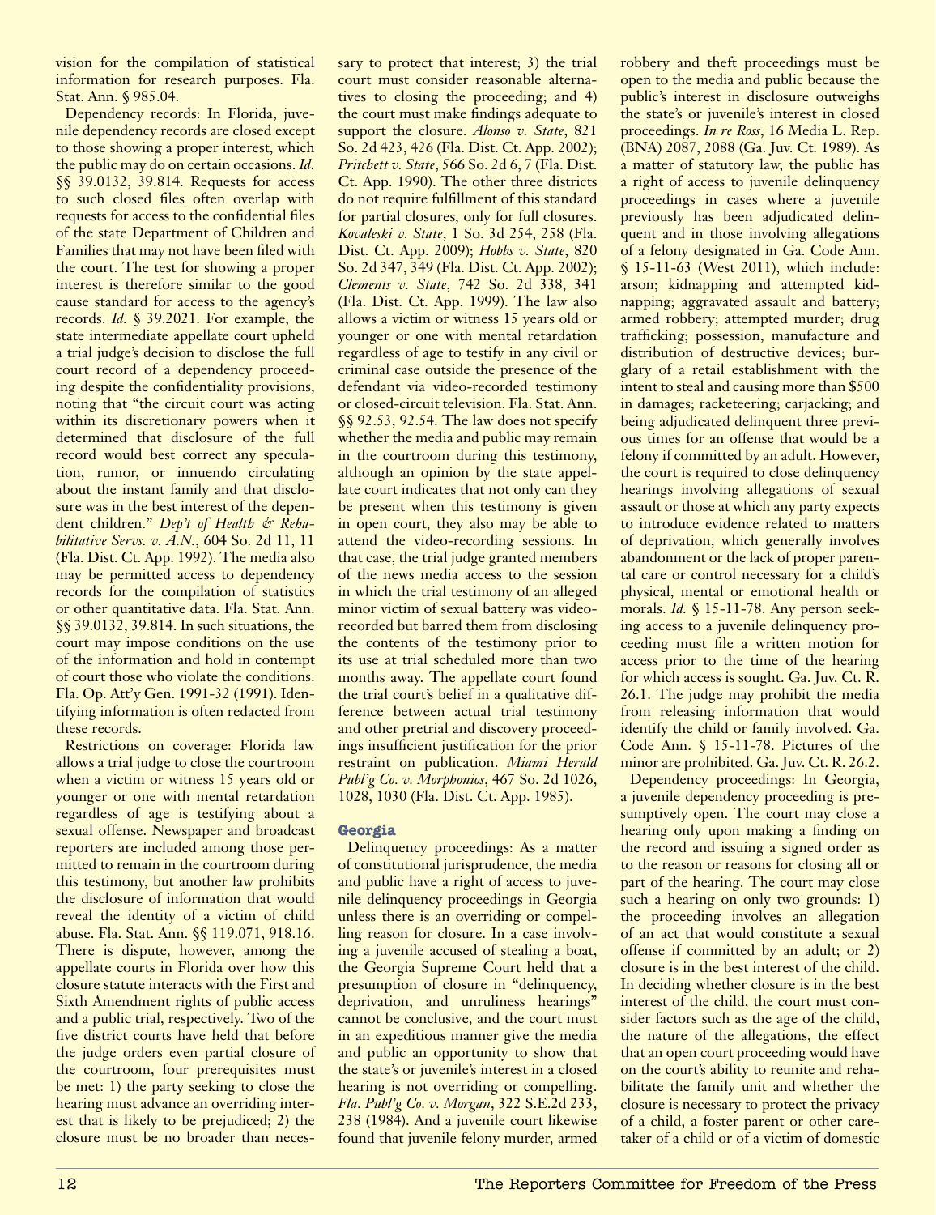vision for the compilation of statistical information for research purposes. Fla. Stat. Ann. § 985.04.

Dependency records: In Florida, juvenile dependency records are closed except to those showing a proper interest, which the public may do on certain occasions. *Id.* §§ 39.0132, 39.814. Requests for access to such closed files often overlap with requests for access to the confidential files of the state Department of Children and Families that may not have been filed with the court. The test for showing a proper interest is therefore similar to the good cause standard for access to the agency's records. *Id.* § 39.2021. For example, the state intermediate appellate court upheld a trial judge's decision to disclose the full court record of a dependency proceeding despite the confidentiality provisions, noting that "the circuit court was acting within its discretionary powers when it determined that disclosure of the full record would best correct any speculation, rumor, or innuendo circulating about the instant family and that disclosure was in the best interest of the dependent children." *Dep't of Health & Rehabilitative Servs. v. A.N.*, 604 So. 2d 11, 11 (Fla. Dist. Ct. App. 1992). The media also may be permitted access to dependency records for the compilation of statistics or other quantitative data. Fla. Stat. Ann. §§ 39.0132, 39.814. In such situations, the court may impose conditions on the use of the information and hold in contempt of court those who violate the conditions. Fla. Op. Att'y Gen. 1991-32 (1991). Identifying information is often redacted from these records.

Restrictions on coverage: Florida law allows a trial judge to close the courtroom when a victim or witness 15 years old or younger or one with mental retardation regardless of age is testifying about a sexual offense. Newspaper and broadcast reporters are included among those permitted to remain in the courtroom during this testimony, but another law prohibits the disclosure of information that would reveal the identity of a victim of child abuse. Fla. Stat. Ann. §§ 119.071, 918.16. There is dispute, however, among the appellate courts in Florida over how this closure statute interacts with the First and Sixth Amendment rights of public access and a public trial, respectively. Two of the five district courts have held that before the judge orders even partial closure of the courtroom, four prerequisites must be met: 1) the party seeking to close the hearing must advance an overriding interest that is likely to be prejudiced; 2) the closure must be no broader than necessary to protect that interest; 3) the trial court must consider reasonable alternatives to closing the proceeding; and 4) the court must make findings adequate to support the closure. *Alonso v. State*, 821 So. 2d 423, 426 (Fla. Dist. Ct. App. 2002); *Pritchett v. State*, 566 So. 2d 6, 7 (Fla. Dist. Ct. App. 1990). The other three districts do not require fulfillment of this standard for partial closures, only for full closures. *Kovaleski v. State*, 1 So. 3d 254, 258 (Fla. Dist. Ct. App. 2009); *Hobbs v. State*, 820 So. 2d 347, 349 (Fla. Dist. Ct. App. 2002); *Clements v. State*, 742 So. 2d 338, 341 (Fla. Dist. Ct. App. 1999). The law also allows a victim or witness 15 years old or younger or one with mental retardation regardless of age to testify in any civil or criminal case outside the presence of the defendant via video-recorded testimony or closed-circuit television. Fla. Stat. Ann. §§ 92.53, 92.54. The law does not specify whether the media and public may remain in the courtroom during this testimony, although an opinion by the state appellate court indicates that not only can they be present when this testimony is given in open court, they also may be able to attend the video-recording sessions. In that case, the trial judge granted members of the news media access to the session in which the trial testimony of an alleged minor victim of sexual battery was video-recorded but barred them from disclosing the contents of the testimony prior to its use at trial scheduled more than two months away. The appellate court found the trial court's belief in a qualitative difference between actual trial testimony and other pretrial and discovery proceedings insufficient justification for the prior restraint on publication. *Miami Herald Publ'g Co. v. Morphonios*, 467 So. 2d 1026, 1028, 1030 (Fla. Dist. Ct. App. 1985).

## Georgia

Delinquency proceedings: As a matter of constitutional jurisprudence, the media and public have a right of access to juvenile delinquency proceedings in Georgia unless there is an overriding or compelling reason for closure. In a case involving a juvenile accused of stealing a boat, the Georgia Supreme Court held that a presumption of closure in "delinquency, deprivation, and unruliness hearings" cannot be conclusive, and the court must in an expeditious manner give the media and public an opportunity to show that the state's or juvenile's interest in a closed hearing is not overriding or compelling. *Fla. Publ'g Co. v. Morgan*, 322 S.E.2d 233, 238 (1984). And a juvenile court likewise found that juvenile felony murder, armed robbery and theft proceedings must be open to the media and public because the public's interest in disclosure outweighs the state's or juvenile's interest in closed proceedings. *In re Ross*, 16 Media L. Rep. (BNA) 2087, 2088 (Ga. Juv. Ct. 1989). As a matter of statutory law, the public has a right of access to juvenile delinquency proceedings in cases where a juvenile previously has been adjudicated delinquent and in those involving allegations of a felony designated in Ga. Code Ann. § 15-11-63 (West 2011), which include: arson; kidnapping and attempted kidnapping; aggravated assault and battery; armed robbery; attempted murder; drug trafficking; possession, manufacture and distribution of destructive devices; burglary of a retail establishment with the intent to steal and causing more than $500 in damages; racketeering; carjacking; and being adjudicated delinquent three previous times for an offense that would be a felony if committed by an adult. However, the court is required to close delinquency hearings involving allegations of sexual assault or those at which any party expects to introduce evidence related to matters of deprivation, which generally involves abandonment or the lack of proper parental care or control necessary for a child's physical, mental or emotional health or morals. *Id.* § 15-11-78. Any person seeking access to a juvenile delinquency proceeding must file a written motion for access prior to the time of the hearing for which access is sought. Ga. Juv. Ct. R. 26.1. The judge may prohibit the media from releasing information that would identify the child or family involved. Ga. Code Ann. § 15-11-78. Pictures of the minor are prohibited. Ga. Juv. Ct. R. 26.2.

Dependency proceedings: In Georgia, a juvenile dependency proceeding is presumptively open. The court may close a hearing only upon making a finding on the record and issuing a signed order as to the reason or reasons for closing all or part of the hearing. The court may close such a hearing on only two grounds: 1) the proceeding involves an allegation of an act that would constitute a sexual offense if committed by an adult; or 2) closure is in the best interest of the child. In deciding whether closure is in the best interest of the child, the court must consider factors such as the age of the child, the nature of the allegations, the effect that an open court proceeding would have on the court's ability to reunite and rehabilitate the family unit and whether the closure is necessary to protect the privacy of a child, a foster parent or other caretaker of a child or of a victim of domestic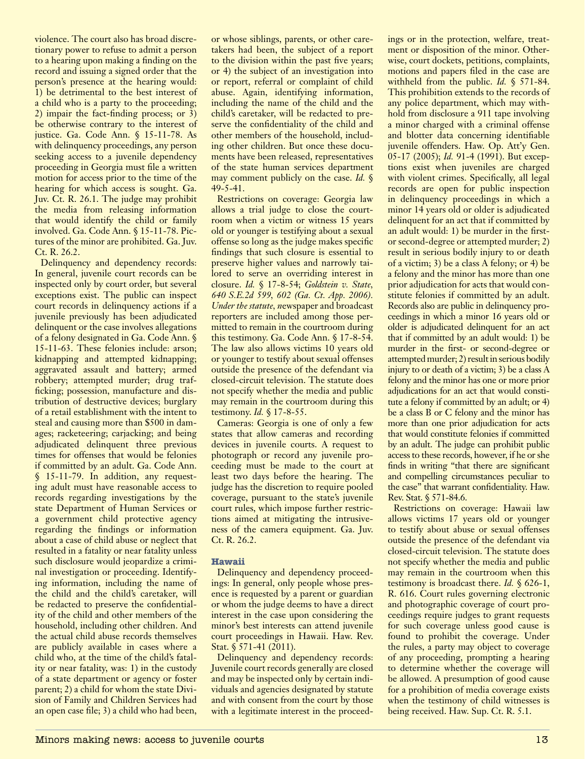violence. The court also has broad discretionary power to refuse to admit a person to a hearing upon making a finding on the record and issuing a signed order that the person's presence at the hearing would: 1) be detrimental to the best interest of a child who is a party to the proceeding; 2) impair the fact-finding process; or 3) be otherwise contrary to the interest of justice. Ga. Code Ann. § 15-11-78. As with delinquency proceedings, any person seeking access to a juvenile dependency proceeding in Georgia must file a written motion for access prior to the time of the hearing for which access is sought. Ga. Juv. Ct. R. 26.1. The judge may prohibit the media from releasing information that would identify the child or family involved. Ga. Code Ann. § 15-11-78. Pictures of the minor are prohibited. Ga. Juv. Ct. R. 26.2.

Delinquency and dependency records: In general, juvenile court records can be inspected only by court order, but several exceptions exist. The public can inspect court records in delinquency actions if a juvenile previously has been adjudicated delinquent or the case involves allegations of a felony designated in Ga. Code Ann. § 15-11-63. These felonies include: arson; kidnapping and attempted kidnapping; aggravated assault and battery; armed robbery; attempted murder; drug trafficking; possession, manufacture and distribution of destructive devices; burglary of a retail establishment with the intent to steal and causing more than $500 in damages; racketeering; carjacking; and being adjudicated delinquent three previous times for offenses that would be felonies if committed by an adult. Ga. Code Ann. § 15-11-79. In addition, any requesting adult must have reasonable access to records regarding investigations by the state Department of Human Services or a government child protective agency regarding the findings or information about a case of child abuse or neglect that resulted in a fatality or near fatality unless such disclosure would jeopardize a criminal investigation or proceeding. Identifying information, including the name of the child and the child's caretaker, will be redacted to preserve the confidentiality of the child and other members of the household, including other children. And the actual child abuse records themselves are publicly available in cases where a child who, at the time of the child's fatality or near fatality, was: 1) in the custody of a state department or agency or foster parent; 2) a child for whom the state Division of Family and Children Services had an open case file; 3) a child who had been, or whose siblings, parents, or other caretakers had been, the subject of a report to the division within the past five years; or 4) the subject of an investigation into or report, referral or complaint of child abuse. Again, identifying information, including the name of the child and the child's caretaker, will be redacted to preserve the confidentiality of the child and other members of the household, including other children. But once these documents have been released, representatives of the state human services department may comment publicly on the case. *Id.* § 49-5-41.

Restrictions on coverage: Georgia law allows a trial judge to close the courtroom when a victim or witness 15 years old or younger is testifying about a sexual offense so long as the judge makes specific findings that such closure is essential to preserve higher values and narrowly tailored to serve an overriding interest in closure. *Id.* § 17-8-54; *Goldstein v. State, 640 S.E.2d 599, 602 (Ga. Ct. App. 2006). Under the statute, n*ewspaper and broadcast reporters are included among those permitted to remain in the courtroom during this testimony. Ga. Code Ann. § 17-8-54. The law also allows victims 10 years old or younger to testify about sexual offenses outside the presence of the defendant via closed-circuit television. The statute does not specify whether the media and public may remain in the courtroom during this testimony. *Id.* § 17-8-55.

Cameras: Georgia is one of only a few states that allow cameras and recording devices in juvenile courts. A request to photograph or record any juvenile proceeding must be made to the court at least two days before the hearing. The judge has the discretion to require pooled coverage, pursuant to the state's juvenile court rules, which impose further restrictions aimed at mitigating the intrusiveness of the camera equipment. Ga. Juv. Ct. R. 26.2.

### Hawaii

Delinquency and dependency proceedings: In general, only people whose presence is requested by a parent or guardian or whom the judge deems to have a direct interest in the case upon considering the minor's best interests can attend juvenile court proceedings in Hawaii. Haw. Rev. Stat. § 571-41 (2011).

Delinquency and dependency records: Juvenile court records generally are closed and may be inspected only by certain individuals and agencies designated by statute and with consent from the court by those with a legitimate interest in the proceedings or in the protection, welfare, treatment or disposition of the minor. Otherwise, court dockets, petitions, complaints, motions and papers filed in the case are withheld from the public. *Id.* § 571-84. This prohibition extends to the records of any police department, which may withhold from disclosure a 911 tape involving a minor charged with a criminal offense and blotter data concerning identifiable juvenile offenders. Haw. Op. Att'y Gen. 05-17 (2005); *Id.* 91-4 (1991). But exceptions exist when juveniles are charged with violent crimes. Specifically, all legal records are open for public inspection in delinquency proceedings in which a minor 14 years old or older is adjudicated delinquent for an act that if committed by an adult would: 1) be murder in the first- or second-degree or attempted murder; 2) result in serious bodily injury to or death of a victim; 3) be a class A felony; or 4) be a felony and the minor has more than one prior adjudication for acts that would constitute felonies if committed by an adult. Records also are public in delinquency proceedings in which a minor 16 years old or older is adjudicated delinquent for an act that if committed by an adult would: 1) be murder in the first- or second-degree or attempted murder; 2) result in serious bodily injury to or death of a victim; 3) be a class A felony and the minor has one or more prior adjudications for an act that would constitute a felony if committed by an adult; or 4) be a class B or C felony and the minor has more than one prior adjudication for acts that would constitute felonies if committed by an adult. The judge can prohibit public access to these records, however, if he or she finds in writing "that there are significant and compelling circumstances peculiar to the case" that warrant confidentiality. Haw. Rev. Stat. § 571-84.6.

Restrictions on coverage: Hawaii law allows victims 17 years old or younger to testify about abuse or sexual offenses outside the presence of the defendant via closed-circuit television. The statute does not specify whether the media and public may remain in the courtroom when this testimony is broadcast there. *Id.* § 626-1, R. 616. Court rules governing electronic and photographic coverage of court proceedings require judges to grant requests for such coverage unless good cause is found to prohibit the coverage. Under the rules, a party may object to coverage of any proceeding, prompting a hearing to determine whether the coverage will be allowed. A presumption of good cause for a prohibition of media coverage exists when the testimony of child witnesses is being received. Haw. Sup. Ct. R. 5.1.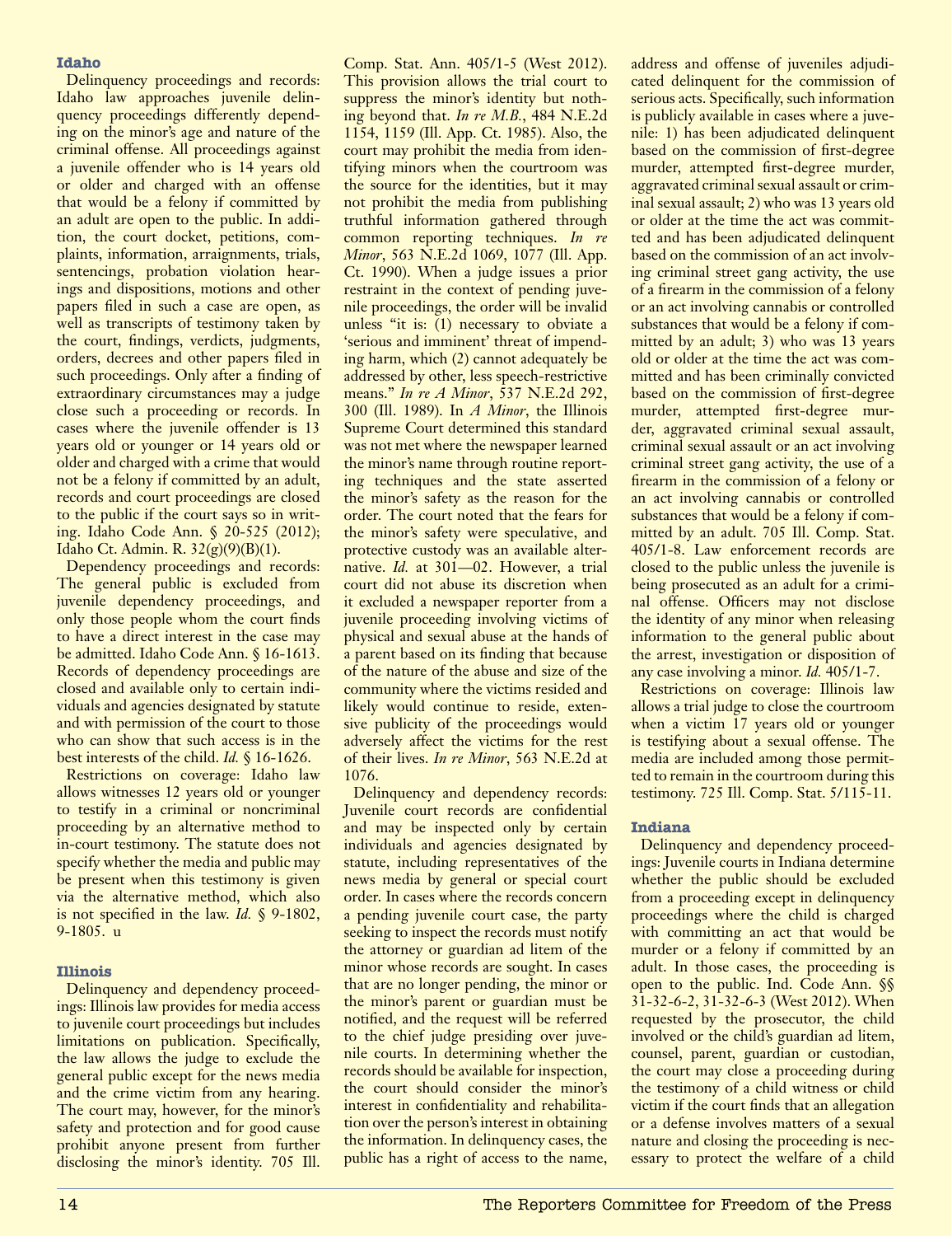### Idaho

Delinquency proceedings and records: Idaho law approaches juvenile delinquency proceedings differently depending on the minor's age and nature of the criminal offense. All proceedings against a juvenile offender who is 14 years old or older and charged with an offense that would be a felony if committed by an adult are open to the public. In addition, the court docket, petitions, complaints, information, arraignments, trials, sentencings, probation violation hearings and dispositions, motions and other papers filed in such a case are open, as well as transcripts of testimony taken by the court, findings, verdicts, judgments, orders, decrees and other papers filed in such proceedings. Only after a finding of extraordinary circumstances may a judge close such a proceeding or records. In cases where the juvenile offender is 13 years old or younger or 14 years old or older and charged with a crime that would not be a felony if committed by an adult, records and court proceedings are closed to the public if the court says so in writing. Idaho Code Ann. § 20-525 (2012); Idaho Ct. Admin. R. 32(g)(9)(B)(1).

Dependency proceedings and records: The general public is excluded from juvenile dependency proceedings, and only those people whom the court finds to have a direct interest in the case may be admitted. Idaho Code Ann. § 16-1613. Records of dependency proceedings are closed and available only to certain individuals and agencies designated by statute and with permission of the court to those who can show that such access is in the best interests of the child. *Id.* § 16-1626.

Restrictions on coverage: Idaho law allows witnesses 12 years old or younger to testify in a criminal or noncriminal proceeding by an alternative method to in-court testimony. The statute does not specify whether the media and public may be present when this testimony is given via the alternative method, which also is not specified in the law. *Id.* § 9-1802, 9-1805. u

### Illinois

Delinquency and dependency proceedings: Illinois law provides for media access to juvenile court proceedings but includes limitations on publication. Specifically, the law allows the judge to exclude the general public except for the news media and the crime victim from any hearing. The court may, however, for the minor's safety and protection and for good cause prohibit anyone present from further disclosing the minor's identity. 705 Ill. Comp. Stat. Ann. 405/1-5 (West 2012). This provision allows the trial court to suppress the minor's identity but nothing beyond that. *In re M.B.*, 484 N.E.2d 1154, 1159 (Ill. App. Ct. 1985). Also, the court may prohibit the media from identifying minors when the courtroom was the source for the identities, but it may not prohibit the media from publishing truthful information gathered through common reporting techniques. *In re Minor*, 563 N.E.2d 1069, 1077 (Ill. App. Ct. 1990). When a judge issues a prior restraint in the context of pending juvenile proceedings, the order will be invalid unless "it is: (1) necessary to obviate a 'serious and imminent' threat of impending harm, which (2) cannot adequately be addressed by other, less speech-restrictive means." *In re A Minor*, 537 N.E.2d 292, 300 (Ill. 1989). In *A Minor*, the Illinois Supreme Court determined this standard was not met where the newspaper learned the minor's name through routine reporting techniques and the state asserted the minor's safety as the reason for the order. The court noted that the fears for the minor's safety were speculative, and protective custody was an available alternative. *Id.* at 301—02. However, a trial court did not abuse its discretion when it excluded a newspaper reporter from a juvenile proceeding involving victims of physical and sexual abuse at the hands of a parent based on its finding that because of the nature of the abuse and size of the community where the victims resided and likely would continue to reside, extensive publicity of the proceedings would adversely affect the victims for the rest of their lives. *In re Minor*, 563 N.E.2d at 1076.

Delinquency and dependency records: Juvenile court records are confidential and may be inspected only by certain individuals and agencies designated by statute, including representatives of the news media by general or special court order. In cases where the records concern a pending juvenile court case, the party seeking to inspect the records must notify the attorney or guardian ad litem of the minor whose records are sought. In cases that are no longer pending, the minor or the minor's parent or guardian must be notified, and the request will be referred to the chief judge presiding over juvenile courts. In determining whether the records should be available for inspection, the court should consider the minor's interest in confidentiality and rehabilitation over the person's interest in obtaining the information. In delinquency cases, the public has a right of access to the name, address and offense of juveniles adjudicated delinquent for the commission of serious acts. Specifically, such information is publicly available in cases where a juvenile: 1) has been adjudicated delinquent based on the commission of first-degree murder, attempted first-degree murder, aggravated criminal sexual assault or criminal sexual assault; 2) who was 13 years old or older at the time the act was committed and has been adjudicated delinquent based on the commission of an act involving criminal street gang activity, the use of a firearm in the commission of a felony or an act involving cannabis or controlled substances that would be a felony if committed by an adult; 3) who was 13 years old or older at the time the act was committed and has been criminally convicted based on the commission of first-degree murder, attempted first-degree murder, aggravated criminal sexual assault, criminal sexual assault or an act involving criminal street gang activity, the use of a firearm in the commission of a felony or an act involving cannabis or controlled substances that would be a felony if committed by an adult. 705 Ill. Comp. Stat. 405/1-8. Law enforcement records are closed to the public unless the juvenile is being prosecuted as an adult for a criminal offense. Officers may not disclose the identity of any minor when releasing information to the general public about the arrest, investigation or disposition of any case involving a minor. *Id.* 405/1-7.

Restrictions on coverage: Illinois law allows a trial judge to close the courtroom when a victim 17 years old or younger is testifying about a sexual offense. The media are included among those permitted to remain in the courtroom during this testimony. 725 Ill. Comp. Stat. 5/115-11.

### Indiana

Delinquency and dependency proceedings: Juvenile courts in Indiana determine whether the public should be excluded from a proceeding except in delinquency proceedings where the child is charged with committing an act that would be murder or a felony if committed by an adult. In those cases, the proceeding is open to the public. Ind. Code Ann. §§ 31-32-6-2, 31-32-6-3 (West 2012). When requested by the prosecutor, the child involved or the child's guardian ad litem, counsel, parent, guardian or custodian, the court may close a proceeding during the testimony of a child witness or child victim if the court finds that an allegation or a defense involves matters of a sexual nature and closing the proceeding is necessary to protect the welfare of a child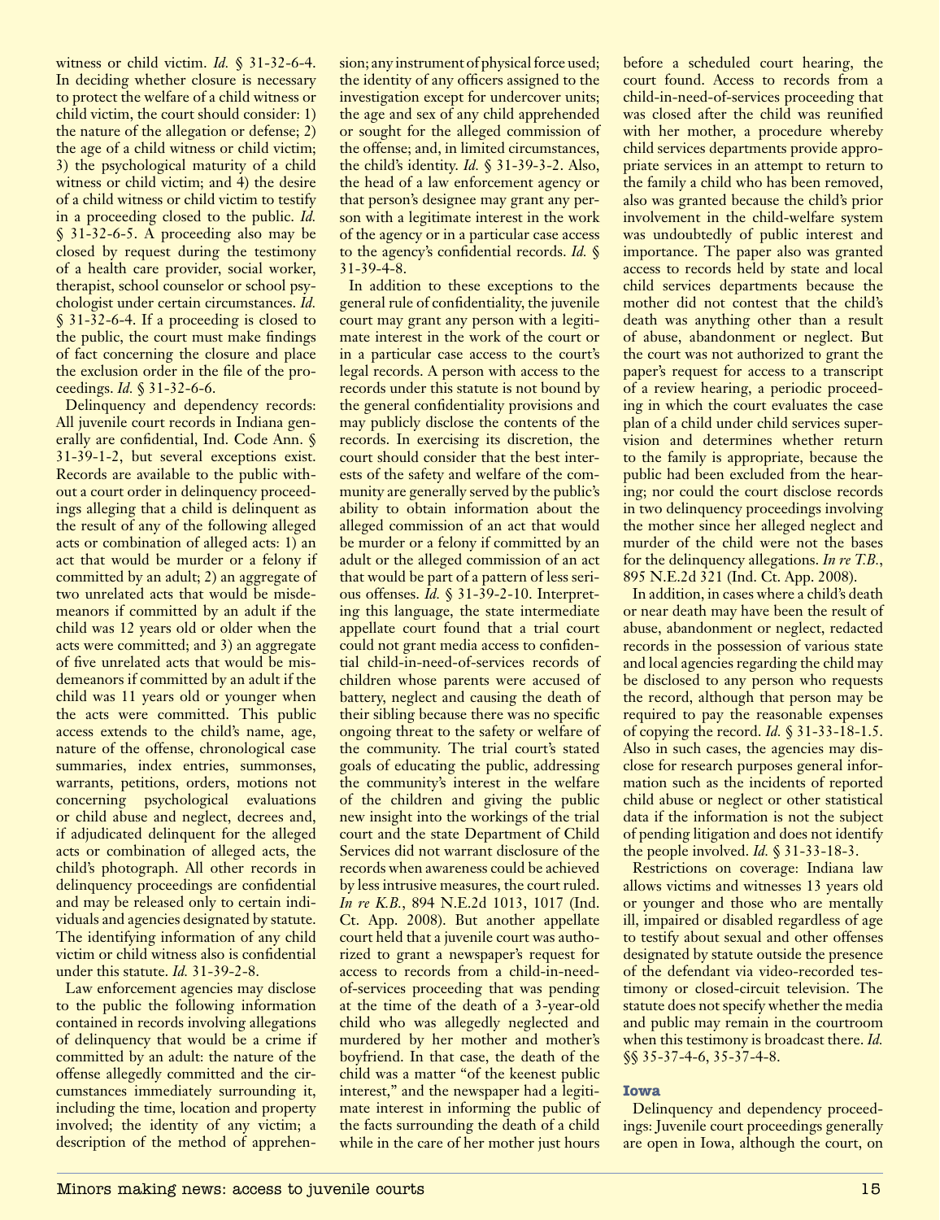witness or child victim. *Id.* § 31-32-6-4. In deciding whether closure is necessary to protect the welfare of a child witness or child victim, the court should consider: 1) the nature of the allegation or defense; 2) the age of a child witness or child victim; 3) the psychological maturity of a child witness or child victim; and 4) the desire of a child witness or child victim to testify in a proceeding closed to the public. *Id.* § 31-32-6-5. A proceeding also may be closed by request during the testimony of a health care provider, social worker, therapist, school counselor or school psychologist under certain circumstances. *Id.* § 31-32-6-4. If a proceeding is closed to the public, the court must make findings of fact concerning the closure and place the exclusion order in the file of the proceedings. *Id.* § 31-32-6-6.

Delinquency and dependency records: All juvenile court records in Indiana generally are confidential, Ind. Code Ann. § 31-39-1-2, but several exceptions exist. Records are available to the public without a court order in delinquency proceedings alleging that a child is delinquent as the result of any of the following alleged acts or combination of alleged acts: 1) an act that would be murder or a felony if committed by an adult; 2) an aggregate of two unrelated acts that would be misdemeanors if committed by an adult if the child was 12 years old or older when the acts were committed; and 3) an aggregate of five unrelated acts that would be misdemeanors if committed by an adult if the child was 11 years old or younger when the acts were committed. This public access extends to the child's name, age, nature of the offense, chronological case summaries, index entries, summonses, warrants, petitions, orders, motions not concerning psychological evaluations or child abuse and neglect, decrees and, if adjudicated delinquent for the alleged acts or combination of alleged acts, the child's photograph. All other records in delinquency proceedings are confidential and may be released only to certain individuals and agencies designated by statute. The identifying information of any child victim or child witness also is confidential under this statute. *Id.* 31-39-2-8.

Law enforcement agencies may disclose to the public the following information contained in records involving allegations of delinquency that would be a crime if committed by an adult: the nature of the offense allegedly committed and the circumstances immediately surrounding it, including the time, location and property involved; the identity of any victim; a description of the method of apprehension; any instrument of physical force used; the identity of any officers assigned to the investigation except for undercover units; the age and sex of any child apprehended or sought for the alleged commission of the offense; and, in limited circumstances, the child's identity. *Id.* § 31-39-3-2. Also, the head of a law enforcement agency or that person's designee may grant any person with a legitimate interest in the work of the agency or in a particular case access to the agency's confidential records. *Id.* § 31-39-4-8.

In addition to these exceptions to the general rule of confidentiality, the juvenile court may grant any person with a legitimate interest in the work of the court or in a particular case access to the court's legal records. A person with access to the records under this statute is not bound by the general confidentiality provisions and may publicly disclose the contents of the records. In exercising its discretion, the court should consider that the best interests of the safety and welfare of the community are generally served by the public's ability to obtain information about the alleged commission of an act that would be murder or a felony if committed by an adult or the alleged commission of an act that would be part of a pattern of less serious offenses. *Id.* § 31-39-2-10. Interpreting this language, the state intermediate appellate court found that a trial court could not grant media access to confidential child-in-need-of-services records of children whose parents were accused of battery, neglect and causing the death of their sibling because there was no specific ongoing threat to the safety or welfare of the community. The trial court's stated goals of educating the public, addressing the community's interest in the welfare of the children and giving the public new insight into the workings of the trial court and the state Department of Child Services did not warrant disclosure of the records when awareness could be achieved by less intrusive measures, the court ruled. *In re K.B.*, 894 N.E.2d 1013, 1017 (Ind. Ct. App. 2008). But another appellate court held that a juvenile court was authorized to grant a newspaper's request for access to records from a child-in-need-of-services proceeding that was pending at the time of the death of a 3-year-old child who was allegedly neglected and murdered by her mother and mother's boyfriend. In that case, the death of the child was a matter "of the keenest public interest," and the newspaper had a legitimate interest in informing the public of the facts surrounding the death of a child while in the care of her mother just hours before a scheduled court hearing, the court found. Access to records from a child-in-need-of-services proceeding that was closed after the child was reunified with her mother, a procedure whereby child services departments provide appropriate services in an attempt to return to the family a child who has been removed, also was granted because the child's prior involvement in the child-welfare system was undoubtedly of public interest and importance. The paper also was granted access to records held by state and local child services departments because the mother did not contest that the child's death was anything other than a result of abuse, abandonment or neglect. But the court was not authorized to grant the paper's request for access to a transcript of a review hearing, a periodic proceeding in which the court evaluates the case plan of a child under child services supervision and determines whether return to the family is appropriate, because the public had been excluded from the hearing; nor could the court disclose records in two delinquency proceedings involving the mother since her alleged neglect and murder of the child were not the bases for the delinquency allegations. *In re T.B.*, 895 N.E.2d 321 (Ind. Ct. App. 2008).

In addition, in cases where a child's death or near death may have been the result of abuse, abandonment or neglect, redacted records in the possession of various state and local agencies regarding the child may be disclosed to any person who requests the record, although that person may be required to pay the reasonable expenses of copying the record. *Id.* § 31-33-18-1.5. Also in such cases, the agencies may disclose for research purposes general information such as the incidents of reported child abuse or neglect or other statistical data if the information is not the subject of pending litigation and does not identify the people involved. *Id.* § 31-33-18-3.

Restrictions on coverage: Indiana law allows victims and witnesses 13 years old or younger and those who are mentally ill, impaired or disabled regardless of age to testify about sexual and other offenses designated by statute outside the presence of the defendant via video-recorded testimony or closed-circuit television. The statute does not specify whether the media and public may remain in the courtroom when this testimony is broadcast there. *Id.* §§ 35-37-4-6, 35-37-4-8.

### Iowa

Delinquency and dependency proceedings: Juvenile court proceedings generally are open in Iowa, although the court, on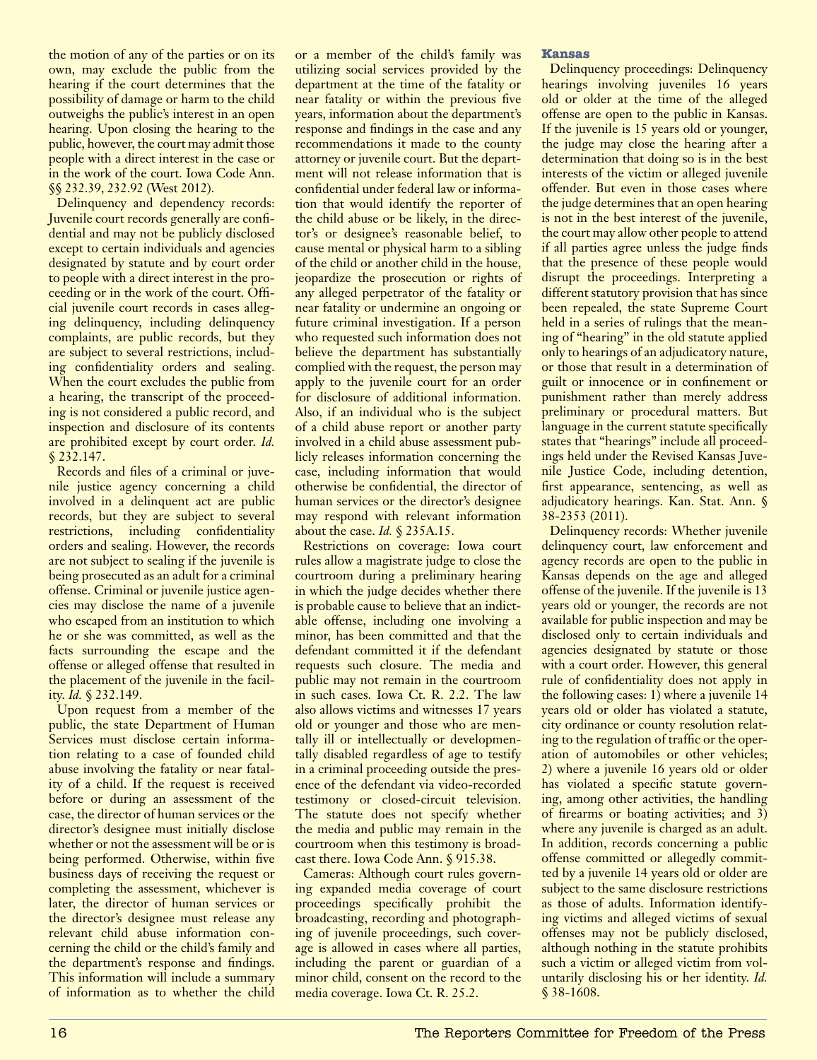the motion of any of the parties or on its own, may exclude the public from the hearing if the court determines that the possibility of damage or harm to the child outweighs the public's interest in an open hearing. Upon closing the hearing to the public, however, the court may admit those people with a direct interest in the case or in the work of the court. Iowa Code Ann. §§ 232.39, 232.92 (West 2012).

Delinquency and dependency records: Juvenile court records generally are confidential and may not be publicly disclosed except to certain individuals and agencies designated by statute and by court order to people with a direct interest in the proceeding or in the work of the court. Official juvenile court records in cases alleging delinquency, including delinquency complaints, are public records, but they are subject to several restrictions, including confidentiality orders and sealing. When the court excludes the public from a hearing, the transcript of the proceeding is not considered a public record, and inspection and disclosure of its contents are prohibited except by court order. *Id.* § 232.147.

Records and files of a criminal or juvenile justice agency concerning a child involved in a delinquent act are public records, but they are subject to several restrictions, including confidentiality orders and sealing. However, the records are not subject to sealing if the juvenile is being prosecuted as an adult for a criminal offense. Criminal or juvenile justice agencies may disclose the name of a juvenile who escaped from an institution to which he or she was committed, as well as the facts surrounding the escape and the offense or alleged offense that resulted in the placement of the juvenile in the facility. *Id.* § 232.149.

Upon request from a member of the public, the state Department of Human Services must disclose certain information relating to a case of founded child abuse involving the fatality or near fatality of a child. If the request is received before or during an assessment of the case, the director of human services or the director's designee must initially disclose whether or not the assessment will be or is being performed. Otherwise, within five business days of receiving the request or completing the assessment, whichever is later, the director of human services or the director's designee must release any relevant child abuse information concerning the child or the child's family and the department's response and findings. This information will include a summary of information as to whether the child or a member of the child's family was utilizing social services provided by the department at the time of the fatality or near fatality or within the previous five years, information about the department's response and findings in the case and any recommendations it made to the county attorney or juvenile court. But the department will not release information that is confidential under federal law or information that would identify the reporter of the child abuse or be likely, in the director's or designee's reasonable belief, to cause mental or physical harm to a sibling of the child or another child in the house, jeopardize the prosecution or rights of any alleged perpetrator of the fatality or near fatality or undermine an ongoing or future criminal investigation. If a person who requested such information does not believe the department has substantially complied with the request, the person may apply to the juvenile court for an order for disclosure of additional information. Also, if an individual who is the subject of a child abuse report or another party involved in a child abuse assessment publicly releases information concerning the case, including information that would otherwise be confidential, the director of human services or the director's designee may respond with relevant information about the case. *Id.* § 235A.15.

Restrictions on coverage: Iowa court rules allow a magistrate judge to close the courtroom during a preliminary hearing in which the judge decides whether there is probable cause to believe that an indictable offense, including one involving a minor, has been committed and that the defendant committed it if the defendant requests such closure. The media and public may not remain in the courtroom in such cases. Iowa Ct. R. 2.2. The law also allows victims and witnesses 17 years old or younger and those who are mentally ill or intellectually or developmentally disabled regardless of age to testify in a criminal proceeding outside the presence of the defendant via video-recorded testimony or closed-circuit television. The statute does not specify whether the media and public may remain in the courtroom when this testimony is broadcast there. Iowa Code Ann. § 915.38.

Cameras: Although court rules governing expanded media coverage of court proceedings specifically prohibit the broadcasting, recording and photographing of juvenile proceedings, such coverage is allowed in cases where all parties, including the parent or guardian of a minor child, consent on the record to the media coverage. Iowa Ct. R. 25.2.

### Kansas

Delinquency proceedings: Delinquency hearings involving juveniles 16 years old or older at the time of the alleged offense are open to the public in Kansas. If the juvenile is 15 years old or younger, the judge may close the hearing after a determination that doing so is in the best interests of the victim or alleged juvenile offender. But even in those cases where the judge determines that an open hearing is not in the best interest of the juvenile, the court may allow other people to attend if all parties agree unless the judge finds that the presence of those people would disrupt the proceedings. Interpreting a different statutory provision that has since been repealed, the state Supreme Court held in a series of rulings that the meaning of "hearing" in the old statute applied only to hearings of an adjudicatory nature, or those that result in a determination of guilt or innocence or in confinement or punishment rather than merely address preliminary or procedural matters. But language in the current statute specifically states that "hearings" include all proceedings held under the Revised Kansas Juvenile Justice Code, including detention, first appearance, sentencing, as well as adjudicatory hearings. Kan. Stat. Ann. § 38-2353 (2011).

Delinquency records: Whether juvenile delinquency court, law enforcement and agency records are open to the public in Kansas depends on the age and alleged offense of the juvenile. If the juvenile is 13 years old or younger, the records are not available for public inspection and may be disclosed only to certain individuals and agencies designated by statute or those with a court order. However, this general rule of confidentiality does not apply in the following cases: 1) where a juvenile 14 years old or older has violated a statute, city ordinance or county resolution relating to the regulation of traffic or the operation of automobiles or other vehicles; 2) where a juvenile 16 years old or older has violated a specific statute governing, among other activities, the handling of firearms or boating activities; and 3) where any juvenile is charged as an adult. In addition, records concerning a public offense committed or allegedly committed by a juvenile 14 years old or older are subject to the same disclosure restrictions as those of adults. Information identifying victims and alleged victims of sexual offenses may not be publicly disclosed, although nothing in the statute prohibits such a victim or alleged victim from voluntarily disclosing his or her identity. *Id.* § 38-1608.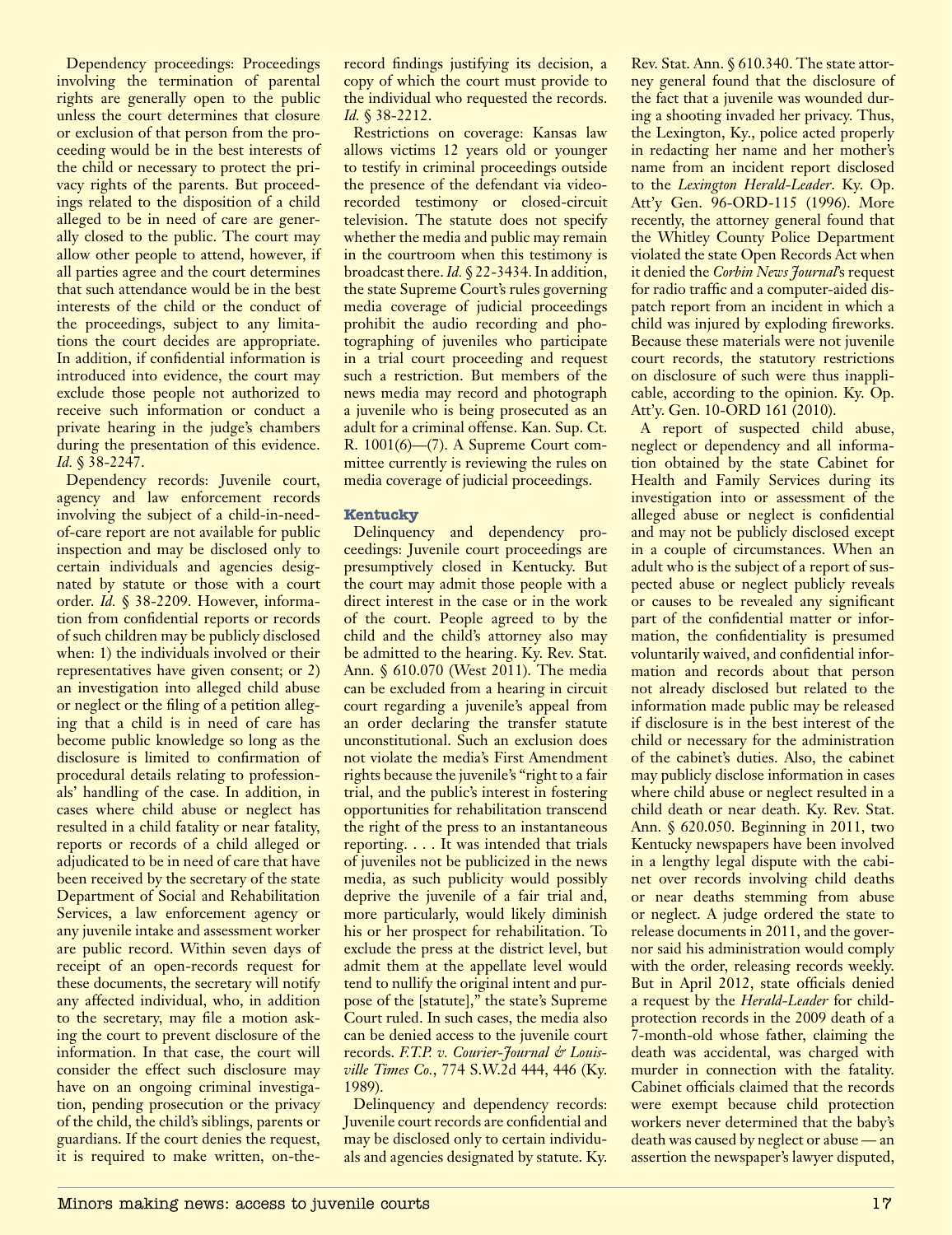Dependency proceedings: Proceedings involving the termination of parental rights are generally open to the public unless the court determines that closure or exclusion of that person from the proceeding would be in the best interests of the child or necessary to protect the privacy rights of the parents. But proceedings related to the disposition of a child alleged to be in need of care are generally closed to the public. The court may allow other people to attend, however, if all parties agree and the court determines that such attendance would be in the best interests of the child or the conduct of the proceedings, subject to any limitations the court decides are appropriate. In addition, if confidential information is introduced into evidence, the court may exclude those people not authorized to receive such information or conduct a private hearing in the judge's chambers during the presentation of this evidence. *Id.* § 38-2247.

Dependency records: Juvenile court, agency and law enforcement records involving the subject of a child-in-need-of-care report are not available for public inspection and may be disclosed only to certain individuals and agencies designated by statute or those with a court order. *Id.* § 38-2209. However, information from confidential reports or records of such children may be publicly disclosed when: 1) the individuals involved or their representatives have given consent; or 2) an investigation into alleged child abuse or neglect or the filing of a petition alleging that a child is in need of care has become public knowledge so long as the disclosure is limited to confirmation of procedural details relating to professionals' handling of the case. In addition, in cases where child abuse or neglect has resulted in a child fatality or near fatality, reports or records of a child alleged or adjudicated to be in need of care that have been received by the secretary of the state Department of Social and Rehabilitation Services, a law enforcement agency or any juvenile intake and assessment worker are public record. Within seven days of receipt of an open-records request for these documents, the secretary will notify any affected individual, who, in addition to the secretary, may file a motion asking the court to prevent disclosure of the information. In that case, the court will consider the effect such disclosure may have on an ongoing criminal investigation, pending prosecution or the privacy of the child, the child's siblings, parents or guardians. If the court denies the request, it is required to make written, on-the-record findings justifying its decision, a copy of which the court must provide to the individual who requested the records. *Id.* § 38-2212.

Restrictions on coverage: Kansas law allows victims 12 years old or younger to testify in criminal proceedings outside the presence of the defendant via video-recorded testimony or closed-circuit television. The statute does not specify whether the media and public may remain in the courtroom when this testimony is broadcast there. *Id.* § 22-3434. In addition, the state Supreme Court's rules governing media coverage of judicial proceedings prohibit the audio recording and photographing of juveniles who participate in a trial court proceeding and request such a restriction. But members of the news media may record and photograph a juvenile who is being prosecuted as an adult for a criminal offense. Kan. Sup. Ct. R. 1001(6)—(7). A Supreme Court committee currently is reviewing the rules on media coverage of judicial proceedings.

## Kentucky

Delinquency and dependency proceedings: Juvenile court proceedings are presumptively closed in Kentucky. But the court may admit those people with a direct interest in the case or in the work of the court. People agreed to by the child and the child's attorney also may be admitted to the hearing. Ky. Rev. Stat. Ann. § 610.070 (West 2011). The media can be excluded from a hearing in circuit court regarding a juvenile's appeal from an order declaring the transfer statute unconstitutional. Such an exclusion does not violate the media's First Amendment rights because the juvenile's "right to a fair trial, and the public's interest in fostering opportunities for rehabilitation transcend the right of the press to an instantaneous reporting. . . . It was intended that trials of juveniles not be publicized in the news media, as such publicity would possibly deprive the juvenile of a fair trial and, more particularly, would likely diminish his or her prospect for rehabilitation. To exclude the press at the district level, but admit them at the appellate level would tend to nullify the original intent and purpose of the [statute]," the state's Supreme Court ruled. In such cases, the media also can be denied access to the juvenile court records. *F.T.P. v. Courier-Journal & Louisville Times Co.*, 774 S.W.2d 444, 446 (Ky. 1989).

Delinquency and dependency records: Juvenile court records are confidential and may be disclosed only to certain individuals and agencies designated by statute. Ky. Rev. Stat. Ann. § 610.340. The state attorney general found that the disclosure of the fact that a juvenile was wounded during a shooting invaded her privacy. Thus, the Lexington, Ky., police acted properly in redacting her name and her mother's name from an incident report disclosed to the *Lexington Herald-Leader*. Ky. Op. Att'y Gen. 96-ORD-115 (1996). More recently, the attorney general found that the Whitley County Police Department violated the state Open Records Act when it denied the *Corbin News Journal*'s request for radio traffic and a computer-aided dispatch report from an incident in which a child was injured by exploding fireworks. Because these materials were not juvenile court records, the statutory restrictions on disclosure of such were thus inapplicable, according to the opinion. Ky. Op. Att'y. Gen. 10-ORD 161 (2010).

A report of suspected child abuse, neglect or dependency and all information obtained by the state Cabinet for Health and Family Services during its investigation into or assessment of the alleged abuse or neglect is confidential and may not be publicly disclosed except in a couple of circumstances. When an adult who is the subject of a report of suspected abuse or neglect publicly reveals or causes to be revealed any significant part of the confidential matter or information, the confidentiality is presumed voluntarily waived, and confidential information and records about that person not already disclosed but related to the information made public may be released if disclosure is in the best interest of the child or necessary for the administration of the cabinet's duties. Also, the cabinet may publicly disclose information in cases where child abuse or neglect resulted in a child death or near death. Ky. Rev. Stat. Ann. § 620.050. Beginning in 2011, two Kentucky newspapers have been involved in a lengthy legal dispute with the cabinet over records involving child deaths or near deaths stemming from abuse or neglect. A judge ordered the state to release documents in 2011, and the governor said his administration would comply with the order, releasing records weekly. But in April 2012, state officials denied a request by the *Herald-Leader* for child-protection records in the 2009 death of a 7-month-old whose father, claiming the death was accidental, was charged with murder in connection with the fatality. Cabinet officials claimed that the records were exempt because child protection workers never determined that the baby's death was caused by neglect or abuse — an assertion the newspaper's lawyer disputed,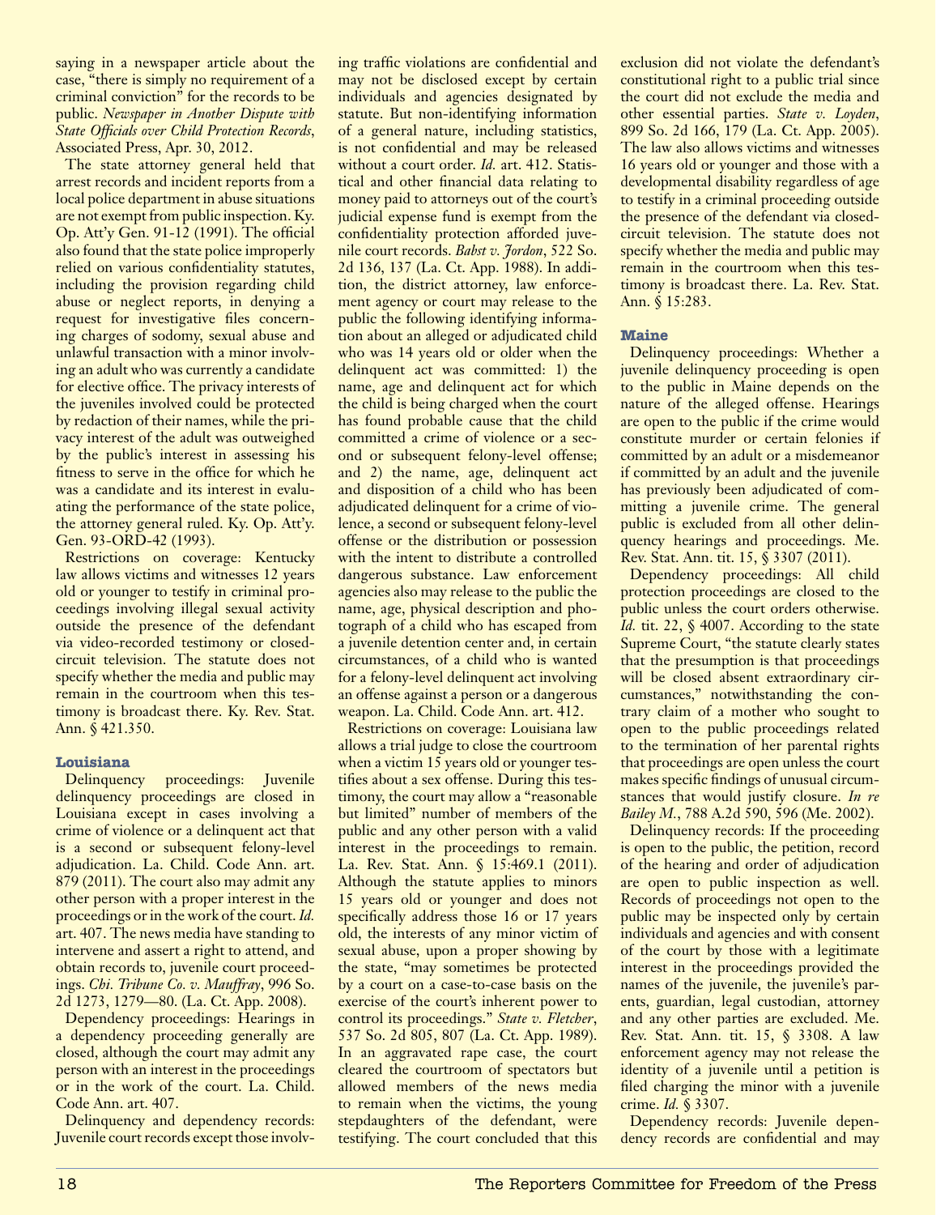saying in a newspaper article about the case, "there is simply no requirement of a criminal conviction" for the records to be public. *Newspaper in Another Dispute with State Officials over Child Protection Records*, Associated Press, Apr. 30, 2012.

The state attorney general held that arrest records and incident reports from a local police department in abuse situations are not exempt from public inspection. Ky. Op. Att'y Gen. 91-12 (1991). The official also found that the state police improperly relied on various confidentiality statutes, including the provision regarding child abuse or neglect reports, in denying a request for investigative files concerning charges of sodomy, sexual abuse and unlawful transaction with a minor involving an adult who was currently a candidate for elective office. The privacy interests of the juveniles involved could be protected by redaction of their names, while the privacy interest of the adult was outweighed by the public's interest in assessing his fitness to serve in the office for which he was a candidate and its interest in evaluating the performance of the state police, the attorney general ruled. Ky. Op. Att'y. Gen. 93-ORD-42 (1993).

Restrictions on coverage: Kentucky law allows victims and witnesses 12 years old or younger to testify in criminal proceedings involving illegal sexual activity outside the presence of the defendant via video-recorded testimony or closed-circuit television. The statute does not specify whether the media and public may remain in the courtroom when this testimony is broadcast there. Ky. Rev. Stat. Ann. § 421.350.

### Louisiana

Delinquency proceedings: Juvenile delinquency proceedings are closed in Louisiana except in cases involving a crime of violence or a delinquent act that is a second or subsequent felony-level adjudication. La. Child. Code Ann. art. 879 (2011). The court also may admit any other person with a proper interest in the proceedings or in the work of the court. *Id.* art. 407. The news media have standing to intervene and assert a right to attend, and obtain records to, juvenile court proceedings. *Chi. Tribune Co. v. Mauffray*, 996 So. 2d 1273, 1279—80. (La. Ct. App. 2008).

Dependency proceedings: Hearings in a dependency proceeding generally are closed, although the court may admit any person with an interest in the proceedings or in the work of the court. La. Child. Code Ann. art. 407.

Delinquency and dependency records: Juvenile court records except those involving traffic violations are confidential and may not be disclosed except by certain individuals and agencies designated by statute. But non-identifying information of a general nature, including statistics, is not confidential and may be released without a court order. *Id.* art. 412. Statistical and other financial data relating to money paid to attorneys out of the court's judicial expense fund is exempt from the confidentiality protection afforded juvenile court records. *Babst v. Jordon*, 522 So. 2d 136, 137 (La. Ct. App. 1988). In addition, the district attorney, law enforcement agency or court may release to the public the following identifying information about an alleged or adjudicated child who was 14 years old or older when the delinquent act was committed: 1) the name, age and delinquent act for which the child is being charged when the court has found probable cause that the child committed a crime of violence or a second or subsequent felony-level offense; and 2) the name, age, delinquent act and disposition of a child who has been adjudicated delinquent for a crime of violence, a second or subsequent felony-level offense or the distribution or possession with the intent to distribute a controlled dangerous substance. Law enforcement agencies also may release to the public the name, age, physical description and photograph of a child who has escaped from a juvenile detention center and, in certain circumstances, of a child who is wanted for a felony-level delinquent act involving an offense against a person or a dangerous weapon. La. Child. Code Ann. art. 412.

Restrictions on coverage: Louisiana law allows a trial judge to close the courtroom when a victim 15 years old or younger testifies about a sex offense. During this testimony, the court may allow a "reasonable but limited" number of members of the public and any other person with a valid interest in the proceedings to remain. La. Rev. Stat. Ann. § 15:469.1 (2011). Although the statute applies to minors 15 years old or younger and does not specifically address those 16 or 17 years old, the interests of any minor victim of sexual abuse, upon a proper showing by the state, "may sometimes be protected by a court on a case-to-case basis on the exercise of the court's inherent power to control its proceedings." *State v. Fletcher*, 537 So. 2d 805, 807 (La. Ct. App. 1989). In an aggravated rape case, the court cleared the courtroom of spectators but allowed members of the news media to remain when the victims, the young stepdaughters of the defendant, were testifying. The court concluded that this exclusion did not violate the defendant's constitutional right to a public trial since the court did not exclude the media and other essential parties. *State v. Loyden*, 899 So. 2d 166, 179 (La. Ct. App. 2005). The law also allows victims and witnesses 16 years old or younger and those with a developmental disability regardless of age to testify in a criminal proceeding outside the presence of the defendant via closed-circuit television. The statute does not specify whether the media and public may remain in the courtroom when this testimony is broadcast there. La. Rev. Stat. Ann. § 15:283.

### Maine

Delinquency proceedings: Whether a juvenile delinquency proceeding is open to the public in Maine depends on the nature of the alleged offense. Hearings are open to the public if the crime would constitute murder or certain felonies if committed by an adult or a misdemeanor if committed by an adult and the juvenile has previously been adjudicated of committing a juvenile crime. The general public is excluded from all other delinquency hearings and proceedings. Me. Rev. Stat. Ann. tit. 15, § 3307 (2011).

Dependency proceedings: All child protection proceedings are closed to the public unless the court orders otherwise. *Id.* tit. 22, § 4007. According to the state Supreme Court, "the statute clearly states that the presumption is that proceedings will be closed absent extraordinary circumstances," notwithstanding the contrary claim of a mother who sought to open to the public proceedings related to the termination of her parental rights that proceedings are open unless the court makes specific findings of unusual circumstances that would justify closure. *In re Bailey M.*, 788 A.2d 590, 596 (Me. 2002).

Delinquency records: If the proceeding is open to the public, the petition, record of the hearing and order of adjudication are open to public inspection as well. Records of proceedings not open to the public may be inspected only by certain individuals and agencies and with consent of the court by those with a legitimate interest in the proceedings provided the names of the juvenile, the juvenile's parents, guardian, legal custodian, attorney and any other parties are excluded. Me. Rev. Stat. Ann. tit. 15, § 3308. A law enforcement agency may not release the identity of a juvenile until a petition is filed charging the minor with a juvenile crime. *Id.* § 3307.

Dependency records: Juvenile dependency records are confidential and may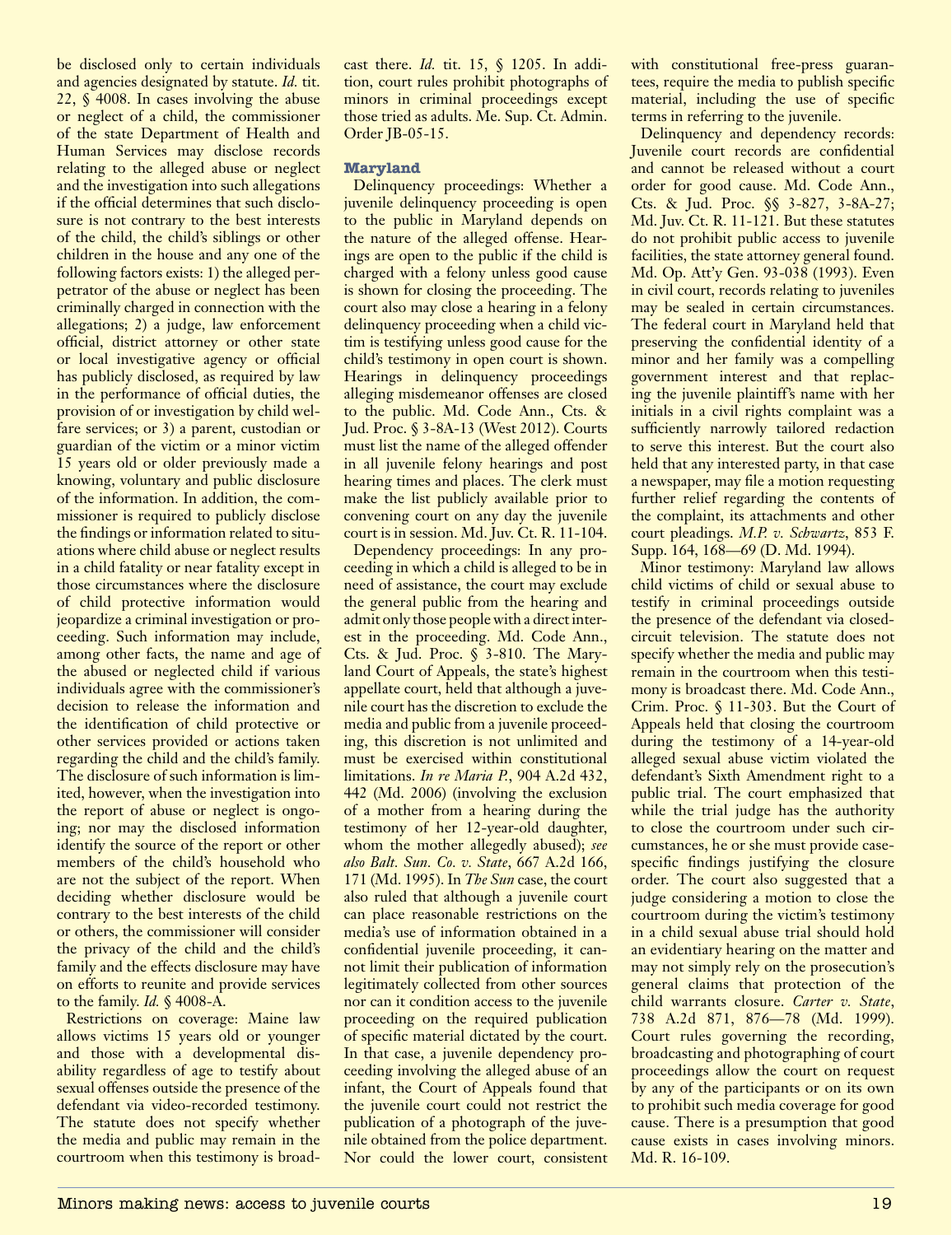be disclosed only to certain individuals and agencies designated by statute. *Id.* tit. 22, § 4008. In cases involving the abuse or neglect of a child, the commissioner of the state Department of Health and Human Services may disclose records relating to the alleged abuse or neglect and the investigation into such allegations if the official determines that such disclosure is not contrary to the best interests of the child, the child's siblings or other children in the house and any one of the following factors exists: 1) the alleged perpetrator of the abuse or neglect has been criminally charged in connection with the allegations; 2) a judge, law enforcement official, district attorney or other state or local investigative agency or official has publicly disclosed, as required by law in the performance of official duties, the provision of or investigation by child welfare services; or 3) a parent, custodian or guardian of the victim or a minor victim 15 years old or older previously made a knowing, voluntary and public disclosure of the information. In addition, the commissioner is required to publicly disclose the findings or information related to situations where child abuse or neglect results in a child fatality or near fatality except in those circumstances where the disclosure of child protective information would jeopardize a criminal investigation or proceeding. Such information may include, among other facts, the name and age of the abused or neglected child if various individuals agree with the commissioner's decision to release the information and the identification of child protective or other services provided or actions taken regarding the child and the child's family. The disclosure of such information is limited, however, when the investigation into the report of abuse or neglect is ongoing; nor may the disclosed information identify the source of the report or other members of the child's household who are not the subject of the report. When deciding whether disclosure would be contrary to the best interests of the child or others, the commissioner will consider the privacy of the child and the child's family and the effects disclosure may have on efforts to reunite and provide services to the family. *Id.* § 4008-A.

Restrictions on coverage: Maine law allows victims 15 years old or younger and those with a developmental disability regardless of age to testify about sexual offenses outside the presence of the defendant via video-recorded testimony. The statute does not specify whether the media and public may remain in the courtroom when this testimony is broadcast there. *Id.* tit. 15, § 1205. In addition, court rules prohibit photographs of minors in criminal proceedings except those tried as adults. Me. Sup. Ct. Admin. Order JB-05-15.

### Maryland

Delinquency proceedings: Whether a juvenile delinquency proceeding is open to the public in Maryland depends on the nature of the alleged offense. Hearings are open to the public if the child is charged with a felony unless good cause is shown for closing the proceeding. The court also may close a hearing in a felony delinquency proceeding when a child victim is testifying unless good cause for the child's testimony in open court is shown. Hearings in delinquency proceedings alleging misdemeanor offenses are closed to the public. Md. Code Ann., Cts. & Jud. Proc. § 3-8A-13 (West 2012). Courts must list the name of the alleged offender in all juvenile felony hearings and post hearing times and places. The clerk must make the list publicly available prior to convening court on any day the juvenile court is in session. Md. Juv. Ct. R. 11-104.

Dependency proceedings: In any proceeding in which a child is alleged to be in need of assistance, the court may exclude the general public from the hearing and admit only those people with a direct interest in the proceeding. Md. Code Ann., Cts. & Jud. Proc. § 3-810. The Maryland Court of Appeals, the state's highest appellate court, held that although a juvenile court has the discretion to exclude the media and public from a juvenile proceeding, this discretion is not unlimited and must be exercised within constitutional limitations. *In re Maria P.*, 904 A.2d 432, 442 (Md. 2006) (involving the exclusion of a mother from a hearing during the testimony of her 12-year-old daughter, whom the mother allegedly abused); *see also Balt. Sun. Co. v. State*, 667 A.2d 166, 171 (Md. 1995). In *The Sun* case, the court also ruled that although a juvenile court can place reasonable restrictions on the media's use of information obtained in a confidential juvenile proceeding, it cannot limit their publication of information legitimately collected from other sources nor can it condition access to the juvenile proceeding on the required publication of specific material dictated by the court. In that case, a juvenile dependency proceeding involving the alleged abuse of an infant, the Court of Appeals found that the juvenile court could not restrict the publication of a photograph of the juvenile obtained from the police department. Nor could the lower court, consistent with constitutional free-press guarantees, require the media to publish specific material, including the use of specific terms in referring to the juvenile.

Delinquency and dependency records: Juvenile court records are confidential and cannot be released without a court order for good cause. Md. Code Ann., Cts. & Jud. Proc. §§ 3-827, 3-8A-27; Md. Juv. Ct. R. 11-121. But these statutes do not prohibit public access to juvenile facilities, the state attorney general found. Md. Op. Att'y Gen. 93-038 (1993). Even in civil court, records relating to juveniles may be sealed in certain circumstances. The federal court in Maryland held that preserving the confidential identity of a minor and her family was a compelling government interest and that replacing the juvenile plaintiff's name with her initials in a civil rights complaint was a sufficiently narrowly tailored redaction to serve this interest. But the court also held that any interested party, in that case a newspaper, may file a motion requesting further relief regarding the contents of the complaint, its attachments and other court pleadings. *M.P. v. Schwartz*, 853 F. Supp. 164, 168—69 (D. Md. 1994).

Minor testimony: Maryland law allows child victims of child or sexual abuse to testify in criminal proceedings outside the presence of the defendant via closed-circuit television. The statute does not specify whether the media and public may remain in the courtroom when this testimony is broadcast there. Md. Code Ann., Crim. Proc. § 11-303. But the Court of Appeals held that closing the courtroom during the testimony of a 14-year-old alleged sexual abuse victim violated the defendant's Sixth Amendment right to a public trial. The court emphasized that while the trial judge has the authority to close the courtroom under such circumstances, he or she must provide case-specific findings justifying the closure order. The court also suggested that a judge considering a motion to close the courtroom during the victim's testimony in a child sexual abuse trial should hold an evidentiary hearing on the matter and may not simply rely on the prosecution's general claims that protection of the child warrants closure. *Carter v. State*, 738 A.2d 871, 876—78 (Md. 1999). Court rules governing the recording, broadcasting and photographing of court proceedings allow the court on request by any of the participants or on its own to prohibit such media coverage for good cause. There is a presumption that good cause exists in cases involving minors. Md. R. 16-109.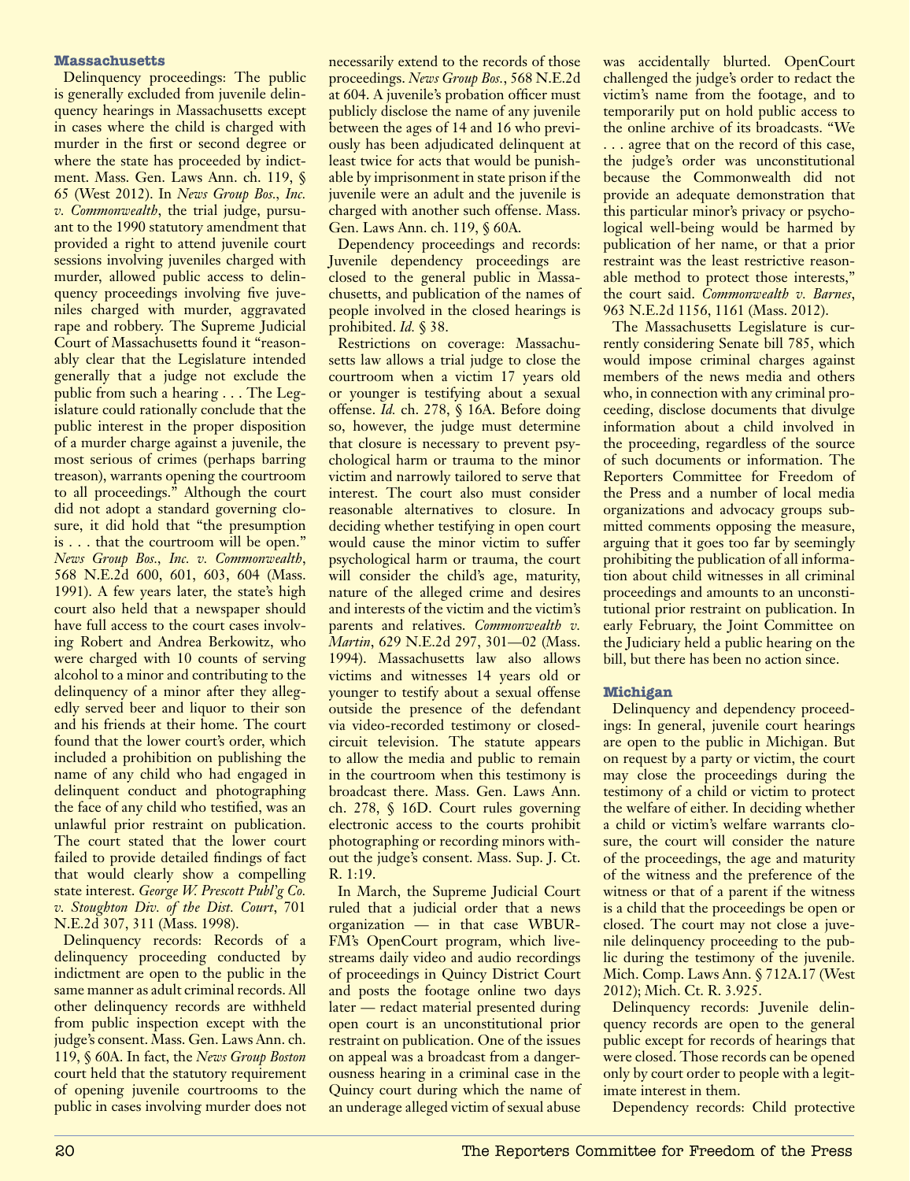### Massachusetts

Delinquency proceedings: The public is generally excluded from juvenile delinquency hearings in Massachusetts except in cases where the child is charged with murder in the first or second degree or where the state has proceeded by indictment. Mass. Gen. Laws Ann. ch. 119, § 65 (West 2012). In *News Group Bos., Inc. v. Commonwealth*, the trial judge, pursuant to the 1990 statutory amendment that provided a right to attend juvenile court sessions involving juveniles charged with murder, allowed public access to delinquency proceedings involving five juveniles charged with murder, aggravated rape and robbery. The Supreme Judicial Court of Massachusetts found it "reasonably clear that the Legislature intended generally that a judge not exclude the public from such a hearing . . . The Legislature could rationally conclude that the public interest in the proper disposition of a murder charge against a juvenile, the most serious of crimes (perhaps barring treason), warrants opening the courtroom to all proceedings." Although the court did not adopt a standard governing closure, it did hold that "the presumption is . . . that the courtroom will be open." *News Group Bos., Inc. v. Commonwealth*, 568 N.E.2d 600, 601, 603, 604 (Mass. 1991). A few years later, the state's high court also held that a newspaper should have full access to the court cases involving Robert and Andrea Berkowitz, who were charged with 10 counts of serving alcohol to a minor and contributing to the delinquency of a minor after they allegedly served beer and liquor to their son and his friends at their home. The court found that the lower court's order, which included a prohibition on publishing the name of any child who had engaged in delinquent conduct and photographing the face of any child who testified, was an unlawful prior restraint on publication. The court stated that the lower court failed to provide detailed findings of fact that would clearly show a compelling state interest. *George W. Prescott Publ'g Co. v. Stoughton Div. of the Dist. Court*, 701 N.E.2d 307, 311 (Mass. 1998).

Delinquency records: Records of a delinquency proceeding conducted by indictment are open to the public in the same manner as adult criminal records. All other delinquency records are withheld from public inspection except with the judge's consent. Mass. Gen. Laws Ann. ch. 119, § 60A. In fact, the *News Group Boston* court held that the statutory requirement of opening juvenile courtrooms to the public in cases involving murder does not necessarily extend to the records of those proceedings. *News Group Bos.*, 568 N.E.2d at 604. A juvenile's probation officer must publicly disclose the name of any juvenile between the ages of 14 and 16 who previously has been adjudicated delinquent at least twice for acts that would be punishable by imprisonment in state prison if the juvenile were an adult and the juvenile is charged with another such offense. Mass. Gen. Laws Ann. ch. 119, § 60A.

Dependency proceedings and records: Juvenile dependency proceedings are closed to the general public in Massachusetts, and publication of the names of people involved in the closed hearings is prohibited. *Id.* § 38.

Restrictions on coverage: Massachusetts law allows a trial judge to close the courtroom when a victim 17 years old or younger is testifying about a sexual offense. *Id.* ch. 278, § 16A. Before doing so, however, the judge must determine that closure is necessary to prevent psychological harm or trauma to the minor victim and narrowly tailored to serve that interest. The court also must consider reasonable alternatives to closure. In deciding whether testifying in open court would cause the minor victim to suffer psychological harm or trauma, the court will consider the child's age, maturity, nature of the alleged crime and desires and interests of the victim and the victim's parents and relatives. *Commonwealth v. Martin*, 629 N.E.2d 297, 301—02 (Mass. 1994). Massachusetts law also allows victims and witnesses 14 years old or younger to testify about a sexual offense outside the presence of the defendant via video-recorded testimony or closed-circuit television. The statute appears to allow the media and public to remain in the courtroom when this testimony is broadcast there. Mass. Gen. Laws Ann. ch. 278, § 16D. Court rules governing electronic access to the courts prohibit photographing or recording minors without the judge's consent. Mass. Sup. J. Ct. R. 1:19.

In March, the Supreme Judicial Court ruled that a judicial order that a news organization — in that case WBUR-FM's OpenCourt program, which live-streams daily video and audio recordings of proceedings in Quincy District Court and posts the footage online two days later — redact material presented during open court is an unconstitutional prior restraint on publication. One of the issues on appeal was a broadcast from a dangerousness hearing in a criminal case in the Quincy court during which the name of an underage alleged victim of sexual abuse was accidentally blurted. OpenCourt challenged the judge's order to redact the victim's name from the footage, and to temporarily put on hold public access to the online archive of its broadcasts. "We . . . agree that on the record of this case, the judge's order was unconstitutional because the Commonwealth did not provide an adequate demonstration that this particular minor's privacy or psychological well-being would be harmed by publication of her name, or that a prior restraint was the least restrictive reasonable method to protect those interests," the court said. *Commonwealth v. Barnes*, 963 N.E.2d 1156, 1161 (Mass. 2012).

The Massachusetts Legislature is currently considering Senate bill 785, which would impose criminal charges against members of the news media and others who, in connection with any criminal proceeding, disclose documents that divulge information about a child involved in the proceeding, regardless of the source of such documents or information. The Reporters Committee for Freedom of the Press and a number of local media organizations and advocacy groups submitted comments opposing the measure, arguing that it goes too far by seemingly prohibiting the publication of all information about child witnesses in all criminal proceedings and amounts to an unconstitutional prior restraint on publication. In early February, the Joint Committee on the Judiciary held a public hearing on the bill, but there has been no action since.

### Michigan

Delinquency and dependency proceedings: In general, juvenile court hearings are open to the public in Michigan. But on request by a party or victim, the court may close the proceedings during the testimony of a child or victim to protect the welfare of either. In deciding whether a child or victim's welfare warrants closure, the court will consider the nature of the proceedings, the age and maturity of the witness and the preference of the witness or that of a parent if the witness is a child that the proceedings be open or closed. The court may not close a juvenile delinquency proceeding to the public during the testimony of the juvenile. Mich. Comp. Laws Ann. § 712A.17 (West 2012); Mich. Ct. R. 3.925.

Delinquency records: Juvenile delinquency records are open to the general public except for records of hearings that were closed. Those records can be opened only by court order to people with a legitimate interest in them.

Dependency records: Child protective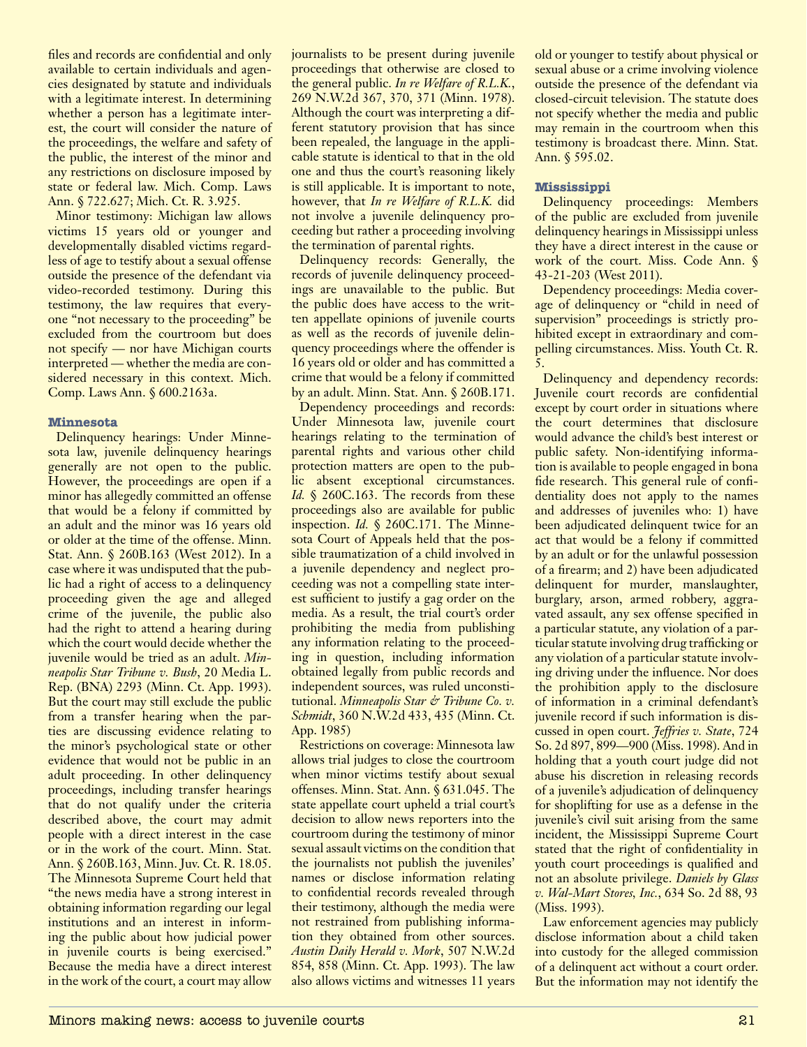files and records are confidential and only available to certain individuals and agencies designated by statute and individuals with a legitimate interest. In determining whether a person has a legitimate interest, the court will consider the nature of the proceedings, the welfare and safety of the public, the interest of the minor and any restrictions on disclosure imposed by state or federal law. Mich. Comp. Laws Ann. § 722.627; Mich. Ct. R. 3.925.

Minor testimony: Michigan law allows victims 15 years old or younger and developmentally disabled victims regardless of age to testify about a sexual offense outside the presence of the defendant via video-recorded testimony. During this testimony, the law requires that everyone "not necessary to the proceeding" be excluded from the courtroom but does not specify — nor have Michigan courts interpreted — whether the media are considered necessary in this context. Mich. Comp. Laws Ann. § 600.2163a.

### Minnesota

Delinquency hearings: Under Minnesota law, juvenile delinquency hearings generally are not open to the public. However, the proceedings are open if a minor has allegedly committed an offense that would be a felony if committed by an adult and the minor was 16 years old or older at the time of the offense. Minn. Stat. Ann. § 260B.163 (West 2012). In a case where it was undisputed that the public had a right of access to a delinquency proceeding given the age and alleged crime of the juvenile, the public also had the right to attend a hearing during which the court would decide whether the juvenile would be tried as an adult. *Minneapolis Star Tribune v. Bush*, 20 Media L. Rep. (BNA) 2293 (Minn. Ct. App. 1993). But the court may still exclude the public from a transfer hearing when the parties are discussing evidence relating to the minor's psychological state or other evidence that would not be public in an adult proceeding. In other delinquency proceedings, including transfer hearings that do not qualify under the criteria described above, the court may admit people with a direct interest in the case or in the work of the court. Minn. Stat. Ann. § 260B.163, Minn. Juv. Ct. R. 18.05. The Minnesota Supreme Court held that "the news media have a strong interest in obtaining information regarding our legal institutions and an interest in informing the public about how judicial power in juvenile courts is being exercised." Because the media have a direct interest in the work of the court, a court may allow journalists to be present during juvenile proceedings that otherwise are closed to the general public. *In re Welfare of R.L.K.*, 269 N.W.2d 367, 370, 371 (Minn. 1978). Although the court was interpreting a different statutory provision that has since been repealed, the language in the applicable statute is identical to that in the old one and thus the court's reasoning likely is still applicable. It is important to note, however, that *In re Welfare of R.L.K.* did not involve a juvenile delinquency proceeding but rather a proceeding involving the termination of parental rights.

Delinquency records: Generally, the records of juvenile delinquency proceedings are unavailable to the public. But the public does have access to the written appellate opinions of juvenile courts as well as the records of juvenile delinquency proceedings where the offender is 16 years old or older and has committed a crime that would be a felony if committed by an adult. Minn. Stat. Ann. § 260B.171.

Dependency proceedings and records: Under Minnesota law, juvenile court hearings relating to the termination of parental rights and various other child protection matters are open to the public absent exceptional circumstances. *Id.* § 260C.163. The records from these proceedings also are available for public inspection. *Id.* § 260C.171. The Minnesota Court of Appeals held that the possible traumatization of a child involved in a juvenile dependency and neglect proceeding was not a compelling state interest sufficient to justify a gag order on the media. As a result, the trial court's order prohibiting the media from publishing any information relating to the proceeding in question, including information obtained legally from public records and independent sources, was ruled unconstitutional. *Minneapolis Star & Tribune Co. v. Schmidt*, 360 N.W.2d 433, 435 (Minn. Ct. App. 1985)

Restrictions on coverage: Minnesota law allows trial judges to close the courtroom when minor victims testify about sexual offenses. Minn. Stat. Ann. § 631.045. The state appellate court upheld a trial court's decision to allow news reporters into the courtroom during the testimony of minor sexual assault victims on the condition that the journalists not publish the juveniles' names or disclose information relating to confidential records revealed through their testimony, although the media were not restrained from publishing information they obtained from other sources. *Austin Daily Herald v. Mork*, 507 N.W.2d 854, 858 (Minn. Ct. App. 1993). The law also allows victims and witnesses 11 years old or younger to testify about physical or sexual abuse or a crime involving violence outside the presence of the defendant via closed-circuit television. The statute does not specify whether the media and public may remain in the courtroom when this testimony is broadcast there. Minn. Stat. Ann. § 595.02.

### Mississippi

Delinquency proceedings: Members of the public are excluded from juvenile delinquency hearings in Mississippi unless they have a direct interest in the cause or work of the court. Miss. Code Ann. § 43-21-203 (West 2011).

Dependency proceedings: Media coverage of delinquency or "child in need of supervision" proceedings is strictly prohibited except in extraordinary and compelling circumstances. Miss. Youth Ct. R. 5.

Delinquency and dependency records: Juvenile court records are confidential except by court order in situations where the court determines that disclosure would advance the child's best interest or public safety. Non-identifying information is available to people engaged in bona fide research. This general rule of confidentiality does not apply to the names and addresses of juveniles who: 1) have been adjudicated delinquent twice for an act that would be a felony if committed by an adult or for the unlawful possession of a firearm; and 2) have been adjudicated delinquent for murder, manslaughter, burglary, arson, armed robbery, aggravated assault, any sex offense specified in a particular statute, any violation of a particular statute involving drug trafficking or any violation of a particular statute involving driving under the influence. Nor does the prohibition apply to the disclosure of information in a criminal defendant's juvenile record if such information is discussed in open court. *Jeffries v. State*, 724 So. 2d 897, 899—900 (Miss. 1998). And in holding that a youth court judge did not abuse his discretion in releasing records of a juvenile's adjudication of delinquency for shoplifting for use as a defense in the juvenile's civil suit arising from the same incident, the Mississippi Supreme Court stated that the right of confidentiality in youth court proceedings is qualified and not an absolute privilege. *Daniels by Glass v. Wal-Mart Stores, Inc.*, 634 So. 2d 88, 93 (Miss. 1993).

Law enforcement agencies may publicly disclose information about a child taken into custody for the alleged commission of a delinquent act without a court order. But the information may not identify the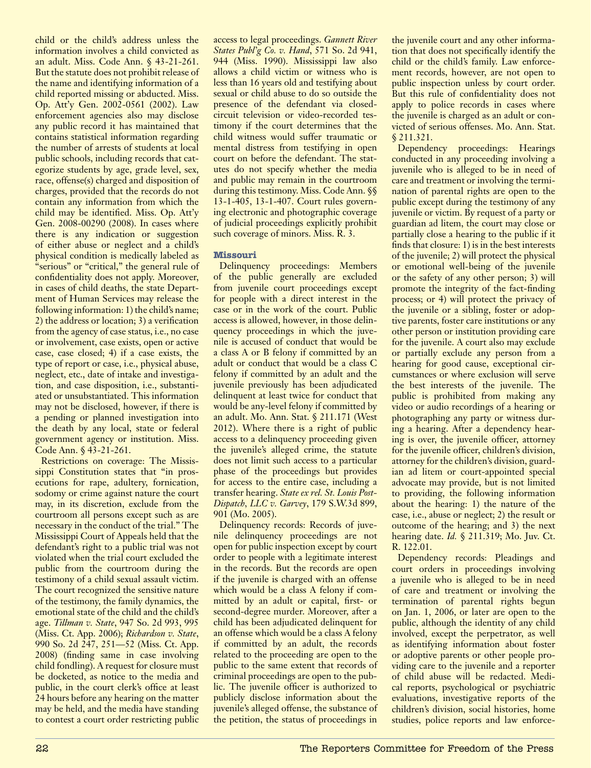child or the child's address unless the information involves a child convicted as an adult. Miss. Code Ann. § 43-21-261. But the statute does not prohibit release of the name and identifying information of a child reported missing or abducted. Miss. Op. Att'y Gen. 2002-0561 (2002). Law enforcement agencies also may disclose any public record it has maintained that contains statistical information regarding the number of arrests of students at local public schools, including records that categorize students by age, grade level, sex, race, offense(s) charged and disposition of charges, provided that the records do not contain any information from which the child may be identified. Miss. Op. Att'y Gen. 2008-00290 (2008). In cases where there is any indication or suggestion of either abuse or neglect and a child's physical condition is medically labeled as "serious" or "critical," the general rule of confidentiality does not apply. Moreover, in cases of child deaths, the state Department of Human Services may release the following information: 1) the child's name; 2) the address or location; 3) a verification from the agency of case status, i.e., no case or involvement, case exists, open or active case, case closed; 4) if a case exists, the type of report or case, i.e., physical abuse, neglect, etc., date of intake and investigation, and case disposition, i.e., substantiated or unsubstantiated. This information may not be disclosed, however, if there is a pending or planned investigation into the death by any local, state or federal government agency or institution. Miss. Code Ann. § 43-21-261.

Restrictions on coverage: The Mississippi Constitution states that "in prosecutions for rape, adultery, fornication, sodomy or crime against nature the court may, in its discretion, exclude from the courtroom all persons except such as are necessary in the conduct of the trial." The Mississippi Court of Appeals held that the defendant's right to a public trial was not violated when the trial court excluded the public from the courtroom during the testimony of a child sexual assault victim. The court recognized the sensitive nature of the testimony, the family dynamics, the emotional state of the child and the child's age. *Tillman v. State*, 947 So. 2d 993, 995 (Miss. Ct. App. 2006); *Richardson v. State*, 990 So. 2d 247, 251—52 (Miss. Ct. App. 2008) (finding same in case involving child fondling). A request for closure must be docketed, as notice to the media and public, in the court clerk's office at least 24 hours before any hearing on the matter may be held, and the media have standing to contest a court order restricting public access to legal proceedings. *Gannett River States Publ'g Co. v. Hand*, 571 So. 2d 941, 944 (Miss. 1990). Mississippi law also allows a child victim or witness who is less than 16 years old and testifying about sexual or child abuse to do so outside the presence of the defendant via closed-circuit television or video-recorded testimony if the court determines that the child witness would suffer traumatic or mental distress from testifying in open court on before the defendant. The statutes do not specify whether the media and public may remain in the courtroom during this testimony. Miss. Code Ann. §§ 13-1-405, 13-1-407. Court rules governing electronic and photographic coverage of judicial proceedings explicitly prohibit such coverage of minors. Miss. R. 3.

### Missouri

Delinquency proceedings: Members of the public generally are excluded from juvenile court proceedings except for people with a direct interest in the case or in the work of the court. Public access is allowed, however, in those delinquency proceedings in which the juvenile is accused of conduct that would be a class A or B felony if committed by an adult or conduct that would be a class C felony if committed by an adult and the juvenile previously has been adjudicated delinquent at least twice for conduct that would be any-level felony if committed by an adult. Mo. Ann. Stat. § 211.171 (West 2012). Where there is a right of public access to a delinquency proceeding given the juvenile's alleged crime, the statute does not limit such access to a particular phase of the proceedings but provides for access to the entire case, including a transfer hearing. *State ex rel. St. Louis Post-Dispatch, LLC v. Garvey*, 179 S.W.3d 899, 901 (Mo. 2005).

Delinquency records: Records of juvenile delinquency proceedings are not open for public inspection except by court order to people with a legitimate interest in the records. But the records are open if the juvenile is charged with an offense which would be a class A felony if committed by an adult or capital, first- or second-degree murder. Moreover, after a child has been adjudicated delinquent for an offense which would be a class A felony if committed by an adult, the records related to the proceeding are open to the public to the same extent that records of criminal proceedings are open to the public. The juvenile officer is authorized to publicly disclose information about the juvenile's alleged offense, the substance of the petition, the status of proceedings in the juvenile court and any other information that does not specifically identify the child or the child's family. Law enforcement records, however, are not open to public inspection unless by court order. But this rule of confidentiality does not apply to police records in cases where the juvenile is charged as an adult or convicted of serious offenses. Mo. Ann. Stat. § 211.321.

Dependency proceedings: Hearings conducted in any proceeding involving a juvenile who is alleged to be in need of care and treatment or involving the termination of parental rights are open to the public except during the testimony of any juvenile or victim. By request of a party or guardian ad litem, the court may close or partially close a hearing to the public if it finds that closure: 1) is in the best interests of the juvenile; 2) will protect the physical or emotional well-being of the juvenile or the safety of any other person; 3) will promote the integrity of the fact-finding process; or 4) will protect the privacy of the juvenile or a sibling, foster or adoptive parents, foster care institutions or any other person or institution providing care for the juvenile. A court also may exclude or partially exclude any person from a hearing for good cause, exceptional circumstances or where exclusion will serve the best interests of the juvenile. The public is prohibited from making any video or audio recordings of a hearing or photographing any party or witness during a hearing. After a dependency hearing is over, the juvenile officer, attorney for the juvenile officer, children's division, attorney for the children's division, guardian ad litem or court-appointed special advocate may provide, but is not limited to providing, the following information about the hearing: 1) the nature of the case, i.e., abuse or neglect; 2) the result or outcome of the hearing; and 3) the next hearing date. *Id.* § 211.319; Mo. Juv. Ct. R. 122.01.

Dependency records: Pleadings and court orders in proceedings involving a juvenile who is alleged to be in need of care and treatment or involving the termination of parental rights begun on Jan. 1, 2006, or later are open to the public, although the identity of any child involved, except the perpetrator, as well as identifying information about foster or adoptive parents or other people providing care to the juvenile and a reporter of child abuse will be redacted. Medical reports, psychological or psychiatric evaluations, investigative reports of the children's division, social histories, home studies, police reports and law enforce-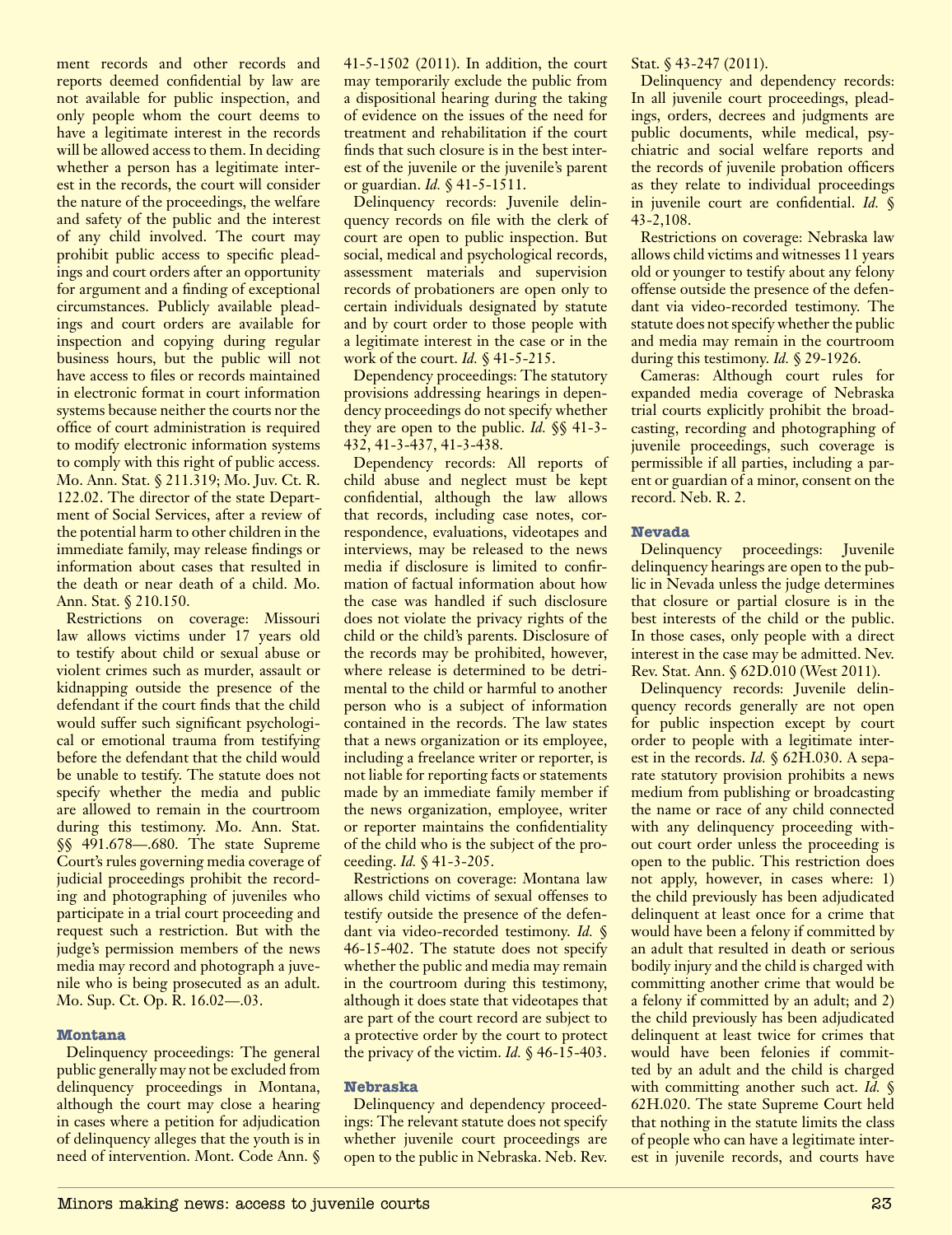ment records and other records and reports deemed confidential by law are not available for public inspection, and only people whom the court deems to have a legitimate interest in the records will be allowed access to them. In deciding whether a person has a legitimate interest in the records, the court will consider the nature of the proceedings, the welfare and safety of the public and the interest of any child involved. The court may prohibit public access to specific pleadings and court orders after an opportunity for argument and a finding of exceptional circumstances. Publicly available pleadings and court orders are available for inspection and copying during regular business hours, but the public will not have access to files or records maintained in electronic format in court information systems because neither the courts nor the office of court administration is required to modify electronic information systems to comply with this right of public access. Mo. Ann. Stat. § 211.319; Mo. Juv. Ct. R. 122.02. The director of the state Department of Social Services, after a review of the potential harm to other children in the immediate family, may release findings or information about cases that resulted in the death or near death of a child. Mo. Ann. Stat. § 210.150.

Restrictions on coverage: Missouri law allows victims under 17 years old to testify about child or sexual abuse or violent crimes such as murder, assault or kidnapping outside the presence of the defendant if the court finds that the child would suffer such significant psychological or emotional trauma from testifying before the defendant that the child would be unable to testify. The statute does not specify whether the media and public are allowed to remain in the courtroom during this testimony. Mo. Ann. Stat. §§ 491.678—.680. The state Supreme Court's rules governing media coverage of judicial proceedings prohibit the recording and photographing of juveniles who participate in a trial court proceeding and request such a restriction. But with the judge's permission members of the news media may record and photograph a juvenile who is being prosecuted as an adult. Mo. Sup. Ct. Op. R. 16.02—.03.

### Montana

Delinquency proceedings: The general public generally may not be excluded from delinquency proceedings in Montana, although the court may close a hearing in cases where a petition for adjudication of delinquency alleges that the youth is in need of intervention. Mont. Code Ann. § 41-5-1502 (2011). In addition, the court may temporarily exclude the public from a dispositional hearing during the taking of evidence on the issues of the need for treatment and rehabilitation if the court finds that such closure is in the best interest of the juvenile or the juvenile's parent or guardian. *Id.* § 41-5-1511.

Delinquency records: Juvenile delinquency records on file with the clerk of court are open to public inspection. But social, medical and psychological records, assessment materials and supervision records of probationers are open only to certain individuals designated by statute and by court order to those people with a legitimate interest in the case or in the work of the court. *Id.* § 41-5-215.

Dependency proceedings: The statutory provisions addressing hearings in dependency proceedings do not specify whether they are open to the public. *Id.* §§ 41-3-432, 41-3-437, 41-3-438.

Dependency records: All reports of child abuse and neglect must be kept confidential, although the law allows that records, including case notes, correspondence, evaluations, videotapes and interviews, may be released to the news media if disclosure is limited to confirmation of factual information about how the case was handled if such disclosure does not violate the privacy rights of the child or the child's parents. Disclosure of the records may be prohibited, however, where release is determined to be detrimental to the child or harmful to another person who is a subject of information contained in the records. The law states that a news organization or its employee, including a freelance writer or reporter, is not liable for reporting facts or statements made by an immediate family member if the news organization, employee, writer or reporter maintains the confidentiality of the child who is the subject of the proceeding. *Id.* § 41-3-205.

Restrictions on coverage: Montana law allows child victims of sexual offenses to testify outside the presence of the defendant via video-recorded testimony. *Id.* § 46-15-402. The statute does not specify whether the public and media may remain in the courtroom during this testimony, although it does state that videotapes that are part of the court record are subject to a protective order by the court to protect the privacy of the victim. *Id.* § 46-15-403.

### Nebraska

Delinquency and dependency proceedings: The relevant statute does not specify whether juvenile court proceedings are open to the public in Nebraska. Neb. Rev. Stat. § 43-247 (2011).

Delinquency and dependency records: In all juvenile court proceedings, pleadings, orders, decrees and judgments are public documents, while medical, psychiatric and social welfare reports and the records of juvenile probation officers as they relate to individual proceedings in juvenile court are confidential. *Id.* § 43-2,108.

Restrictions on coverage: Nebraska law allows child victims and witnesses 11 years old or younger to testify about any felony offense outside the presence of the defendant via video-recorded testimony. The statute does not specify whether the public and media may remain in the courtroom during this testimony. *Id.* § 29-1926.

Cameras: Although court rules for expanded media coverage of Nebraska trial courts explicitly prohibit the broadcasting, recording and photographing of juvenile proceedings, such coverage is permissible if all parties, including a parent or guardian of a minor, consent on the record. Neb. R. 2.

### Nevada

Delinquency proceedings: Juvenile delinquency hearings are open to the public in Nevada unless the judge determines that closure or partial closure is in the best interests of the child or the public. In those cases, only people with a direct interest in the case may be admitted. Nev. Rev. Stat. Ann. § 62D.010 (West 2011).

Delinquency records: Juvenile delinquency records generally are not open for public inspection except by court order to people with a legitimate interest in the records. *Id.* § 62H.030. A separate statutory provision prohibits a news medium from publishing or broadcasting the name or race of any child connected with any delinquency proceeding without court order unless the proceeding is open to the public. This restriction does not apply, however, in cases where: 1) the child previously has been adjudicated delinquent at least once for a crime that would have been a felony if committed by an adult that resulted in death or serious bodily injury and the child is charged with committing another crime that would be a felony if committed by an adult; and 2) the child previously has been adjudicated delinquent at least twice for crimes that would have been felonies if committed by an adult and the child is charged with committing another such act. *Id.* § 62H.020. The state Supreme Court held that nothing in the statute limits the class of people who can have a legitimate interest in juvenile records, and courts have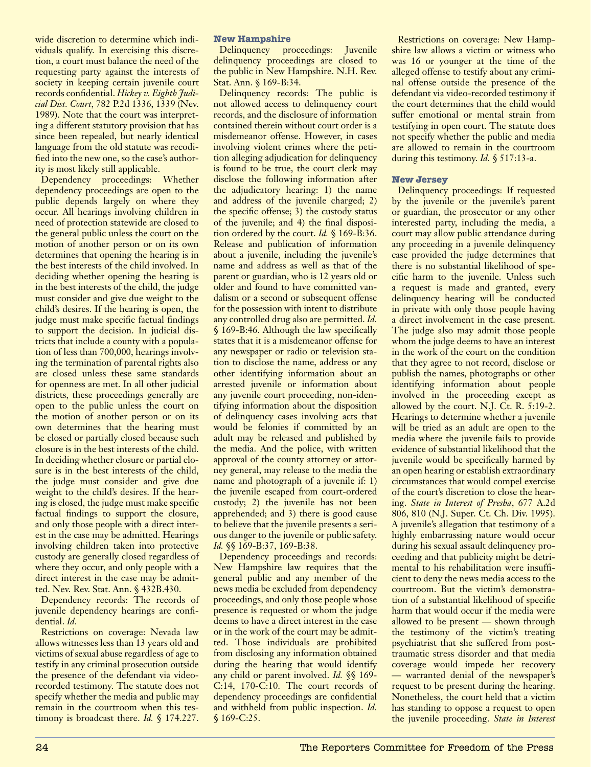wide discretion to determine which individuals qualify. In exercising this discretion, a court must balance the need of the requesting party against the interests of society in keeping certain juvenile court records confidential. *Hickey v. Eighth Judicial Dist. Court*, 782 P.2d 1336, 1339 (Nev. 1989). Note that the court was interpreting a different statutory provision that has since been repealed, but nearly identical language from the old statute was recodified into the new one, so the case's authority is most likely still applicable.

Dependency proceedings: Whether dependency proceedings are open to the public depends largely on where they occur. All hearings involving children in need of protection statewide are closed to the general public unless the court on the motion of another person or on its own determines that opening the hearing is in the best interests of the child involved. In deciding whether opening the hearing is in the best interests of the child, the judge must consider and give due weight to the child's desires. If the hearing is open, the judge must make specific factual findings to support the decision. In judicial districts that include a county with a population of less than 700,000, hearings involving the termination of parental rights also are closed unless these same standards for openness are met. In all other judicial districts, these proceedings generally are open to the public unless the court on the motion of another person or on its own determines that the hearing must be closed or partially closed because such closure is in the best interests of the child. In deciding whether closure or partial closure is in the best interests of the child, the judge must consider and give due weight to the child's desires. If the hearing is closed, the judge must make specific factual findings to support the closure, and only those people with a direct interest in the case may be admitted. Hearings involving children taken into protective custody are generally closed regardless of where they occur, and only people with a direct interest in the case may be admitted. Nev. Rev. Stat. Ann. § 432B.430.

Dependency records: The records of juvenile dependency hearings are confidential. *Id.*

Restrictions on coverage: Nevada law allows witnesses less than 13 years old and victims of sexual abuse regardless of age to testify in any criminal prosecution outside the presence of the defendant via video-recorded testimony. The statute does not specify whether the media and public may remain in the courtroom when this testimony is broadcast there. *Id.* § 174.227.

## New Hampshire

Delinquency proceedings: Juvenile delinquency proceedings are closed to the public in New Hampshire. N.H. Rev. Stat. Ann. § 169-B:34.

Delinquency records: The public is not allowed access to delinquency court records, and the disclosure of information contained therein without court order is a misdemeanor offense. However, in cases involving violent crimes where the petition alleging adjudication for delinquency is found to be true, the court clerk may disclose the following information after the adjudicatory hearing: 1) the name and address of the juvenile charged; 2) the specific offense; 3) the custody status of the juvenile; and 4) the final disposition ordered by the court. *Id.* § 169-B:36. Release and publication of information about a juvenile, including the juvenile's name and address as well as that of the parent or guardian, who is 12 years old or older and found to have committed vandalism or a second or subsequent offense for the possession with intent to distribute any controlled drug also are permitted. *Id.* § 169-B:46. Although the law specifically states that it is a misdemeanor offense for any newspaper or radio or television station to disclose the name, address or any other identifying information about an arrested juvenile or information about any juvenile court proceeding, non-identifying information about the disposition of delinquency cases involving acts that would be felonies if committed by an adult may be released and published by the media. And the police, with written approval of the county attorney or attorney general, may release to the media the name and photograph of a juvenile if: 1) the juvenile escaped from court-ordered custody; 2) the juvenile has not been apprehended; and 3) there is good cause to believe that the juvenile presents a serious danger to the juvenile or public safety. *Id.* §§ 169-B:37, 169-B:38.

Dependency proceedings and records: New Hampshire law requires that the general public and any member of the news media be excluded from dependency proceedings, and only those people whose presence is requested or whom the judge deems to have a direct interest in the case or in the work of the court may be admitted. Those individuals are prohibited from disclosing any information obtained during the hearing that would identify any child or parent involved. *Id.* §§ 169-C:14, 170-C:10. The court records of dependency proceedings are confidential and withheld from public inspection. *Id.* § 169-C:25.

Restrictions on coverage: New Hampshire law allows a victim or witness who was 16 or younger at the time of the alleged offense to testify about any criminal offense outside the presence of the defendant via video-recorded testimony if the court determines that the child would suffer emotional or mental strain from testifying in open court. The statute does not specify whether the public and media are allowed to remain in the courtroom during this testimony. *Id.* § 517:13-a.

## New Jersey

Delinquency proceedings: If requested by the juvenile or the juvenile's parent or guardian, the prosecutor or any other interested party, including the media, a court may allow public attendance during any proceeding in a juvenile delinquency case provided the judge determines that there is no substantial likelihood of specific harm to the juvenile. Unless such a request is made and granted, every delinquency hearing will be conducted in private with only those people having a direct involvement in the case present. The judge also may admit those people whom the judge deems to have an interest in the work of the court on the condition that they agree to not record, disclose or publish the names, photographs or other identifying information about people involved in the proceeding except as allowed by the court. N.J. Ct. R. 5:19-2. Hearings to determine whether a juvenile will be tried as an adult are open to the media where the juvenile fails to provide evidence of substantial likelihood that the juvenile would be specifically harmed by an open hearing or establish extraordinary circumstances that would compel exercise of the court's discretion to close the hearing. *State in Interest of Presha*, 677 A.2d 806, 810 (N.J. Super. Ct. Ch. Div. 1995). A juvenile's allegation that testimony of a highly embarrassing nature would occur during his sexual assault delinquency proceeding and that publicity might be detrimental to his rehabilitation were insufficient to deny the news media access to the courtroom. But the victim's demonstration of a substantial likelihood of specific harm that would occur if the media were allowed to be present — shown through the testimony of the victim's treating psychiatrist that she suffered from post-traumatic stress disorder and that media coverage would impede her recovery — warranted denial of the newspaper's request to be present during the hearing. Nonetheless, the court held that a victim has standing to oppose a request to open the juvenile proceeding. *State in Interest*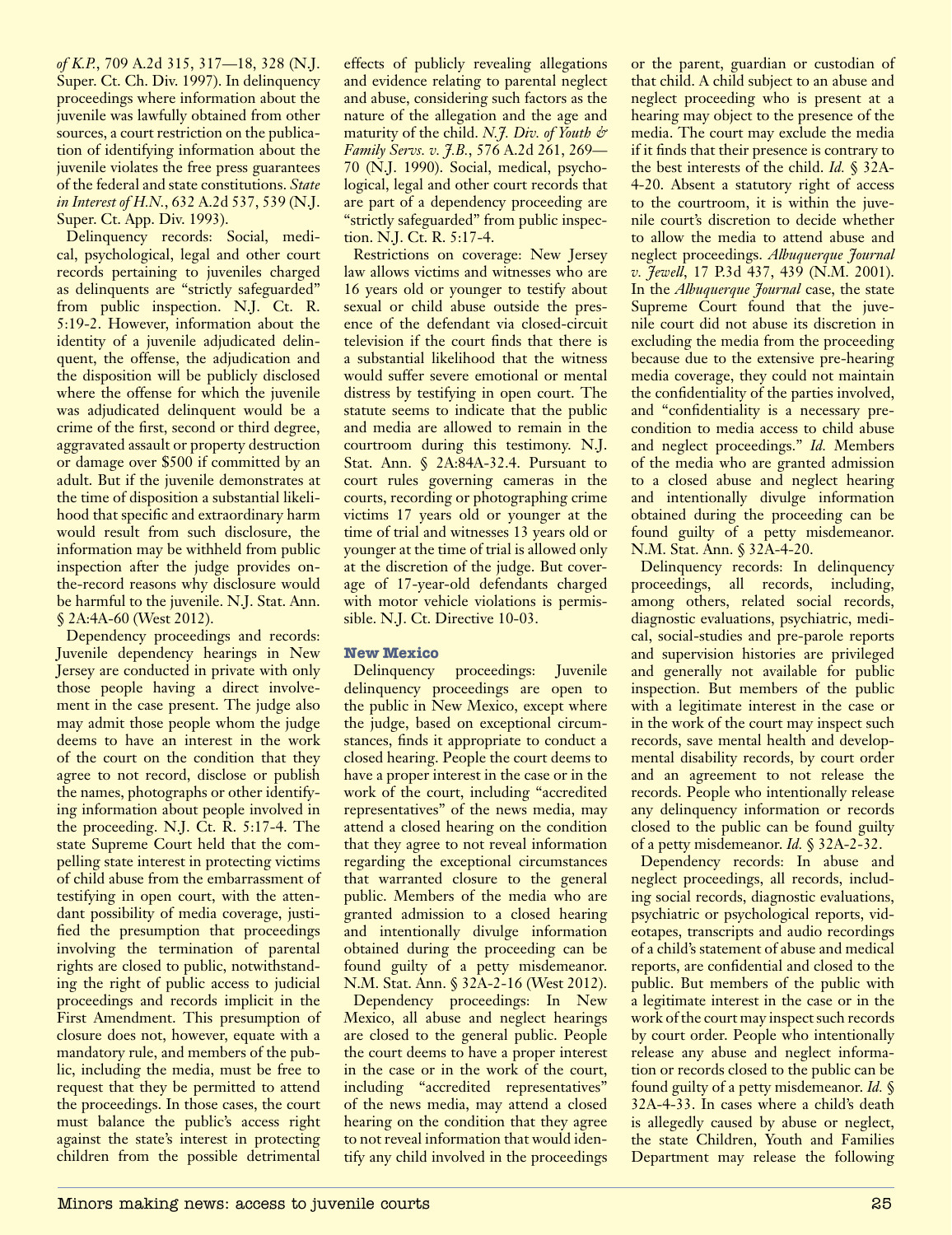*of K.P.*, 709 A.2d 315, 317—18, 328 (N.J. Super. Ct. Ch. Div. 1997). In delinquency proceedings where information about the juvenile was lawfully obtained from other sources, a court restriction on the publication of identifying information about the juvenile violates the free press guarantees of the federal and state constitutions. *State in Interest of H.N.*, 632 A.2d 537, 539 (N.J. Super. Ct. App. Div. 1993).

Delinquency records: Social, medical, psychological, legal and other court records pertaining to juveniles charged as delinquents are "strictly safeguarded" from public inspection. N.J. Ct. R. 5:19-2. However, information about the identity of a juvenile adjudicated delinquent, the offense, the adjudication and the disposition will be publicly disclosed where the offense for which the juvenile was adjudicated delinquent would be a crime of the first, second or third degree, aggravated assault or property destruction or damage over $500 if committed by an adult. But if the juvenile demonstrates at the time of disposition a substantial likelihood that specific and extraordinary harm would result from such disclosure, the information may be withheld from public inspection after the judge provides on-the-record reasons why disclosure would be harmful to the juvenile. N.J. Stat. Ann. § 2A:4A-60 (West 2012).

Dependency proceedings and records: Juvenile dependency hearings in New Jersey are conducted in private with only those people having a direct involvement in the case present. The judge also may admit those people whom the judge deems to have an interest in the work of the court on the condition that they agree to not record, disclose or publish the names, photographs or other identifying information about people involved in the proceeding. N.J. Ct. R. 5:17-4. The state Supreme Court held that the compelling state interest in protecting victims of child abuse from the embarrassment of testifying in open court, with the attendant possibility of media coverage, justified the presumption that proceedings involving the termination of parental rights are closed to public, notwithstanding the right of public access to judicial proceedings and records implicit in the First Amendment. This presumption of closure does not, however, equate with a mandatory rule, and members of the public, including the media, must be free to request that they be permitted to attend the proceedings. In those cases, the court must balance the public's access right against the state's interest in protecting children from the possible detrimental effects of publicly revealing allegations and evidence relating to parental neglect and abuse, considering such factors as the nature of the allegation and the age and maturity of the child. *N.J. Div. of Youth & Family Servs. v. J.B.*, 576 A.2d 261, 269—70 (N.J. 1990). Social, medical, psychological, legal and other court records that are part of a dependency proceeding are "strictly safeguarded" from public inspection. N.J. Ct. R. 5:17-4.

Restrictions on coverage: New Jersey law allows victims and witnesses who are 16 years old or younger to testify about sexual or child abuse outside the presence of the defendant via closed-circuit television if the court finds that there is a substantial likelihood that the witness would suffer severe emotional or mental distress by testifying in open court. The statute seems to indicate that the public and media are allowed to remain in the courtroom during this testimony. N.J. Stat. Ann. § 2A:84A-32.4. Pursuant to court rules governing cameras in the courts, recording or photographing crime victims 17 years old or younger at the time of trial and witnesses 13 years old or younger at the time of trial is allowed only at the discretion of the judge. But coverage of 17-year-old defendants charged with motor vehicle violations is permissible. N.J. Ct. Directive 10-03.

## New Mexico

Delinquency proceedings: Juvenile delinquency proceedings are open to the public in New Mexico, except where the judge, based on exceptional circumstances, finds it appropriate to conduct a closed hearing. People the court deems to have a proper interest in the case or in the work of the court, including "accredited representatives" of the news media, may attend a closed hearing on the condition that they agree to not reveal information regarding the exceptional circumstances that warranted closure to the general public. Members of the media who are granted admission to a closed hearing and intentionally divulge information obtained during the proceeding can be found guilty of a petty misdemeanor. N.M. Stat. Ann. § 32A-2-16 (West 2012).

Dependency proceedings: In New Mexico, all abuse and neglect hearings are closed to the general public. People the court deems to have a proper interest in the case or in the work of the court, including "accredited representatives" of the news media, may attend a closed hearing on the condition that they agree to not reveal information that would identify any child involved in the proceedings or the parent, guardian or custodian of that child. A child subject to an abuse and neglect proceeding who is present at a hearing may object to the presence of the media. The court may exclude the media if it finds that their presence is contrary to the best interests of the child. *Id.* § 32A-4-20. Absent a statutory right of access to the courtroom, it is within the juvenile court's discretion to decide whether to allow the media to attend abuse and neglect proceedings. *Albuquerque Journal v. Jewell*, 17 P.3d 437, 439 (N.M. 2001). In the *Albuquerque Journal* case, the state Supreme Court found that the juvenile court did not abuse its discretion in excluding the media from the proceeding because due to the extensive pre-hearing media coverage, they could not maintain the confidentiality of the parties involved, and "confidentiality is a necessary precondition to media access to child abuse and neglect proceedings." *Id.* Members of the media who are granted admission to a closed abuse and neglect hearing and intentionally divulge information obtained during the proceeding can be found guilty of a petty misdemeanor. N.M. Stat. Ann. § 32A-4-20.

Delinquency records: In delinquency proceedings, all records, including, among others, related social records, diagnostic evaluations, psychiatric, medical, social-studies and pre-parole reports and supervision histories are privileged and generally not available for public inspection. But members of the public with a legitimate interest in the case or in the work of the court may inspect such records, save mental health and developmental disability records, by court order and an agreement to not release the records. People who intentionally release any delinquency information or records closed to the public can be found guilty of a petty misdemeanor. *Id.* § 32A-2-32.

Dependency records: In abuse and neglect proceedings, all records, including social records, diagnostic evaluations, psychiatric or psychological reports, videotapes, transcripts and audio recordings of a child's statement of abuse and medical reports, are confidential and closed to the public. But members of the public with a legitimate interest in the case or in the work of the court may inspect such records by court order. People who intentionally release any abuse and neglect information or records closed to the public can be found guilty of a petty misdemeanor. *Id.* § 32A-4-33. In cases where a child's death is allegedly caused by abuse or neglect, the state Children, Youth and Families Department may release the following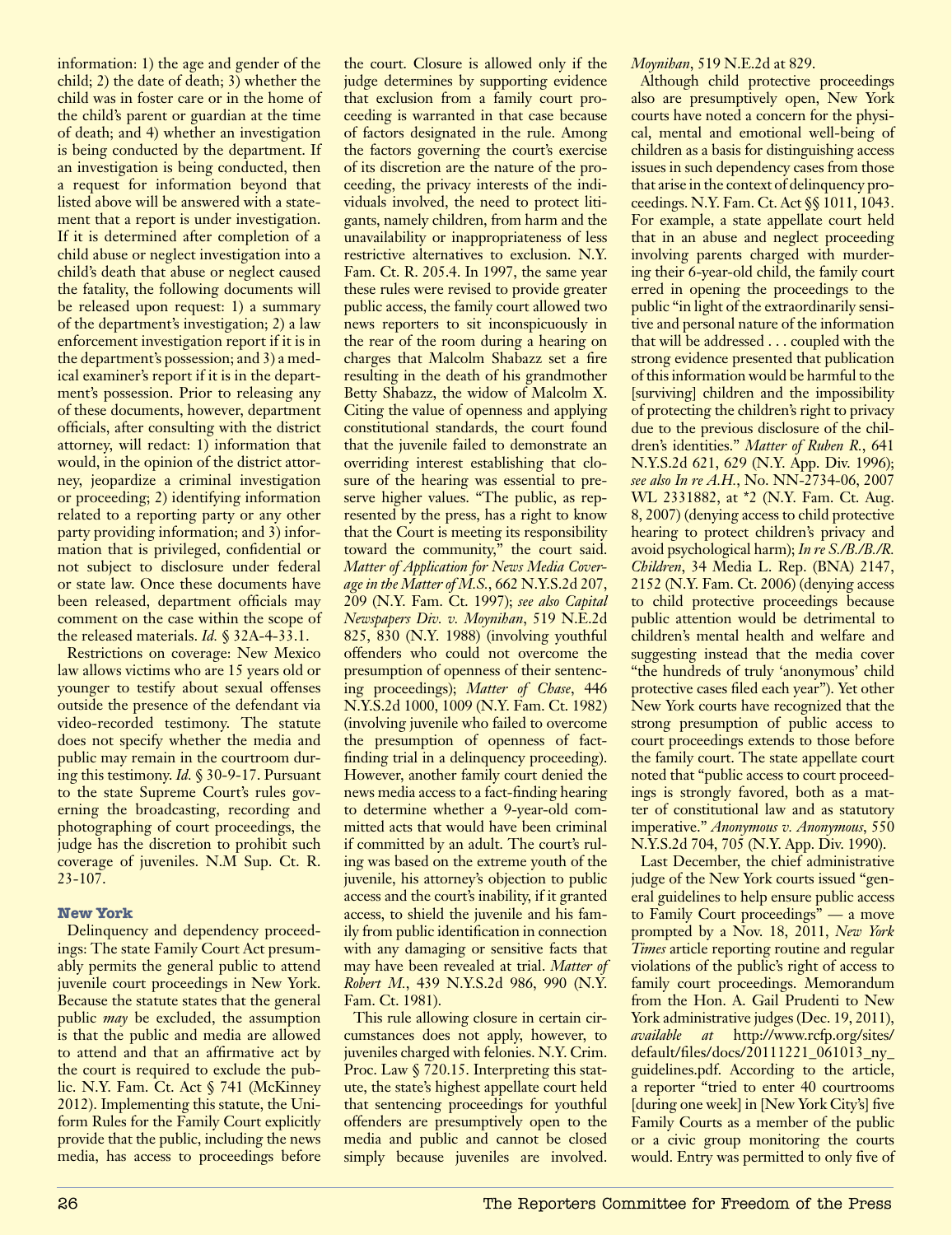information: 1) the age and gender of the child; 2) the date of death; 3) whether the child was in foster care or in the home of the child's parent or guardian at the time of death; and 4) whether an investigation is being conducted by the department. If an investigation is being conducted, then a request for information beyond that listed above will be answered with a statement that a report is under investigation. If it is determined after completion of a child abuse or neglect investigation into a child's death that abuse or neglect caused the fatality, the following documents will be released upon request: 1) a summary of the department's investigation; 2) a law enforcement investigation report if it is in the department's possession; and 3) a medical examiner's report if it is in the department's possession. Prior to releasing any of these documents, however, department officials, after consulting with the district attorney, will redact: 1) information that would, in the opinion of the district attorney, jeopardize a criminal investigation or proceeding; 2) identifying information related to a reporting party or any other party providing information; and 3) information that is privileged, confidential or not subject to disclosure under federal or state law. Once these documents have been released, department officials may comment on the case within the scope of the released materials. *Id.* § 32A-4-33.1.

Restrictions on coverage: New Mexico law allows victims who are 15 years old or younger to testify about sexual offenses outside the presence of the defendant via video-recorded testimony. The statute does not specify whether the media and public may remain in the courtroom during this testimony. *Id.* § 30-9-17. Pursuant to the state Supreme Court's rules governing the broadcasting, recording and photographing of court proceedings, the judge has the discretion to prohibit such coverage of juveniles. N.M Sup. Ct. R. 23-107.

### New York

Delinquency and dependency proceedings: The state Family Court Act presumably permits the general public to attend juvenile court proceedings in New York. Because the statute states that the general public *may* be excluded, the assumption is that the public and media are allowed to attend and that an affirmative act by the court is required to exclude the public. N.Y. Fam. Ct. Act § 741 (McKinney 2012). Implementing this statute, the Uniform Rules for the Family Court explicitly provide that the public, including the news media, has access to proceedings before the court. Closure is allowed only if the judge determines by supporting evidence that exclusion from a family court proceeding is warranted in that case because of factors designated in the rule. Among the factors governing the court's exercise of its discretion are the nature of the proceeding, the privacy interests of the individuals involved, the need to protect litigants, namely children, from harm and the unavailability or inappropriateness of less restrictive alternatives to exclusion. N.Y. Fam. Ct. R. 205.4. In 1997, the same year these rules were revised to provide greater public access, the family court allowed two news reporters to sit inconspicuously in the rear of the room during a hearing on charges that Malcolm Shabazz set a fire resulting in the death of his grandmother Betty Shabazz, the widow of Malcolm X. Citing the value of openness and applying constitutional standards, the court found that the juvenile failed to demonstrate an overriding interest establishing that closure of the hearing was essential to preserve higher values. "The public, as represented by the press, has a right to know that the Court is meeting its responsibility toward the community," the court said. *Matter of Application for News Media Coverage in the Matter of M.S.*, 662 N.Y.S.2d 207, 209 (N.Y. Fam. Ct. 1997); *see also Capital Newspapers Div. v. Moynihan*, 519 N.E.2d 825, 830 (N.Y. 1988) (involving youthful offenders who could not overcome the presumption of openness of their sentencing proceedings); *Matter of Chase*, 446 N.Y.S.2d 1000, 1009 (N.Y. Fam. Ct. 1982) (involving juvenile who failed to overcome the presumption of openness of fact-finding trial in a delinquency proceeding). However, another family court denied the news media access to a fact-finding hearing to determine whether a 9-year-old committed acts that would have been criminal if committed by an adult. The court's ruling was based on the extreme youth of the juvenile, his attorney's objection to public access and the court's inability, if it granted access, to shield the juvenile and his family from public identification in connection with any damaging or sensitive facts that may have been revealed at trial. *Matter of Robert M.*, 439 N.Y.S.2d 986, 990 (N.Y. Fam. Ct. 1981).

This rule allowing closure in certain circumstances does not apply, however, to juveniles charged with felonies. N.Y. Crim. Proc. Law § 720.15. Interpreting this statute, the state's highest appellate court held that sentencing proceedings for youthful offenders are presumptively open to the media and public and cannot be closed simply because juveniles are involved. *Moynihan*, 519 N.E.2d at 829.

Although child protective proceedings also are presumptively open, New York courts have noted a concern for the physical, mental and emotional well-being of children as a basis for distinguishing access issues in such dependency cases from those that arise in the context of delinquency proceedings. N.Y. Fam. Ct. Act §§ 1011, 1043. For example, a state appellate court held that in an abuse and neglect proceeding involving parents charged with murdering their 6-year-old child, the family court erred in opening the proceedings to the public "in light of the extraordinarily sensitive and personal nature of the information that will be addressed . . . coupled with the strong evidence presented that publication of this information would be harmful to the [surviving] children and the impossibility of protecting the children's right to privacy due to the previous disclosure of the children's identities." *Matter of Ruben R.*, 641 N.Y.S.2d 621, 629 (N.Y. App. Div. 1996); *see also In re A.H.*, No. NN-2734-06, 2007 WL 2331882, at *2 (N.Y. Fam. Ct. Aug. 8, 2007) (denying access to child protective hearing to protect children's privacy and avoid psychological harm); *In re S./B./B./R. Children*, 34 Media L. Rep. (BNA) 2147, 2152 (N.Y. Fam. Ct. 2006) (denying access to child protective proceedings because public attention would be detrimental to children's mental health and welfare and suggesting instead that the media cover "the hundreds of truly 'anonymous' child protective cases filed each year"). Yet other New York courts have recognized that the strong presumption of public access to court proceedings extends to those before the family court. The state appellate court noted that "public access to court proceedings is strongly favored, both as a matter of constitutional law and as statutory imperative." *Anonymous v. Anonymous*, 550 N.Y.S.2d 704, 705 (N.Y. App. Div. 1990).

Last December, the chief administrative judge of the New York courts issued "general guidelines to help ensure public access to Family Court proceedings" — a move prompted by a Nov. 18, 2011, *New York Times* article reporting routine and regular violations of the public's right of access to family court proceedings. Memorandum from the Hon. A. Gail Prudenti to New York administrative judges (Dec. 19, 2011), *available at* http://www.rcfp.org/sites/default/files/docs/20111221_061013_ny_guidelines.pdf. According to the article, a reporter "tried to enter 40 courtrooms [during one week] in [New York City's] five Family Courts as a member of the public or a civic group monitoring the courts would. Entry was permitted to only five of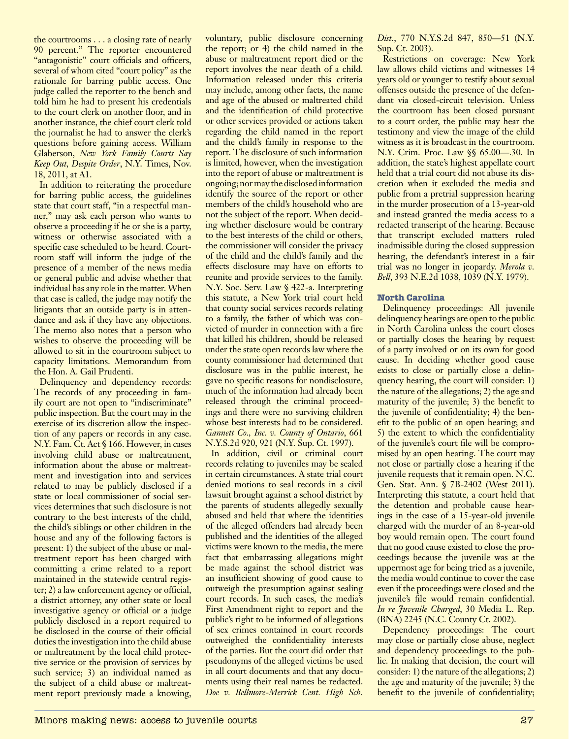the courtrooms . . . a closing rate of nearly 90 percent." The reporter encountered "antagonistic" court officials and officers, several of whom cited "court policy" as the rationale for barring public access. One judge called the reporter to the bench and told him he had to present his credentials to the court clerk on another floor, and in another instance, the chief court clerk told the journalist he had to answer the clerk's questions before gaining access. William Glaberson, *New York Family Courts Say Keep Out, Despite Order*, N.Y. Times, Nov. 18, 2011, at A1.

In addition to reiterating the procedure for barring public access, the guidelines state that court staff, "in a respectful manner," may ask each person who wants to observe a proceeding if he or she is a party, witness or otherwise associated with a specific case scheduled to be heard. Courtroom staff will inform the judge of the presence of a member of the news media or general public and advise whether that individual has any role in the matter. When that case is called, the judge may notify the litigants that an outside party is in attendance and ask if they have any objections. The memo also notes that a person who wishes to observe the proceeding will be allowed to sit in the courtroom subject to capacity limitations. Memorandum from the Hon. A. Gail Prudenti.

Delinquency and dependency records: The records of any proceeding in family court are not open to "indiscriminate" public inspection. But the court may in the exercise of its discretion allow the inspection of any papers or records in any case. N.Y. Fam. Ct. Act § 166. However, in cases involving child abuse or maltreatment, information about the abuse or maltreatment and investigation into and services related to may be publicly disclosed if a state or local commissioner of social services determines that such disclosure is not contrary to the best interests of the child, the child's siblings or other children in the house and any of the following factors is present: 1) the subject of the abuse or maltreatment report has been charged with committing a crime related to a report maintained in the statewide central register; 2) a law enforcement agency or official, a district attorney, any other state or local investigative agency or official or a judge publicly disclosed in a report required to be disclosed in the course of their official duties the investigation into the child abuse or maltreatment by the local child protective service or the provision of services by such service; 3) an individual named as the subject of a child abuse or maltreatment report previously made a knowing, voluntary, public disclosure concerning the report; or 4) the child named in the abuse or maltreatment report died or the report involves the near death of a child. Information released under this criteria may include, among other facts, the name and age of the abused or maltreated child and the identification of child protective or other services provided or actions taken regarding the child named in the report and the child's family in response to the report. The disclosure of such information is limited, however, when the investigation into the report of abuse or maltreatment is ongoing; nor may the disclosed information identify the source of the report or other members of the child's household who are not the subject of the report. When deciding whether disclosure would be contrary to the best interests of the child or others, the commissioner will consider the privacy of the child and the child's family and the effects disclosure may have on efforts to reunite and provide services to the family. N.Y. Soc. Serv. Law § 422-a. Interpreting this statute, a New York trial court held that county social services records relating to a family, the father of which was convicted of murder in connection with a fire that killed his children, should be released under the state open records law where the county commissioner had determined that disclosure was in the public interest, he gave no specific reasons for nondisclosure, much of the information had already been released through the criminal proceedings and there were no surviving children whose best interests had to be considered. *Gannett Co., Inc. v. County of Ontario*, 661 N.Y.S.2d 920, 921 (N.Y. Sup. Ct. 1997).

In addition, civil or criminal court records relating to juveniles may be sealed in certain circumstances. A state trial court denied motions to seal records in a civil lawsuit brought against a school district by the parents of students allegedly sexually abused and held that where the identities of the alleged offenders had already been published and the identities of the alleged victims were known to the media, the mere fact that embarrassing allegations might be made against the school district was an insufficient showing of good cause to outweigh the presumption against sealing court records. In such cases, the media's First Amendment right to report and the public's right to be informed of allegations of sex crimes contained in court records outweighed the confidentiality interests of the parties. But the court did order that pseudonyms of the alleged victims be used in all court documents and that any documents using their real names be redacted. *Doe v. Bellmore-Merrick Cent. High Sch. Dist.*, 770 N.Y.S.2d 847, 850—51 (N.Y. Sup. Ct. 2003).

Restrictions on coverage: New York law allows child victims and witnesses 14 years old or younger to testify about sexual offenses outside the presence of the defendant via closed-circuit television. Unless the courtroom has been closed pursuant to a court order, the public may hear the testimony and view the image of the child witness as it is broadcast in the courtroom. N.Y. Crim. Proc. Law §§ 65.00—.30. In addition, the state's highest appellate court held that a trial court did not abuse its discretion when it excluded the media and public from a pretrial suppression hearing in the murder prosecution of a 13-year-old and instead granted the media access to a redacted transcript of the hearing. Because that transcript excluded matters ruled inadmissible during the closed suppression hearing, the defendant's interest in a fair trial was no longer in jeopardy. *Merola v. Bell*, 393 N.E.2d 1038, 1039 (N.Y. 1979).

## North Carolina

Delinquency proceedings: All juvenile delinquency hearings are open to the public in North Carolina unless the court closes or partially closes the hearing by request of a party involved or on its own for good cause. In deciding whether good cause exists to close or partially close a delinquency hearing, the court will consider: 1) the nature of the allegations; 2) the age and maturity of the juvenile; 3) the benefit to the juvenile of confidentiality; 4) the benefit to the public of an open hearing; and 5) the extent to which the confidentiality of the juvenile's court file will be compromised by an open hearing. The court may not close or partially close a hearing if the juvenile requests that it remain open. N.C. Gen. Stat. Ann. § 7B-2402 (West 2011). Interpreting this statute, a court held that the detention and probable cause hearings in the case of a 15-year-old juvenile charged with the murder of an 8-year-old boy would remain open. The court found that no good cause existed to close the proceedings because the juvenile was at the uppermost age for being tried as a juvenile, the media would continue to cover the case even if the proceedings were closed and the juvenile's file would remain confidential. *In re Juvenile Charged*, 30 Media L. Rep. (BNA) 2245 (N.C. County Ct. 2002).

Dependency proceedings: The court may close or partially close abuse, neglect and dependency proceedings to the public. In making that decision, the court will consider: 1) the nature of the allegations; 2) the age and maturity of the juvenile; 3) the benefit to the juvenile of confidentiality;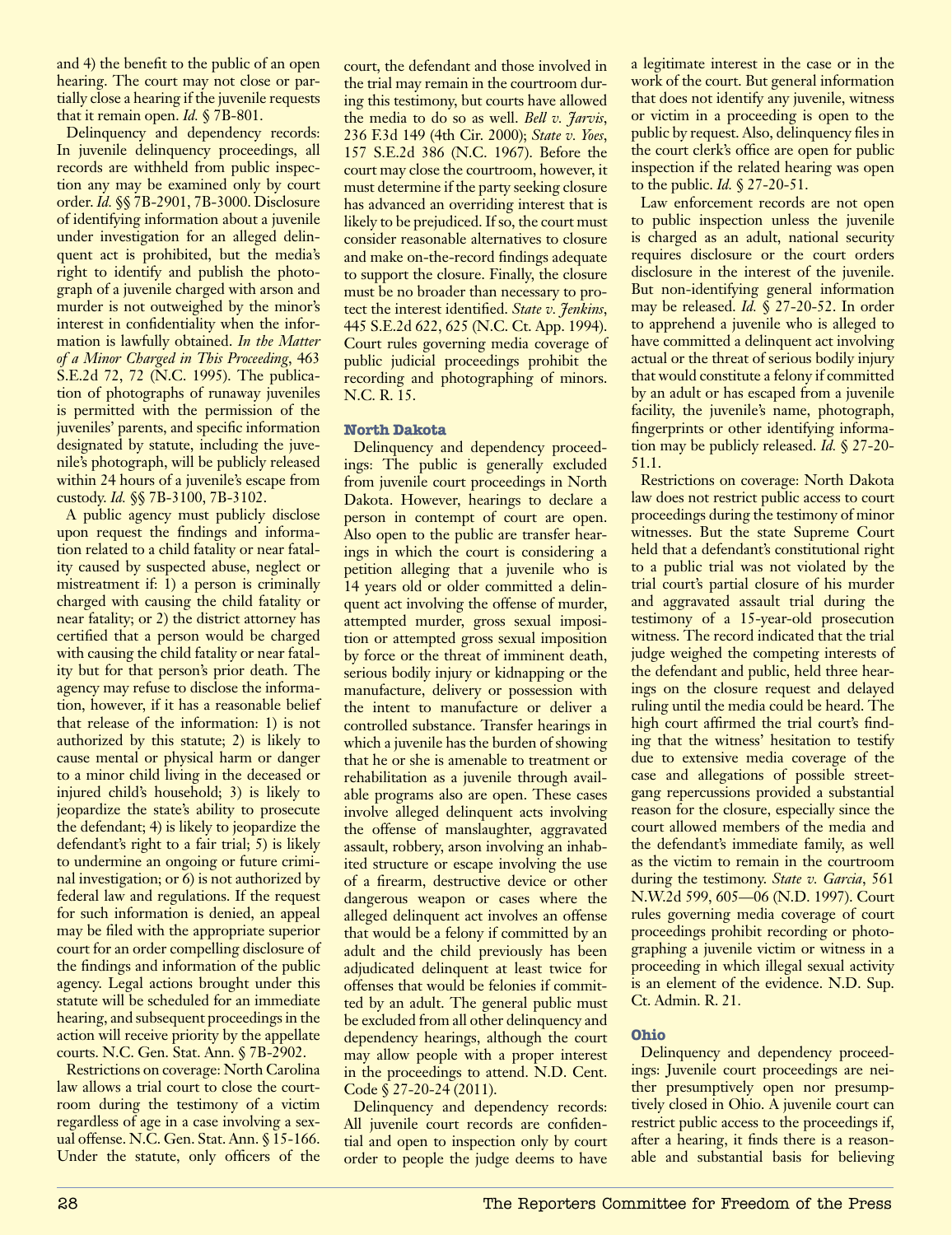and 4) the benefit to the public of an open hearing. The court may not close or partially close a hearing if the juvenile requests that it remain open. *Id.* § 7B-801.

Delinquency and dependency records: In juvenile delinquency proceedings, all records are withheld from public inspection any may be examined only by court order. *Id.* §§ 7B-2901, 7B-3000. Disclosure of identifying information about a juvenile under investigation for an alleged delinquent act is prohibited, but the media's right to identify and publish the photograph of a juvenile charged with arson and murder is not outweighed by the minor's interest in confidentiality when the information is lawfully obtained. *In the Matter of a Minor Charged in This Proceeding*, 463 S.E.2d 72, 72 (N.C. 1995). The publication of photographs of runaway juveniles is permitted with the permission of the juveniles' parents, and specific information designated by statute, including the juvenile's photograph, will be publicly released within 24 hours of a juvenile's escape from custody. *Id.* §§ 7B-3100, 7B-3102.

A public agency must publicly disclose upon request the findings and information related to a child fatality or near fatality caused by suspected abuse, neglect or mistreatment if: 1) a person is criminally charged with causing the child fatality or near fatality; or 2) the district attorney has certified that a person would be charged with causing the child fatality or near fatality but for that person's prior death. The agency may refuse to disclose the information, however, if it has a reasonable belief that release of the information: 1) is not authorized by this statute; 2) is likely to cause mental or physical harm or danger to a minor child living in the deceased or injured child's household; 3) is likely to jeopardize the state's ability to prosecute the defendant; 4) is likely to jeopardize the defendant's right to a fair trial; 5) is likely to undermine an ongoing or future criminal investigation; or 6) is not authorized by federal law and regulations. If the request for such information is denied, an appeal may be filed with the appropriate superior court for an order compelling disclosure of the findings and information of the public agency. Legal actions brought under this statute will be scheduled for an immediate hearing, and subsequent proceedings in the action will receive priority by the appellate courts. N.C. Gen. Stat. Ann. § 7B-2902.

Restrictions on coverage: North Carolina law allows a trial court to close the courtroom during the testimony of a victim regardless of age in a case involving a sexual offense. N.C. Gen. Stat. Ann. § 15-166. Under the statute, only officers of the court, the defendant and those involved in the trial may remain in the courtroom during this testimony, but courts have allowed the media to do so as well. *Bell v. Jarvis*, 236 F.3d 149 (4th Cir. 2000); *State v. Yoes*, 157 S.E.2d 386 (N.C. 1967). Before the court may close the courtroom, however, it must determine if the party seeking closure has advanced an overriding interest that is likely to be prejudiced. If so, the court must consider reasonable alternatives to closure and make on-the-record findings adequate to support the closure. Finally, the closure must be no broader than necessary to protect the interest identified. *State v. Jenkins*, 445 S.E.2d 622, 625 (N.C. Ct. App. 1994). Court rules governing media coverage of public judicial proceedings prohibit the recording and photographing of minors. N.C. R. 15.

## North Dakota

Delinquency and dependency proceedings: The public is generally excluded from juvenile court proceedings in North Dakota. However, hearings to declare a person in contempt of court are open. Also open to the public are transfer hearings in which the court is considering a petition alleging that a juvenile who is 14 years old or older committed a delinquent act involving the offense of murder, attempted murder, gross sexual imposition or attempted gross sexual imposition by force or the threat of imminent death, serious bodily injury or kidnapping or the manufacture, delivery or possession with the intent to manufacture or deliver a controlled substance. Transfer hearings in which a juvenile has the burden of showing that he or she is amenable to treatment or rehabilitation as a juvenile through available programs also are open. These cases involve alleged delinquent acts involving the offense of manslaughter, aggravated assault, robbery, arson involving an inhabited structure or escape involving the use of a firearm, destructive device or other dangerous weapon or cases where the alleged delinquent act involves an offense that would be a felony if committed by an adult and the child previously has been adjudicated delinquent at least twice for offenses that would be felonies if committed by an adult. The general public must be excluded from all other delinquency and dependency hearings, although the court may allow people with a proper interest in the proceedings to attend. N.D. Cent. Code § 27-20-24 (2011).

Delinquency and dependency records: All juvenile court records are confidential and open to inspection only by court order to people the judge deems to have a legitimate interest in the case or in the work of the court. But general information that does not identify any juvenile, witness or victim in a proceeding is open to the public by request. Also, delinquency files in the court clerk's office are open for public inspection if the related hearing was open to the public. *Id.* § 27-20-51.

Law enforcement records are not open to public inspection unless the juvenile is charged as an adult, national security requires disclosure or the court orders disclosure in the interest of the juvenile. But non-identifying general information may be released. *Id.* § 27-20-52. In order to apprehend a juvenile who is alleged to have committed a delinquent act involving actual or the threat of serious bodily injury that would constitute a felony if committed by an adult or has escaped from a juvenile facility, the juvenile's name, photograph, fingerprints or other identifying information may be publicly released. *Id.* § 27-20-51.1.

Restrictions on coverage: North Dakota law does not restrict public access to court proceedings during the testimony of minor witnesses. But the state Supreme Court held that a defendant's constitutional right to a public trial was not violated by the trial court's partial closure of his murder and aggravated assault trial during the testimony of a 15-year-old prosecution witness. The record indicated that the trial judge weighed the competing interests of the defendant and public, held three hearings on the closure request and delayed ruling until the media could be heard. The high court affirmed the trial court's finding that the witness' hesitation to testify due to extensive media coverage of the case and allegations of possible street-gang repercussions provided a substantial reason for the closure, especially since the court allowed members of the media and the defendant's immediate family, as well as the victim to remain in the courtroom during the testimony. *State v. Garcia*, 561 N.W.2d 599, 605—06 (N.D. 1997). Court rules governing media coverage of court proceedings prohibit recording or photographing a juvenile victim or witness in a proceeding in which illegal sexual activity is an element of the evidence. N.D. Sup. Ct. Admin. R. 21.

## Ohio

Delinquency and dependency proceedings: Juvenile court proceedings are neither presumptively open nor presumptively closed in Ohio. A juvenile court can restrict public access to the proceedings if, after a hearing, it finds there is a reasonable and substantial basis for believing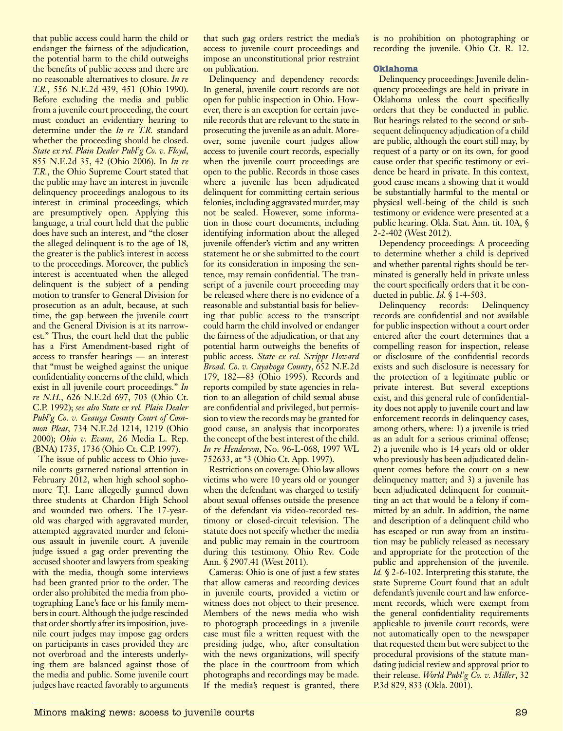that public access could harm the child or endanger the fairness of the adjudication, the potential harm to the child outweighs the benefits of public access and there are no reasonable alternatives to closure. *In re T.R.*, 556 N.E.2d 439, 451 (Ohio 1990). Before excluding the media and public from a juvenile court proceeding, the court must conduct an evidentiary hearing to determine under the *In re T.R.* standard whether the proceeding should be closed. *State ex rel. Plain Dealer Publ'g Co. v. Floyd*, 855 N.E.2d 35, 42 (Ohio 2006). In *In re T.R.*, the Ohio Supreme Court stated that the public may have an interest in juvenile delinquency proceedings analogous to its interest in criminal proceedings, which are presumptively open. Applying this language, a trial court held that the public does have such an interest, and "the closer the alleged delinquent is to the age of 18, the greater is the public's interest in access to the proceedings. Moreover, the public's interest is accentuated when the alleged delinquent is the subject of a pending motion to transfer to General Division for prosecution as an adult, because, at such time, the gap between the juvenile court and the General Division is at its narrowest." Thus, the court held that the public has a First Amendment-based right of access to transfer hearings — an interest that "must be weighed against the unique confidentiality concerns of the child, which exist in all juvenile court proceedings." *In re N.H.*, 626 N.E.2d 697, 703 (Ohio Ct. C.P. 1992); *see also State ex rel. Plain Dealer Publ'g Co. v. Geauga County Court of Common Pleas*, 734 N.E.2d 1214, 1219 (Ohio 2000); *Ohio v. Evans*, 26 Media L. Rep. (BNA) 1735, 1736 (Ohio Ct. C.P. 1997).

The issue of public access to Ohio juvenile courts garnered national attention in February 2012, when high school sophomore T.J. Lane allegedly gunned down three students at Chardon High School and wounded two others. The 17-year-old was charged with aggravated murder, attempted aggravated murder and felonious assault in juvenile court. A juvenile judge issued a gag order preventing the accused shooter and lawyers from speaking with the media, though some interviews had been granted prior to the order. The order also prohibited the media from photographing Lane's face or his family members in court. Although the judge rescinded that order shortly after its imposition, juvenile court judges may impose gag orders on participants in cases provided they are not overbroad and the interests underlying them are balanced against those of the media and public. Some juvenile court judges have reacted favorably to arguments that such gag orders restrict the media's access to juvenile court proceedings and impose an unconstitutional prior restraint on publication.

Delinquency and dependency records: In general, juvenile court records are not open for public inspection in Ohio. However, there is an exception for certain juvenile records that are relevant to the state in prosecuting the juvenile as an adult. Moreover, some juvenile court judges allow access to juvenile court records, especially when the juvenile court proceedings are open to the public. Records in those cases where a juvenile has been adjudicated delinquent for committing certain serious felonies, including aggravated murder, may not be sealed. However, some information in those court documents, including identifying information about the alleged juvenile offender's victim and any written statement he or she submitted to the court for its consideration in imposing the sentence, may remain confidential. The transcript of a juvenile court proceeding may be released where there is no evidence of a reasonable and substantial basis for believing that public access to the transcript could harm the child involved or endanger the fairness of the adjudication, or that any potential harm outweighs the benefits of public access. *State ex rel. Scripps Howard Broad. Co. v. Cuyahoga County*, 652 N.E.2d 179, 182—83 (Ohio 1995). Records and reports compiled by state agencies in relation to an allegation of child sexual abuse are confidential and privileged, but permission to view the records may be granted for good cause, an analysis that incorporates the concept of the best interest of the child. *In re Henderson*, No. 96-L-068, 1997 WL 752633, at *3 (Ohio Ct. App. 1997).

Restrictions on coverage: Ohio law allows victims who were 10 years old or younger when the defendant was charged to testify about sexual offenses outside the presence of the defendant via video-recorded testimony or closed-circuit television. The statute does not specify whether the media and public may remain in the courtroom during this testimony. Ohio Rev. Code Ann. § 2907.41 (West 2011).

Cameras: Ohio is one of just a few states that allow cameras and recording devices in juvenile courts, provided a victim or witness does not object to their presence. Members of the news media who wish to photograph proceedings in a juvenile case must file a written request with the presiding judge, who, after consultation with the news organizations, will specify the place in the courtroom from which photographs and recordings may be made. If the media's request is granted, there is no prohibition on photographing or recording the juvenile. Ohio Ct. R. 12.

### Oklahoma

Delinquency proceedings: Juvenile delinquency proceedings are held in private in Oklahoma unless the court specifically orders that they be conducted in public. But hearings related to the second or subsequent delinquency adjudication of a child are public, although the court still may, by request of a party or on its own, for good cause order that specific testimony or evidence be heard in private. In this context, good cause means a showing that it would be substantially harmful to the mental or physical well-being of the child is such testimony or evidence were presented at a public hearing. Okla. Stat. Ann. tit. 10A, § 2-2-402 (West 2012).

Dependency proceedings: A proceeding to determine whether a child is deprived and whether parental rights should be terminated is generally held in private unless the court specifically orders that it be conducted in public. *Id.* § 1-4-503.

Delinquency records: Delinquency records are confidential and not available for public inspection without a court order entered after the court determines that a compelling reason for inspection, release or disclosure of the confidential records exists and such disclosure is necessary for the protection of a legitimate public or private interest. But several exceptions exist, and this general rule of confidentiality does not apply to juvenile court and law enforcement records in delinquency cases, among others, where: 1) a juvenile is tried as an adult for a serious criminal offense; 2) a juvenile who is 14 years old or older who previously has been adjudicated delinquent comes before the court on a new delinquency matter; and 3) a juvenile has been adjudicated delinquent for committing an act that would be a felony if committed by an adult. In addition, the name and description of a delinquent child who has escaped or run away from an institution may be publicly released as necessary and appropriate for the protection of the public and apprehension of the juvenile. *Id.* § 2-6-102. Interpreting this statute, the state Supreme Court found that an adult defendant's juvenile court and law enforcement records, which were exempt from the general confidentiality requirements applicable to juvenile court records, were not automatically open to the newspaper that requested them but were subject to the procedural provisions of the statute mandating judicial review and approval prior to their release. *World Publ'g Co. v. Miller*, 32 P.3d 829, 833 (Okla. 2001).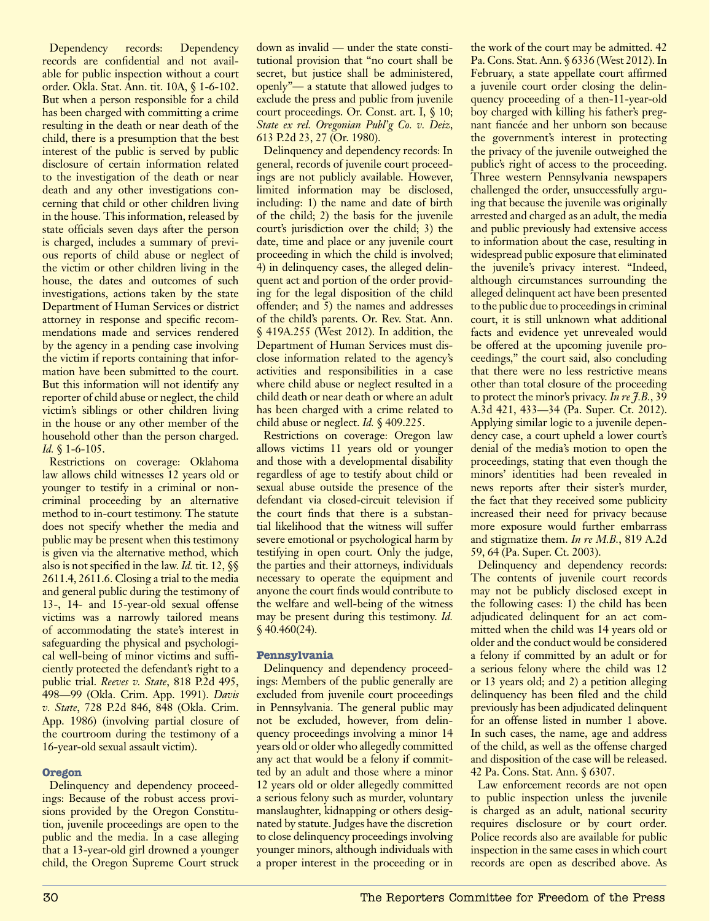Dependency records: Dependency records are confidential and not available for public inspection without a court order. Okla. Stat. Ann. tit. 10A, § 1-6-102. But when a person responsible for a child has been charged with committing a crime resulting in the death or near death of the child, there is a presumption that the best interest of the public is served by public disclosure of certain information related to the investigation of the death or near death and any other investigations concerning that child or other children living in the house. This information, released by state officials seven days after the person is charged, includes a summary of previous reports of child abuse or neglect of the victim or other children living in the house, the dates and outcomes of such investigations, actions taken by the state Department of Human Services or district attorney in response and specific recommendations made and services rendered by the agency in a pending case involving the victim if reports containing that information have been submitted to the court. But this information will not identify any reporter of child abuse or neglect, the child victim's siblings or other children living in the house or any other member of the household other than the person charged. *Id.* § 1-6-105.

Restrictions on coverage: Oklahoma law allows child witnesses 12 years old or younger to testify in a criminal or noncriminal proceeding by an alternative method to in-court testimony. The statute does not specify whether the media and public may be present when this testimony is given via the alternative method, which also is not specified in the law. *Id.* tit. 12, §§ 2611.4, 2611.6. Closing a trial to the media and general public during the testimony of 13-, 14- and 15-year-old sexual offense victims was a narrowly tailored means of accommodating the state's interest in safeguarding the physical and psychological well-being of minor victims and sufficiently protected the defendant's right to a public trial. *Reeves v. State*, 818 P.2d 495, 498—99 (Okla. Crim. App. 1991). *Davis v. State*, 728 P.2d 846, 848 (Okla. Crim. App. 1986) (involving partial closure of the courtroom during the testimony of a 16-year-old sexual assault victim).

## Oregon

Delinquency and dependency proceedings: Because of the robust access provisions provided by the Oregon Constitution, juvenile proceedings are open to the public and the media. In a case alleging that a 13-year-old girl drowned a younger child, the Oregon Supreme Court struck down as invalid — under the state constitutional provision that "no court shall be secret, but justice shall be administered, openly"— a statute that allowed judges to exclude the press and public from juvenile court proceedings. Or. Const. art. I, § 10; *State ex rel. Oregonian Publ'g Co. v. Deiz*, 613 P.2d 23, 27 (Or. 1980).

Delinquency and dependency records: In general, records of juvenile court proceedings are not publicly available. However, limited information may be disclosed, including: 1) the name and date of birth of the child; 2) the basis for the juvenile court's jurisdiction over the child; 3) the date, time and place or any juvenile court proceeding in which the child is involved; 4) in delinquency cases, the alleged delinquent act and portion of the order providing for the legal disposition of the child offender; and 5) the names and addresses of the child's parents. Or. Rev. Stat. Ann. § 419A.255 (West 2012). In addition, the Department of Human Services must disclose information related to the agency's activities and responsibilities in a case where child abuse or neglect resulted in a child death or near death or where an adult has been charged with a crime related to child abuse or neglect. *Id.* § 409.225.

Restrictions on coverage: Oregon law allows victims 11 years old or younger and those with a developmental disability regardless of age to testify about child or sexual abuse outside the presence of the defendant via closed-circuit television if the court finds that there is a substantial likelihood that the witness will suffer severe emotional or psychological harm by testifying in open court. Only the judge, the parties and their attorneys, individuals necessary to operate the equipment and anyone the court finds would contribute to the welfare and well-being of the witness may be present during this testimony. *Id.* § 40.460(24).

## Pennsylvania

Delinquency and dependency proceedings: Members of the public generally are excluded from juvenile court proceedings in Pennsylvania. The general public may not be excluded, however, from delinquency proceedings involving a minor 14 years old or older who allegedly committed any act that would be a felony if committed by an adult and those where a minor 12 years old or older allegedly committed a serious felony such as murder, voluntary manslaughter, kidnapping or others designated by statute. Judges have the discretion to close delinquency proceedings involving younger minors, although individuals with a proper interest in the proceeding or in the work of the court may be admitted. 42 Pa. Cons. Stat. Ann. § 6336 (West 2012). In February, a state appellate court affirmed a juvenile court order closing the delinquency proceeding of a then-11-year-old boy charged with killing his father's pregnant fiancée and her unborn son because the government's interest in protecting the privacy of the juvenile outweighed the public's right of access to the proceeding. Three western Pennsylvania newspapers challenged the order, unsuccessfully arguing that because the juvenile was originally arrested and charged as an adult, the media and public previously had extensive access to information about the case, resulting in widespread public exposure that eliminated the juvenile's privacy interest. "Indeed, although circumstances surrounding the alleged delinquent act have been presented to the public due to proceedings in criminal court, it is still unknown what additional facts and evidence yet unrevealed would be offered at the upcoming juvenile proceedings," the court said, also concluding that there were no less restrictive means other than total closure of the proceeding to protect the minor's privacy. *In re J.B.*, 39 A.3d 421, 433—34 (Pa. Super. Ct. 2012). Applying similar logic to a juvenile dependency case, a court upheld a lower court's denial of the media's motion to open the proceedings, stating that even though the minors' identities had been revealed in news reports after their sister's murder, the fact that they received some publicity increased their need for privacy because more exposure would further embarrass and stigmatize them. *In re M.B.*, 819 A.2d 59, 64 (Pa. Super. Ct. 2003).

Delinquency and dependency records: The contents of juvenile court records may not be publicly disclosed except in the following cases: 1) the child has been adjudicated delinquent for an act committed when the child was 14 years old or older and the conduct would be considered a felony if committed by an adult or for a serious felony where the child was 12 or 13 years old; and 2) a petition alleging delinquency has been filed and the child previously has been adjudicated delinquent for an offense listed in number 1 above. In such cases, the name, age and address of the child, as well as the offense charged and disposition of the case will be released. 42 Pa. Cons. Stat. Ann. § 6307.

Law enforcement records are not open to public inspection unless the juvenile is charged as an adult, national security requires disclosure or by court order. Police records also are available for public inspection in the same cases in which court records are open as described above. As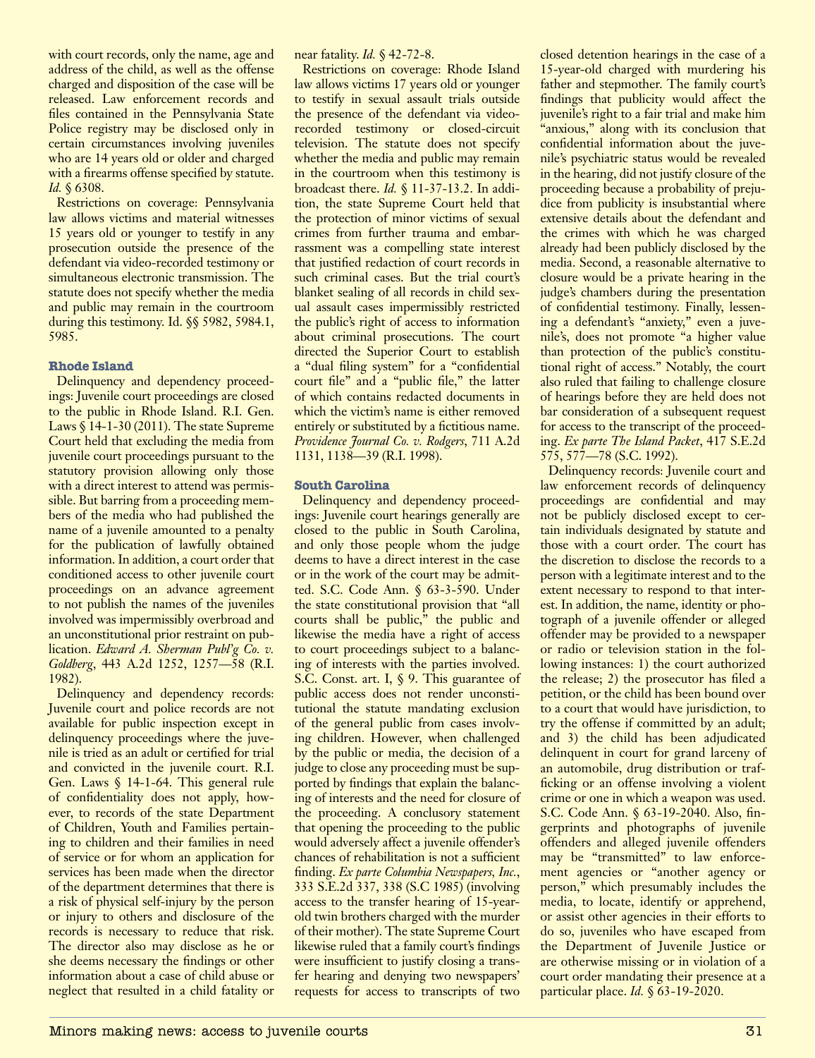with court records, only the name, age and address of the child, as well as the offense charged and disposition of the case will be released. Law enforcement records and files contained in the Pennsylvania State Police registry may be disclosed only in certain circumstances involving juveniles who are 14 years old or older and charged with a firearms offense specified by statute. *Id.* § 6308.

Restrictions on coverage: Pennsylvania law allows victims and material witnesses 15 years old or younger to testify in any prosecution outside the presence of the defendant via video-recorded testimony or simultaneous electronic transmission. The statute does not specify whether the media and public may remain in the courtroom during this testimony. Id. §§ 5982, 5984.1, 5985.

### Rhode Island

Delinquency and dependency proceedings: Juvenile court proceedings are closed to the public in Rhode Island. R.I. Gen. Laws § 14-1-30 (2011). The state Supreme Court held that excluding the media from juvenile court proceedings pursuant to the statutory provision allowing only those with a direct interest to attend was permissible. But barring from a proceeding members of the media who had published the name of a juvenile amounted to a penalty for the publication of lawfully obtained information. In addition, a court order that conditioned access to other juvenile court proceedings on an advance agreement to not publish the names of the juveniles involved was impermissibly overbroad and an unconstitutional prior restraint on publication. *Edward A. Sherman Publ'g Co. v. Goldberg*, 443 A.2d 1252, 1257—58 (R.I. 1982).

Delinquency and dependency records: Juvenile court and police records are not available for public inspection except in delinquency proceedings where the juvenile is tried as an adult or certified for trial and convicted in the juvenile court. R.I. Gen. Laws § 14-1-64. This general rule of confidentiality does not apply, however, to records of the state Department of Children, Youth and Families pertaining to children and their families in need of service or for whom an application for services has been made when the director of the department determines that there is a risk of physical self-injury by the person or injury to others and disclosure of the records is necessary to reduce that risk. The director also may disclose as he or she deems necessary the findings or other information about a case of child abuse or neglect that resulted in a child fatality or near fatality. *Id.* § 42-72-8.

Restrictions on coverage: Rhode Island law allows victims 17 years old or younger to testify in sexual assault trials outside the presence of the defendant via video-recorded testimony or closed-circuit television. The statute does not specify whether the media and public may remain in the courtroom when this testimony is broadcast there. *Id.* § 11-37-13.2. In addition, the state Supreme Court held that the protection of minor victims of sexual crimes from further trauma and embarrassment was a compelling state interest that justified redaction of court records in such criminal cases. But the trial court's blanket sealing of all records in child sexual assault cases impermissibly restricted the public's right of access to information about criminal prosecutions. The court directed the Superior Court to establish a "dual filing system" for a "confidential court file" and a "public file," the latter of which contains redacted documents in which the victim's name is either removed entirely or substituted by a fictitious name. *Providence Journal Co. v. Rodgers*, 711 A.2d 1131, 1138—39 (R.I. 1998).

### South Carolina

Delinquency and dependency proceedings: Juvenile court hearings generally are closed to the public in South Carolina, and only those people whom the judge deems to have a direct interest in the case or in the work of the court may be admitted. S.C. Code Ann. § 63-3-590. Under the state constitutional provision that "all courts shall be public," the public and likewise the media have a right of access to court proceedings subject to a balancing of interests with the parties involved. S.C. Const. art. I, § 9. This guarantee of public access does not render unconstitutional the statute mandating exclusion of the general public from cases involving children. However, when challenged by the public or media, the decision of a judge to close any proceeding must be supported by findings that explain the balancing of interests and the need for closure of the proceeding. A conclusory statement that opening the proceeding to the public would adversely affect a juvenile offender's chances of rehabilitation is not a sufficient finding. *Ex parte Columbia Newspapers, Inc.*, 333 S.E.2d 337, 338 (S.C 1985) (involving access to the transfer hearing of 15-year-old twin brothers charged with the murder of their mother). The state Supreme Court likewise ruled that a family court's findings were insufficient to justify closing a transfer hearing and denying two newspapers' requests for access to transcripts of two closed detention hearings in the case of a 15-year-old charged with murdering his father and stepmother. The family court's findings that publicity would affect the juvenile's right to a fair trial and make him "anxious," along with its conclusion that confidential information about the juvenile's psychiatric status would be revealed in the hearing, did not justify closure of the proceeding because a probability of prejudice from publicity is insubstantial where extensive details about the defendant and the crimes with which he was charged already had been publicly disclosed by the media. Second, a reasonable alternative to closure would be a private hearing in the judge's chambers during the presentation of confidential testimony. Finally, lessening a defendant's "anxiety," even a juvenile's, does not promote "a higher value than protection of the public's constitutional right of access." Notably, the court also ruled that failing to challenge closure of hearings before they are held does not bar consideration of a subsequent request for access to the transcript of the proceeding. *Ex parte The Island Packet*, 417 S.E.2d 575, 577—78 (S.C. 1992).

Delinquency records: Juvenile court and law enforcement records of delinquency proceedings are confidential and may not be publicly disclosed except to certain individuals designated by statute and those with a court order. The court has the discretion to disclose the records to a person with a legitimate interest and to the extent necessary to respond to that interest. In addition, the name, identity or photograph of a juvenile offender or alleged offender may be provided to a newspaper or radio or television station in the following instances: 1) the court authorized the release; 2) the prosecutor has filed a petition, or the child has been bound over to a court that would have jurisdiction, to try the offense if committed by an adult; and 3) the child has been adjudicated delinquent in court for grand larceny of an automobile, drug distribution or trafficking or an offense involving a violent crime or one in which a weapon was used. S.C. Code Ann. § 63-19-2040. Also, fingerprints and photographs of juvenile offenders and alleged juvenile offenders may be "transmitted" to law enforcement agencies or "another agency or person," which presumably includes the media, to locate, identify or apprehend, or assist other agencies in their efforts to do so, juveniles who have escaped from the Department of Juvenile Justice or are otherwise missing or in violation of a court order mandating their presence at a particular place. *Id.* § 63-19-2020.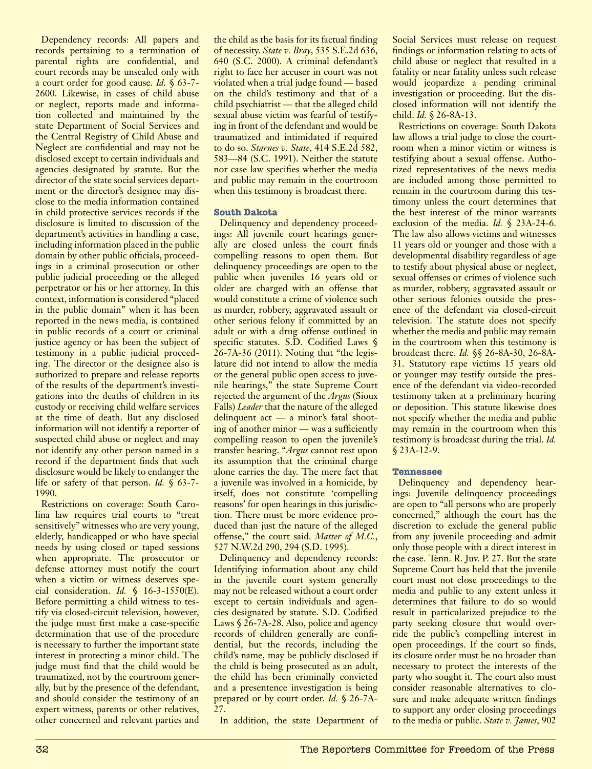Dependency records: All papers and records pertaining to a termination of parental rights are confidential, and court records may be unsealed only with a court order for good cause. *Id.* § 63-7-2600. Likewise, in cases of child abuse or neglect, reports made and information collected and maintained by the state Department of Social Services and the Central Registry of Child Abuse and Neglect are confidential and may not be disclosed except to certain individuals and agencies designated by statute. But the director of the state social services department or the director's designee may disclose to the media information contained in child protective services records if the disclosure is limited to discussion of the department's activities in handling a case, including information placed in the public domain by other public officials, proceedings in a criminal prosecution or other public judicial proceeding or the alleged perpetrator or his or her attorney. In this context, information is considered "placed in the public domain" when it has been reported in the news media, is contained in public records of a court or criminal justice agency or has been the subject of testimony in a public judicial proceeding. The director or the designee also is authorized to prepare and release reports of the results of the department's investigations into the deaths of children in its custody or receiving child welfare services at the time of death. But any disclosed information will not identify a reporter of suspected child abuse or neglect and may not identify any other person named in a record if the department finds that such disclosure would be likely to endanger the life or safety of that person. *Id.* § 63-7-1990.

Restrictions on coverage: South Carolina law requires trial courts to "treat sensitively" witnesses who are very young, elderly, handicapped or who have special needs by using closed or taped sessions when appropriate. The prosecutor or defense attorney must notify the court when a victim or witness deserves special consideration. *Id.* § 16-3-1550(E). Before permitting a child witness to testify via closed-circuit television, however, the judge must first make a case-specific determination that use of the procedure is necessary to further the important state interest in protecting a minor child. The judge must find that the child would be traumatized, not by the courtroom generally, but by the presence of the defendant, and should consider the testimony of an expert witness, parents or other relatives, other concerned and relevant parties and the child as the basis for its factual finding of necessity. *State v. Bray*, 535 S.E.2d 636, 640 (S.C. 2000). A criminal defendant's right to face her accuser in court was not violated when a trial judge found — based on the child's testimony and that of a child psychiatrist — that the alleged child sexual abuse victim was fearful of testifying in front of the defendant and would be traumatized and intimidated if required to do so. *Starnes v. State*, 414 S.E.2d 582, 583—84 (S.C. 1991). Neither the statute nor case law specifies whether the media and public may remain in the courtroom when this testimony is broadcast there.

### South Dakota

Delinquency and dependency proceedings: All juvenile court hearings generally are closed unless the court finds compelling reasons to open them. But delinquency proceedings are open to the public when juveniles 16 years old or older are charged with an offense that would constitute a crime of violence such as murder, robbery, aggravated assault or other serious felony if committed by an adult or with a drug offense outlined in specific statutes. S.D. Codified Laws § 26-7A-36 (2011). Noting that "the legislature did not intend to allow the media or the general public open access to juvenile hearings," the state Supreme Court rejected the argument of the *Argus* (Sioux Falls) *Leader* that the nature of the alleged delinquent act — a minor's fatal shooting of another minor — was a sufficiently compelling reason to open the juvenile's transfer hearing. "*Argus* cannot rest upon its assumption that the criminal charge alone carries the day. The mere fact that a juvenile was involved in a homicide, by itself, does not constitute 'compelling reasons' for open hearings in this jurisdiction. There must be more evidence produced than just the nature of the alleged offense," the court said. *Matter of M.C.*, 527 N.W.2d 290, 294 (S.D. 1995).

Delinquency and dependency records: Identifying information about any child in the juvenile court system generally may not be released without a court order except to certain individuals and agencies designated by statute. S.D. Codified Laws § 26-7A-28. Also, police and agency records of children generally are confidential, but the records, including the child's name, may be publicly disclosed if the child is being prosecuted as an adult, the child has been criminally convicted and a presentence investigation is being prepared or by court order. *Id.* § 26-7A-27.

In addition, the state Department of Social Services must release on request findings or information relating to acts of child abuse or neglect that resulted in a fatality or near fatality unless such release would jeopardize a pending criminal investigation or proceeding. But the disclosed information will not identify the child. *Id.* § 26-8A-13.

Restrictions on coverage: South Dakota law allows a trial judge to close the courtroom when a minor victim or witness is testifying about a sexual offense. Authorized representatives of the news media are included among those permitted to remain in the courtroom during this testimony unless the court determines that the best interest of the minor warrants exclusion of the media. *Id.* § 23A-24-6. The law also allows victims and witnesses 11 years old or younger and those with a developmental disability regardless of age to testify about physical abuse or neglect, sexual offenses or crimes of violence such as murder, robbery, aggravated assault or other serious felonies outside the presence of the defendant via closed-circuit television. The statute does not specify whether the media and public may remain in the courtroom when this testimony is broadcast there. *Id.* §§ 26-8A-30, 26-8A-31. Statutory rape victims 15 years old or younger may testify outside the presence of the defendant via video-recorded testimony taken at a preliminary hearing or deposition. This statute likewise does not specify whether the media and public may remain in the courtroom when this testimony is broadcast during the trial. *Id.* § 23A-12-9.

### Tennessee

Delinquency and dependency hearings: Juvenile delinquency proceedings are open to "all persons who are properly concerned," although the court has the discretion to exclude the general public from any juvenile proceeding and admit only those people with a direct interest in the case. Tenn. R. Juv. P. 27. But the state Supreme Court has held that the juvenile court must not close proceedings to the media and public to any extent unless it determines that failure to do so would result in particularized prejudice to the party seeking closure that would override the public's compelling interest in open proceedings. If the court so finds, its closure order must be no broader than necessary to protect the interests of the party who sought it. The court also must consider reasonable alternatives to closure and make adequate written findings to support any order closing proceedings to the media or public. *State v. James*, 902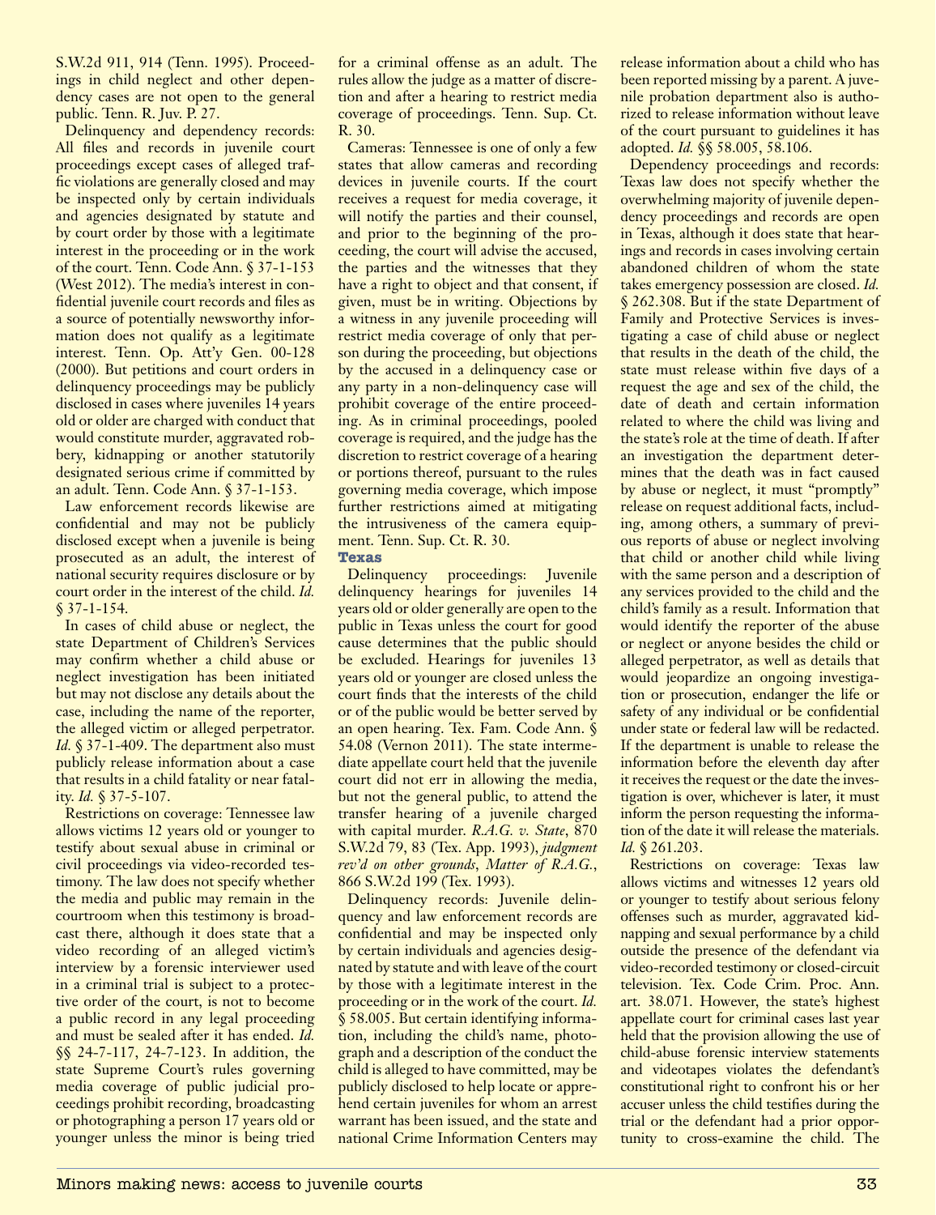S.W.2d 911, 914 (Tenn. 1995). Proceedings in child neglect and other dependency cases are not open to the general public. Tenn. R. Juv. P. 27.

Delinquency and dependency records: All files and records in juvenile court proceedings except cases of alleged traffic violations are generally closed and may be inspected only by certain individuals and agencies designated by statute and by court order by those with a legitimate interest in the proceeding or in the work of the court. Tenn. Code Ann. § 37-1-153 (West 2012). The media's interest in confidential juvenile court records and files as a source of potentially newsworthy information does not qualify as a legitimate interest. Tenn. Op. Att'y Gen. 00-128 (2000). But petitions and court orders in delinquency proceedings may be publicly disclosed in cases where juveniles 14 years old or older are charged with conduct that would constitute murder, aggravated robbery, kidnapping or another statutorily designated serious crime if committed by an adult. Tenn. Code Ann. § 37-1-153.

Law enforcement records likewise are confidential and may not be publicly disclosed except when a juvenile is being prosecuted as an adult, the interest of national security requires disclosure or by court order in the interest of the child. *Id.* § 37-1-154.

In cases of child abuse or neglect, the state Department of Children's Services may confirm whether a child abuse or neglect investigation has been initiated but may not disclose any details about the case, including the name of the reporter, the alleged victim or alleged perpetrator. *Id.* § 37-1-409. The department also must publicly release information about a case that results in a child fatality or near fatality. *Id.* § 37-5-107.

Restrictions on coverage: Tennessee law allows victims 12 years old or younger to testify about sexual abuse in criminal or civil proceedings via video-recorded testimony. The law does not specify whether the media and public may remain in the courtroom when this testimony is broadcast there, although it does state that a video recording of an alleged victim's interview by a forensic interviewer used in a criminal trial is subject to a protective order of the court, is not to become a public record in any legal proceeding and must be sealed after it has ended. *Id.* §§ 24-7-117, 24-7-123. In addition, the state Supreme Court's rules governing media coverage of public judicial proceedings prohibit recording, broadcasting or photographing a person 17 years old or younger unless the minor is being tried for a criminal offense as an adult. The rules allow the judge as a matter of discretion and after a hearing to restrict media coverage of proceedings. Tenn. Sup. Ct. R. 30.

Cameras: Tennessee is one of only a few states that allow cameras and recording devices in juvenile courts. If the court receives a request for media coverage, it will notify the parties and their counsel, and prior to the beginning of the proceeding, the court will advise the accused, the parties and the witnesses that they have a right to object and that consent, if given, must be in writing. Objections by a witness in any juvenile proceeding will restrict media coverage of only that person during the proceeding, but objections by the accused in a delinquency case or any party in a non-delinquency case will prohibit coverage of the entire proceeding. As in criminal proceedings, pooled coverage is required, and the judge has the discretion to restrict coverage of a hearing or portions thereof, pursuant to the rules governing media coverage, which impose further restrictions aimed at mitigating the intrusiveness of the camera equipment. Tenn. Sup. Ct. R. 30.

## Texas

Delinquency proceedings: Juvenile delinquency hearings for juveniles 14 years old or older generally are open to the public in Texas unless the court for good cause determines that the public should be excluded. Hearings for juveniles 13 years old or younger are closed unless the court finds that the interests of the child or of the public would be better served by an open hearing. Tex. Fam. Code Ann. § 54.08 (Vernon 2011). The state intermediate appellate court held that the juvenile court did not err in allowing the media, but not the general public, to attend the transfer hearing of a juvenile charged with capital murder. *R.A.G. v. State*, 870 S.W.2d 79, 83 (Tex. App. 1993), *judgment rev'd on other grounds*, *Matter of R.A.G.*, 866 S.W.2d 199 (Tex. 1993).

Delinquency records: Juvenile delinquency and law enforcement records are confidential and may be inspected only by certain individuals and agencies designated by statute and with leave of the court by those with a legitimate interest in the proceeding or in the work of the court. *Id.* § 58.005. But certain identifying information, including the child's name, photograph and a description of the conduct the child is alleged to have committed, may be publicly disclosed to help locate or apprehend certain juveniles for whom an arrest warrant has been issued, and the state and national Crime Information Centers may release information about a child who has been reported missing by a parent. A juvenile probation department also is authorized to release information without leave of the court pursuant to guidelines it has adopted. *Id.* §§ 58.005, 58.106.

Dependency proceedings and records: Texas law does not specify whether the overwhelming majority of juvenile dependency proceedings and records are open in Texas, although it does state that hearings and records in cases involving certain abandoned children of whom the state takes emergency possession are closed. *Id.* § 262.308. But if the state Department of Family and Protective Services is investigating a case of child abuse or neglect that results in the death of the child, the state must release within five days of a request the age and sex of the child, the date of death and certain information related to where the child was living and the state's role at the time of death. If after an investigation the department determines that the death was in fact caused by abuse or neglect, it must "promptly" release on request additional facts, including, among others, a summary of previous reports of abuse or neglect involving that child or another child while living with the same person and a description of any services provided to the child and the child's family as a result. Information that would identify the reporter of the abuse or neglect or anyone besides the child or alleged perpetrator, as well as details that would jeopardize an ongoing investigation or prosecution, endanger the life or safety of any individual or be confidential under state or federal law will be redacted. If the department is unable to release the information before the eleventh day after it receives the request or the date the investigation is over, whichever is later, it must inform the person requesting the information of the date it will release the materials. *Id.* § 261.203.

Restrictions on coverage: Texas law allows victims and witnesses 12 years old or younger to testify about serious felony offenses such as murder, aggravated kidnapping and sexual performance by a child outside the presence of the defendant via video-recorded testimony or closed-circuit television. Tex. Code Crim. Proc. Ann. art. 38.071. However, the state's highest appellate court for criminal cases last year held that the provision allowing the use of child-abuse forensic interview statements and videotapes violates the defendant's constitutional right to confront his or her accuser unless the child testifies during the trial or the defendant had a prior opportunity to cross-examine the child. The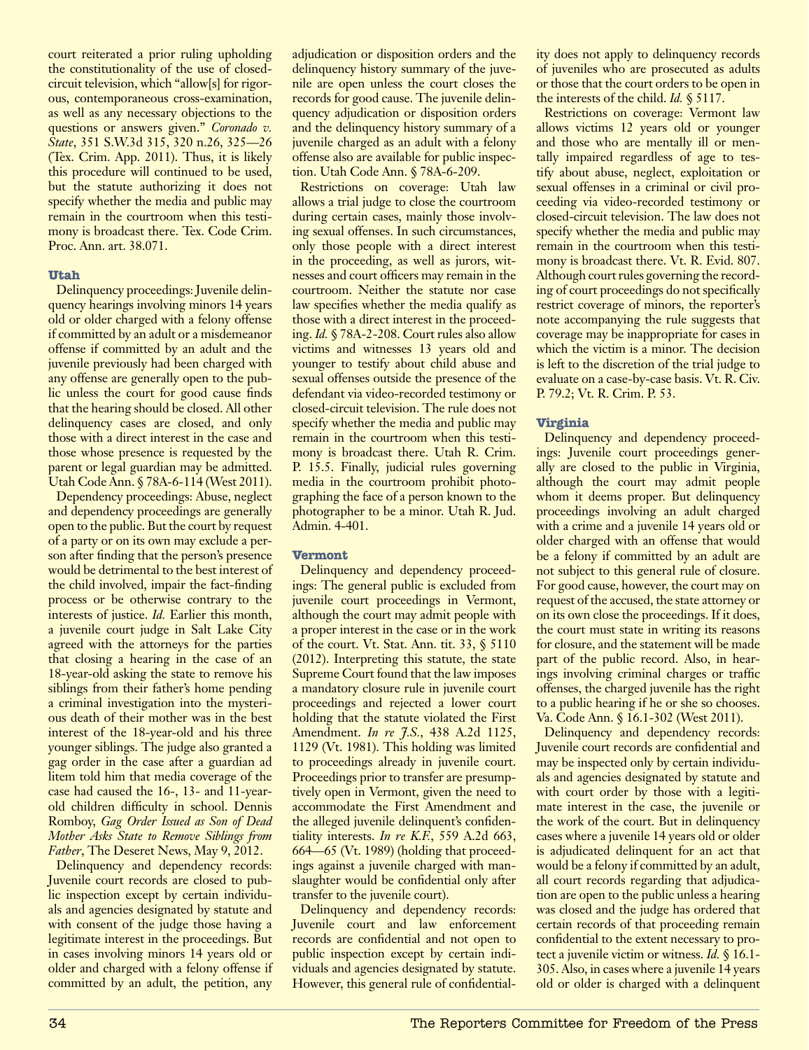court reiterated a prior ruling upholding the constitutionality of the use of closed-circuit television, which "allow[s] for rigorous, contemporaneous cross-examination, as well as any necessary objections to the questions or answers given." *Coronado v. State*, 351 S.W.3d 315, 320 n.26, 325—26 (Tex. Crim. App. 2011). Thus, it is likely this procedure will continued to be used, but the statute authorizing it does not specify whether the media and public may remain in the courtroom when this testimony is broadcast there. Tex. Code Crim. Proc. Ann. art. 38.071.

### Utah

Delinquency proceedings: Juvenile delinquency hearings involving minors 14 years old or older charged with a felony offense if committed by an adult or a misdemeanor offense if committed by an adult and the juvenile previously had been charged with any offense are generally open to the public unless the court for good cause finds that the hearing should be closed. All other delinquency cases are closed, and only those with a direct interest in the case and those whose presence is requested by the parent or legal guardian may be admitted. Utah Code Ann. § 78A-6-114 (West 2011).

Dependency proceedings: Abuse, neglect and dependency proceedings are generally open to the public. But the court by request of a party or on its own may exclude a person after finding that the person's presence would be detrimental to the best interest of the child involved, impair the fact-finding process or be otherwise contrary to the interests of justice. *Id.* Earlier this month, a juvenile court judge in Salt Lake City agreed with the attorneys for the parties that closing a hearing in the case of an 18-year-old asking the state to remove his siblings from their father's home pending a criminal investigation into the mysterious death of their mother was in the best interest of the 18-year-old and his three younger siblings. The judge also granted a gag order in the case after a guardian ad litem told him that media coverage of the case had caused the 16-, 13- and 11-year-old children difficulty in school. Dennis Romboy, *Gag Order Issued as Son of Dead Mother Asks State to Remove Siblings from Father*, The Deseret News, May 9, 2012.

Delinquency and dependency records: Juvenile court records are closed to public inspection except by certain individuals and agencies designated by statute and with consent of the judge those having a legitimate interest in the proceedings. But in cases involving minors 14 years old or older and charged with a felony offense if committed by an adult, the petition, any adjudication or disposition orders and the delinquency history summary of the juvenile are open unless the court closes the records for good cause. The juvenile delinquency adjudication or disposition orders and the delinquency history summary of a juvenile charged as an adult with a felony offense also are available for public inspection. Utah Code Ann. § 78A-6-209.

Restrictions on coverage: Utah law allows a trial judge to close the courtroom during certain cases, mainly those involving sexual offenses. In such circumstances, only those people with a direct interest in the proceeding, as well as jurors, witnesses and court officers may remain in the courtroom. Neither the statute nor case law specifies whether the media qualify as those with a direct interest in the proceeding. *Id.* § 78A-2-208. Court rules also allow victims and witnesses 13 years old and younger to testify about child abuse and sexual offenses outside the presence of the defendant via video-recorded testimony or closed-circuit television. The rule does not specify whether the media and public may remain in the courtroom when this testimony is broadcast there. Utah R. Crim. P. 15.5. Finally, judicial rules governing media in the courtroom prohibit photographing the face of a person known to the photographer to be a minor. Utah R. Jud. Admin. 4-401.

### Vermont

Delinquency and dependency proceedings: The general public is excluded from juvenile court proceedings in Vermont, although the court may admit people with a proper interest in the case or in the work of the court. Vt. Stat. Ann. tit. 33, § 5110 (2012). Interpreting this statute, the state Supreme Court found that the law imposes a mandatory closure rule in juvenile court proceedings and rejected a lower court holding that the statute violated the First Amendment. *In re J.S.*, 438 A.2d 1125, 1129 (Vt. 1981). This holding was limited to proceedings already in juvenile court. Proceedings prior to transfer are presumptively open in Vermont, given the need to accommodate the First Amendment and the alleged juvenile delinquent's confidentiality interests. *In re K.F.*, 559 A.2d 663, 664—65 (Vt. 1989) (holding that proceedings against a juvenile charged with manslaughter would be confidential only after transfer to the juvenile court).

Delinquency and dependency records: Juvenile court and law enforcement records are confidential and not open to public inspection except by certain individuals and agencies designated by statute. However, this general rule of confidentiality does not apply to delinquency records of juveniles who are prosecuted as adults or those that the court orders to be open in the interests of the child. *Id.* § 5117.

Restrictions on coverage: Vermont law allows victims 12 years old or younger and those who are mentally ill or mentally impaired regardless of age to testify about abuse, neglect, exploitation or sexual offenses in a criminal or civil proceeding via video-recorded testimony or closed-circuit television. The law does not specify whether the media and public may remain in the courtroom when this testimony is broadcast there. Vt. R. Evid. 807. Although court rules governing the recording of court proceedings do not specifically restrict coverage of minors, the reporter's note accompanying the rule suggests that coverage may be inappropriate for cases in which the victim is a minor. The decision is left to the discretion of the trial judge to evaluate on a case-by-case basis. Vt. R. Civ. P. 79.2; Vt. R. Crim. P. 53.

### Virginia

Delinquency and dependency proceedings: Juvenile court proceedings generally are closed to the public in Virginia, although the court may admit people whom it deems proper. But delinquency proceedings involving an adult charged with a crime and a juvenile 14 years old or older charged with an offense that would be a felony if committed by an adult are not subject to this general rule of closure. For good cause, however, the court may on request of the accused, the state attorney or on its own close the proceedings. If it does, the court must state in writing its reasons for closure, and the statement will be made part of the public record. Also, in hearings involving criminal charges or traffic offenses, the charged juvenile has the right to a public hearing if he or she so chooses. Va. Code Ann. § 16.1-302 (West 2011).

Delinquency and dependency records: Juvenile court records are confidential and may be inspected only by certain individuals and agencies designated by statute and with court order by those with a legitimate interest in the case, the juvenile or the work of the court. But in delinquency cases where a juvenile 14 years old or older is adjudicated delinquent for an act that would be a felony if committed by an adult, all court records regarding that adjudication are open to the public unless a hearing was closed and the judge has ordered that certain records of that proceeding remain confidential to the extent necessary to protect a juvenile victim or witness. *Id.* § 16.1-305. Also, in cases where a juvenile 14 years old or older is charged with a delinquent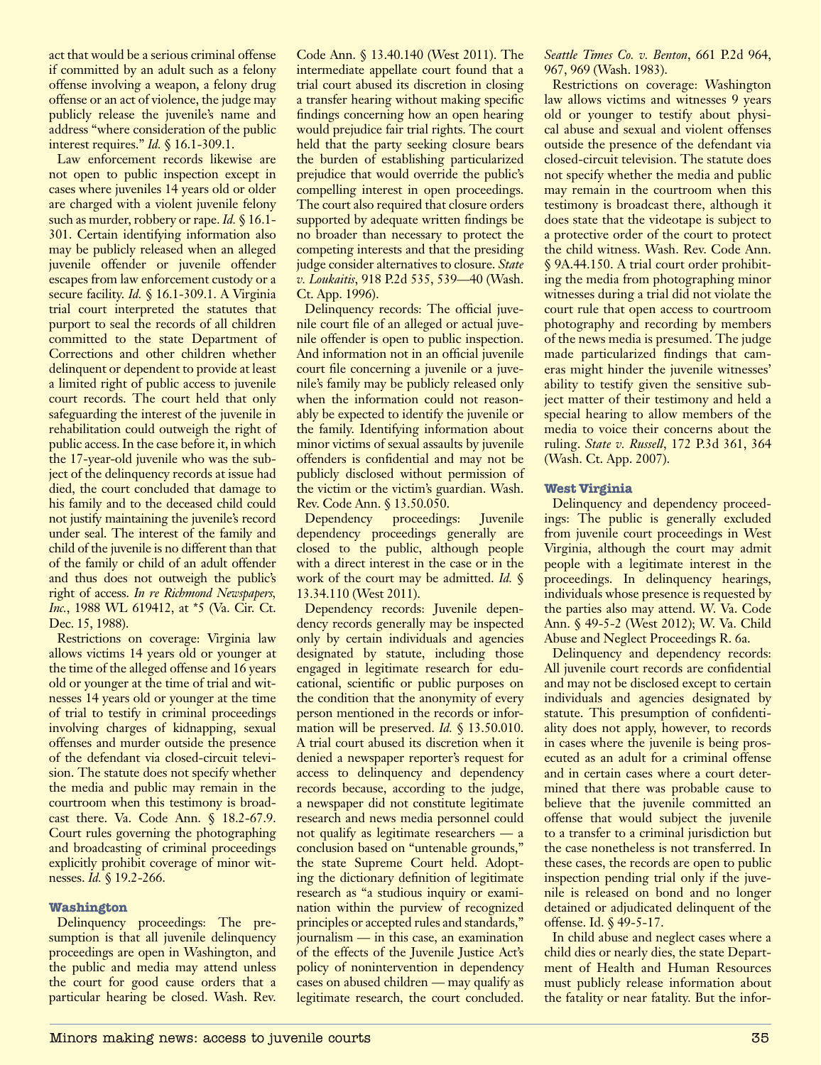act that would be a serious criminal offense if committed by an adult such as a felony offense involving a weapon, a felony drug offense or an act of violence, the judge may publicly release the juvenile's name and address "where consideration of the public interest requires." *Id.* § 16.1-309.1.

Law enforcement records likewise are not open to public inspection except in cases where juveniles 14 years old or older are charged with a violent juvenile felony such as murder, robbery or rape. *Id.* § 16.1-301. Certain identifying information also may be publicly released when an alleged juvenile offender or juvenile offender escapes from law enforcement custody or a secure facility. *Id.* § 16.1-309.1. A Virginia trial court interpreted the statutes that purport to seal the records of all children committed to the state Department of Corrections and other children whether delinquent or dependent to provide at least a limited right of public access to juvenile court records. The court held that only safeguarding the interest of the juvenile in rehabilitation could outweigh the right of public access. In the case before it, in which the 17-year-old juvenile who was the subject of the delinquency records at issue had died, the court concluded that damage to his family and to the deceased child could not justify maintaining the juvenile's record under seal. The interest of the family and child of the juvenile is no different than that of the family or child of an adult offender and thus does not outweigh the public's right of access. *In re Richmond Newspapers, Inc.*, 1988 WL 619412, at *5 (Va. Cir. Ct. Dec. 15, 1988).

Restrictions on coverage: Virginia law allows victims 14 years old or younger at the time of the alleged offense and 16 years old or younger at the time of trial and witnesses 14 years old or younger at the time of trial to testify in criminal proceedings involving charges of kidnapping, sexual offenses and murder outside the presence of the defendant via closed-circuit television. The statute does not specify whether the media and public may remain in the courtroom when this testimony is broadcast there. Va. Code Ann. § 18.2-67.9. Court rules governing the photographing and broadcasting of criminal proceedings explicitly prohibit coverage of minor witnesses. *Id.* § 19.2-266.

## Washington

Delinquency proceedings: The presumption is that all juvenile delinquency proceedings are open in Washington, and the public and media may attend unless the court for good cause orders that a particular hearing be closed. Wash. Rev. Code Ann. § 13.40.140 (West 2011). The intermediate appellate court found that a trial court abused its discretion in closing a transfer hearing without making specific findings concerning how an open hearing would prejudice fair trial rights. The court held that the party seeking closure bears the burden of establishing particularized prejudice that would override the public's compelling interest in open proceedings. The court also required that closure orders supported by adequate written findings be no broader than necessary to protect the competing interests and that the presiding judge consider alternatives to closure. *State v. Loukaitis*, 918 P.2d 535, 539—40 (Wash. Ct. App. 1996).

Delinquency records: The official juvenile court file of an alleged or actual juvenile offender is open to public inspection. And information not in an official juvenile court file concerning a juvenile or a juvenile's family may be publicly released only when the information could not reasonably be expected to identify the juvenile or the family. Identifying information about minor victims of sexual assaults by juvenile offenders is confidential and may not be publicly disclosed without permission of the victim or the victim's guardian. Wash. Rev. Code Ann. § 13.50.050.

Dependency proceedings: Juvenile dependency proceedings generally are closed to the public, although people with a direct interest in the case or in the work of the court may be admitted. *Id.* § 13.34.110 (West 2011).

Dependency records: Juvenile dependency records generally may be inspected only by certain individuals and agencies designated by statute, including those engaged in legitimate research for educational, scientific or public purposes on the condition that the anonymity of every person mentioned in the records or information will be preserved. *Id.* § 13.50.010. A trial court abused its discretion when it denied a newspaper reporter's request for access to delinquency and dependency records because, according to the judge, a newspaper did not constitute legitimate research and news media personnel could not qualify as legitimate researchers — a conclusion based on "untenable grounds," the state Supreme Court held. Adopting the dictionary definition of legitimate research as "a studious inquiry or examination within the purview of recognized principles or accepted rules and standards," journalism — in this case, an examination of the effects of the Juvenile Justice Act's policy of nonintervention in dependency cases on abused children — may qualify as legitimate research, the court concluded. *Seattle Times Co. v. Benton*, 661 P.2d 964, 967, 969 (Wash. 1983).

Restrictions on coverage: Washington law allows victims and witnesses 9 years old or younger to testify about physical abuse and sexual and violent offenses outside the presence of the defendant via closed-circuit television. The statute does not specify whether the media and public may remain in the courtroom when this testimony is broadcast there, although it does state that the videotape is subject to a protective order of the court to protect the child witness. Wash. Rev. Code Ann. § 9A.44.150. A trial court order prohibiting the media from photographing minor witnesses during a trial did not violate the court rule that open access to courtroom photography and recording by members of the news media is presumed. The judge made particularized findings that cameras might hinder the juvenile witnesses' ability to testify given the sensitive subject matter of their testimony and held a special hearing to allow members of the media to voice their concerns about the ruling. *State v. Russell*, 172 P.3d 361, 364 (Wash. Ct. App. 2007).

## West Virginia

Delinquency and dependency proceedings: The public is generally excluded from juvenile court proceedings in West Virginia, although the court may admit people with a legitimate interest in the proceedings. In delinquency hearings, individuals whose presence is requested by the parties also may attend. W. Va. Code Ann. § 49-5-2 (West 2012); W. Va. Child Abuse and Neglect Proceedings R. 6a.

Delinquency and dependency records: All juvenile court records are confidential and may not be disclosed except to certain individuals and agencies designated by statute. This presumption of confidentiality does not apply, however, to records in cases where the juvenile is being prosecuted as an adult for a criminal offense and in certain cases where a court determined that there was probable cause to believe that the juvenile committed an offense that would subject the juvenile to a transfer to a criminal jurisdiction but the case nonetheless is not transferred. In these cases, the records are open to public inspection pending trial only if the juvenile is released on bond and no longer detained or adjudicated delinquent of the offense. Id. § 49-5-17.

In child abuse and neglect cases where a child dies or nearly dies, the state Department of Health and Human Resources must publicly release information about the fatality or near fatality. But the infor-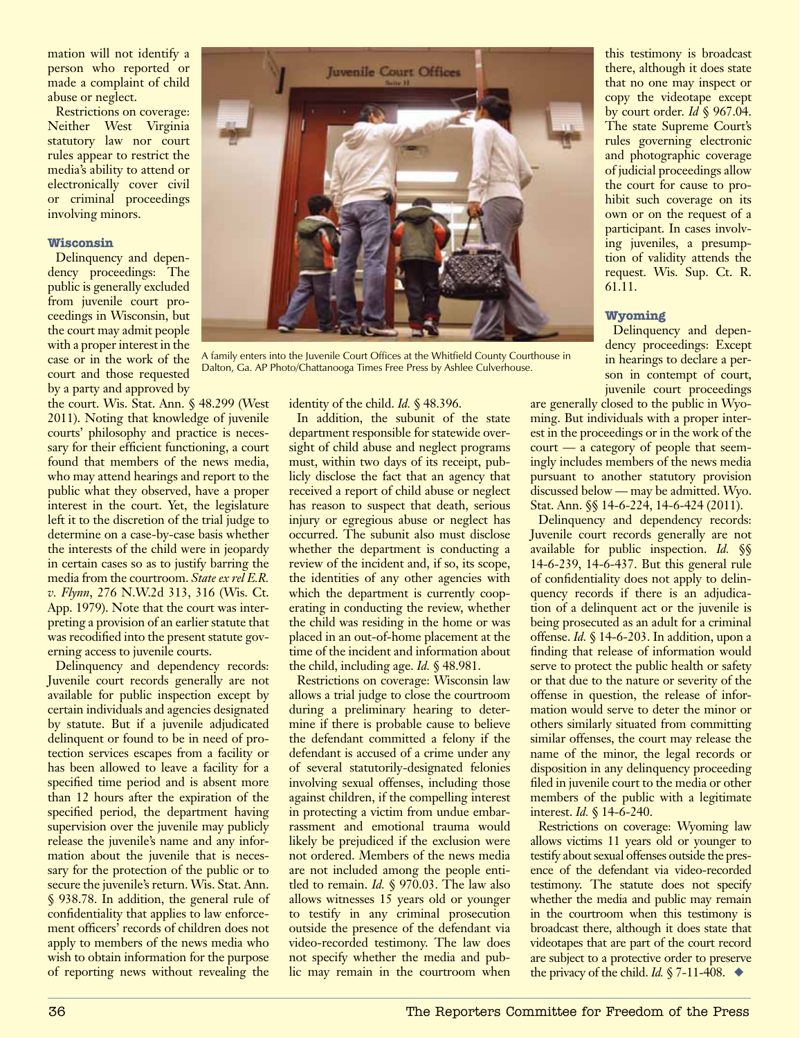mation will not identify a person who reported or made a complaint of child abuse or neglect.

Restrictions on coverage: Neither West Virginia statutory law nor court rules appear to restrict the media's ability to attend or electronically cover civil or criminal proceedings involving minors.

### Wisconsin

Delinquency and dependency proceedings: The public is generally excluded from juvenile court proceedings in Wisconsin, but the court may admit people with a proper interest in the case or in the work of the court and those requested by a party and approved by the court. Wis. Stat. Ann. § 48.299 (West 2011). Noting that knowledge of juvenile courts' philosophy and practice is necessary for their efficient functioning, a court found that members of the news media, who may attend hearings and report to the public what they observed, have a proper interest in the court. Yet, the legislature left it to the discretion of the trial judge to determine on a case-by-case basis whether the interests of the child were in jeopardy in certain cases so as to justify barring the media from the courtroom. *State ex rel E.R. v. Flynn*, 276 N.W.2d 313, 316 (Wis. Ct. App. 1979). Note that the court was interpreting a provision of an earlier statute that was recodified into the present statute governing access to juvenile courts.

Delinquency and dependency records: Juvenile court records generally are not available for public inspection except by certain individuals and agencies designated by statute. But if a juvenile adjudicated delinquent or found to be in need of protection services escapes from a facility or has been allowed to leave a facility for a specified time period and is absent more than 12 hours after the expiration of the specified period, the department having supervision over the juvenile may publicly release the juvenile's name and any information about the juvenile that is necessary for the protection of the public or to secure the juvenile's return. Wis. Stat. Ann. § 938.78. In addition, the general rule of confidentiality that applies to law enforcement officers' records of children does not apply to members of the news media who wish to obtain information for the purpose of reporting news without revealing the identity of the child. *Id.* § 48.396.

A family enters into the Juvenile Court Offices at the Whitfield County Courthouse in Dalton, Ga. AP Photo/Chattanooga Times Free Press by Ashlee Culverhouse.

In addition, the subunit of the state department responsible for statewide oversight of child abuse and neglect programs must, within two days of its receipt, publicly disclose the fact that an agency that received a report of child abuse or neglect has reason to suspect that death, serious injury or egregious abuse or neglect has occurred. The subunit also must disclose whether the department is conducting a review of the incident and, if so, its scope, the identities of any other agencies with which the department is currently cooperating in conducting the review, whether the child was residing in the home or was placed in an out-of-home placement at the time of the incident and information about the child, including age. *Id.* § 48.981.

Restrictions on coverage: Wisconsin law allows a trial judge to close the courtroom during a preliminary hearing to determine if there is probable cause to believe the defendant committed a felony if the defendant is accused of a crime under any of several statutorily-designated felonies involving sexual offenses, including those against children, if the compelling interest in protecting a victim from undue embarrassment and emotional trauma would likely be prejudiced if the exclusion were not ordered. Members of the news media are not included among the people entitled to remain. *Id.* § 970.03. The law also allows witnesses 15 years old or younger to testify in any criminal prosecution outside the presence of the defendant via video-recorded testimony. The law does not specify whether the media and public may remain in the courtroom when this testimony is broadcast there, although it does state that no one may inspect or copy the videotape except by court order. *Id* § 967.04. The state Supreme Court's rules governing electronic and photographic coverage of judicial proceedings allow the court for cause to prohibit such coverage on its own or on the request of a participant. In cases involving juveniles, a presumption of validity attends the request. Wis. Sup. Ct. R. 61.11.

### Wyoming

Delinquency and dependency proceedings: Except in hearings to declare a person in contempt of court, juvenile court proceedings are generally closed to the public in Wyoming. But individuals with a proper interest in the proceedings or in the work of the court — a category of people that seemingly includes members of the news media pursuant to another statutory provision discussed below — may be admitted. Wyo. Stat. Ann. §§ 14-6-224, 14-6-424 (2011).

Delinquency and dependency records: Juvenile court records generally are not available for public inspection. *Id.* §§ 14-6-239, 14-6-437. But this general rule of confidentiality does not apply to delinquency records if there is an adjudication of a delinquent act or the juvenile is being prosecuted as an adult for a criminal offense. *Id.* § 14-6-203. In addition, upon a finding that release of information would serve to protect the public health or safety or that due to the nature or severity of the offense in question, the release of information would serve to deter the minor or others similarly situated from committing similar offenses, the court may release the name of the minor, the legal records or disposition in any delinquency proceeding filed in juvenile court to the media or other members of the public with a legitimate interest. *Id.* § 14-6-240.

Restrictions on coverage: Wyoming law allows victims 11 years old or younger to testify about sexual offenses outside the presence of the defendant via video-recorded testimony. The statute does not specify whether the media and public may remain in the courtroom when this testimony is broadcast there, although it does state that videotapes that are part of the court record are subject to a protective order to preserve the privacy of the child. *Id.* § 7-11-408. ◆